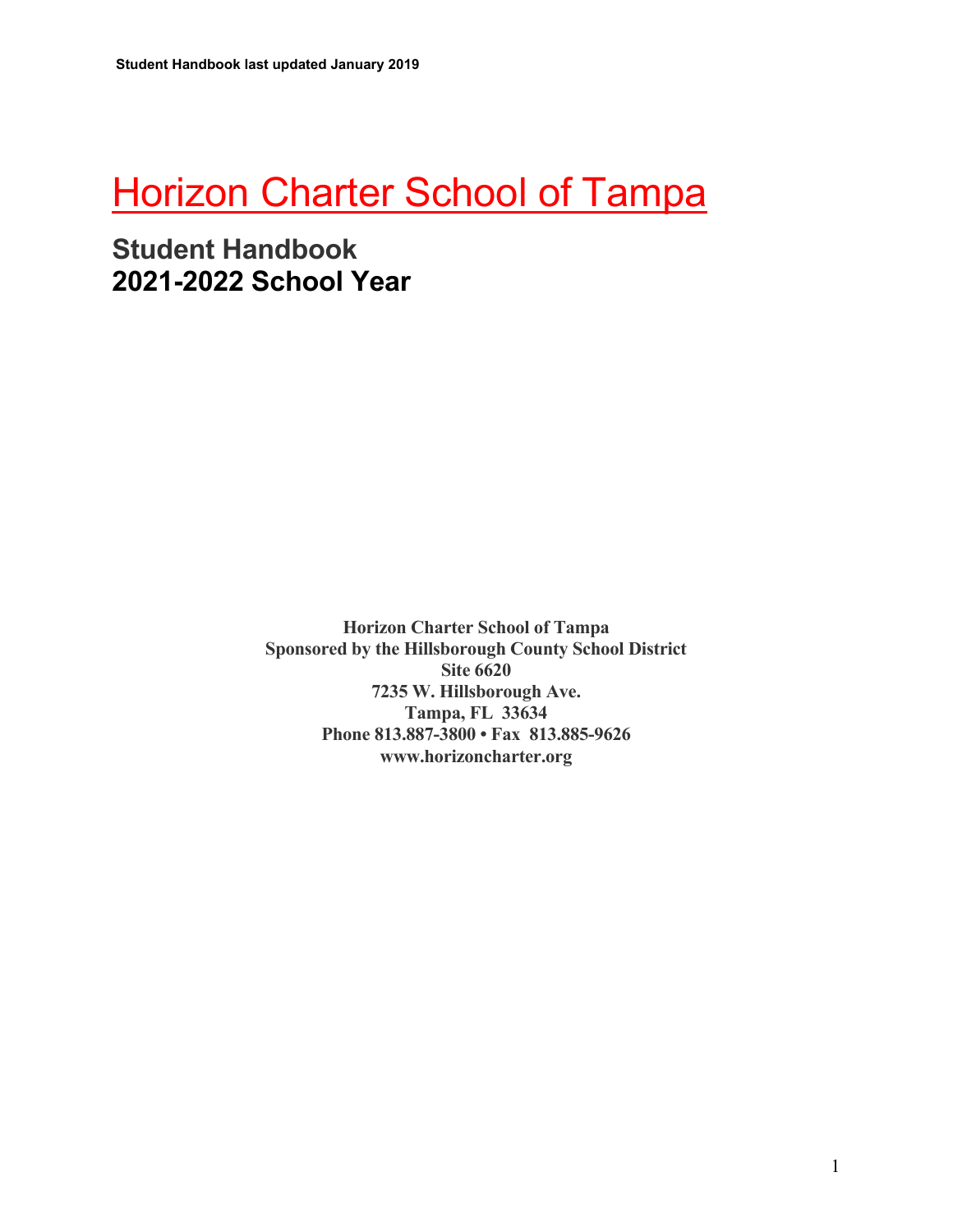Student Handbook last updated January 2019

# Horizon Charter School of Tampa

## Student Handbook
## 2021-2022 School Year

**Horizon Charter School of Tampa**
**Sponsored by the Hillsborough County School District**
**Site 6620**
**7235 W. Hillsborough Ave.**
**Tampa, FL 33634**
**Phone 813.887-3800 • Fax 813.885-9626**
**www.horizoncharter.org**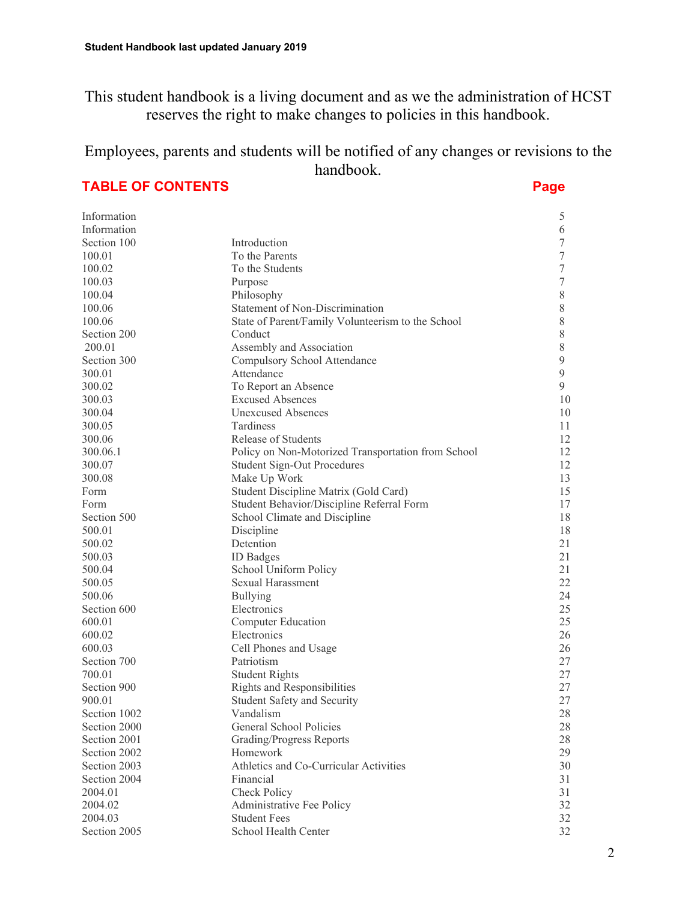**Student Handbook last updated January 2019**

This student handbook is a living document and as we the administration of HCST reserves the right to make changes to policies in this handbook.

Employees, parents and students will be notified of any changes or revisions to the handbook.

## TABLE OF CONTENTS

| | | Page |
|---|---|---|
| Information | | 5 |
| Information | | 6 |
| Section 100 | Introduction | 7 |
| 100.01 | To the Parents | 7 |
| 100.02 | To the Students | 7 |
| 100.03 | Purpose | 7 |
| 100.04 | Philosophy | 8 |
| 100.06 | Statement of Non-Discrimination | 8 |
| 100.06 | State of Parent/Family Volunteerism to the School | 8 |
| Section 200 | Conduct | 8 |
| 200.01 | Assembly and Association | 8 |
| Section 300 | Compulsory School Attendance | 9 |
| 300.01 | Attendance | 9 |
| 300.02 | To Report an Absence | 9 |
| 300.03 | Excused Absences | 10 |
| 300.04 | Unexcused Absences | 10 |
| 300.05 | Tardiness | 11 |
| 300.06 | Release of Students | 12 |
| 300.06.1 | Policy on Non-Motorized Transportation from School | 12 |
| 300.07 | Student Sign-Out Procedures | 12 |
| 300.08 | Make Up Work | 13 |
| Form | Student Discipline Matrix (Gold Card) | 15 |
| Form | Student Behavior/Discipline Referral Form | 17 |
| Section 500 | School Climate and Discipline | 18 |
| 500.01 | Discipline | 18 |
| 500.02 | Detention | 21 |
| 500.03 | ID Badges | 21 |
| 500.04 | School Uniform Policy | 21 |
| 500.05 | Sexual Harassment | 22 |
| 500.06 | Bullying | 24 |
| Section 600 | Electronics | 25 |
| 600.01 | Computer Education | 25 |
| 600.02 | Electronics | 26 |
| 600.03 | Cell Phones and Usage | 26 |
| Section 700 | Patriotism | 27 |
| 700.01 | Student Rights | 27 |
| Section 900 | Rights and Responsibilities | 27 |
| 900.01 | Student Safety and Security | 27 |
| Section 1002 | Vandalism | 28 |
| Section 2000 | General School Policies | 28 |
| Section 2001 | Grading/Progress Reports | 28 |
| Section 2002 | Homework | 29 |
| Section 2003 | Athletics and Co-Curricular Activities | 30 |
| Section 2004 | Financial | 31 |
| 2004.01 | Check Policy | 31 |
| 2004.02 | Administrative Fee Policy | 32 |
| 2004.03 | Student Fees | 32 |
| Section 2005 | School Health Center | 32 |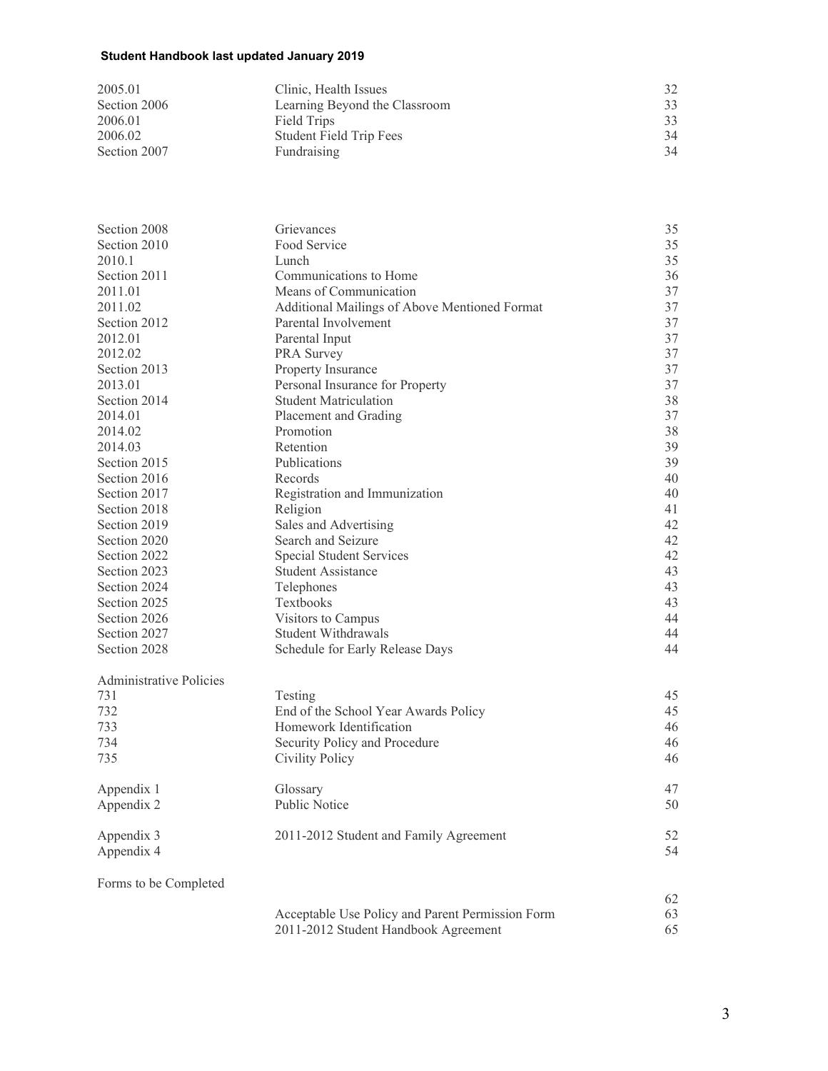**Student Handbook last updated January 2019**

| | | |
|---|---|---|
| 2005.01 | Clinic, Health Issues | 32 |
| Section 2006 | Learning Beyond the Classroom | 33 |
| 2006.01 | Field Trips | 33 |
| 2006.02 | Student Field Trip Fees | 34 |
| Section 2007 | Fundraising | 34 |

| | | |
|---|---|---|
| Section 2008 | Grievances | 35 |
| Section 2010 | Food Service | 35 |
| 2010.1 | Lunch | 35 |
| Section 2011 | Communications to Home | 36 |
| 2011.01 | Means of Communication | 37 |
| 2011.02 | Additional Mailings of Above Mentioned Format | 37 |
| Section 2012 | Parental Involvement | 37 |
| 2012.01 | Parental Input | 37 |
| 2012.02 | PRA Survey | 37 |
| Section 2013 | Property Insurance | 37 |
| 2013.01 | Personal Insurance for Property | 37 |
| Section 2014 | Student Matriculation | 38 |
| 2014.01 | Placement and Grading | 37 |
| 2014.02 | Promotion | 38 |
| 2014.03 | Retention | 39 |
| Section 2015 | Publications | 39 |
| Section 2016 | Records | 40 |
| Section 2017 | Registration and Immunization | 40 |
| Section 2018 | Religion | 41 |
| Section 2019 | Sales and Advertising | 42 |
| Section 2020 | Search and Seizure | 42 |
| Section 2022 | Special Student Services | 42 |
| Section 2023 | Student Assistance | 43 |
| Section 2024 | Telephones | 43 |
| Section 2025 | Textbooks | 43 |
| Section 2026 | Visitors to Campus | 44 |
| Section 2027 | Student Withdrawals | 44 |
| Section 2028 | Schedule for Early Release Days | 44 |

Administrative Policies

| | | |
|---|---|---|
| 731 | Testing | 45 |
| 732 | End of the School Year Awards Policy | 45 |
| 733 | Homework Identification | 46 |
| 734 | Security Policy and Procedure | 46 |
| 735 | Civility Policy | 46 |

| | | |
|---|---|---|
| Appendix 1 | Glossary | 47 |
| Appendix 2 | Public Notice | 50 |
| Appendix 3 | 2011-2012 Student and Family Agreement | 52 |
| Appendix 4 | | 54 |

Forms to be Completed

| | | |
|---|---|---|
| | | 62 |
| | Acceptable Use Policy and Parent Permission Form | 63 |
| | 2011-2012 Student Handbook Agreement | 65 |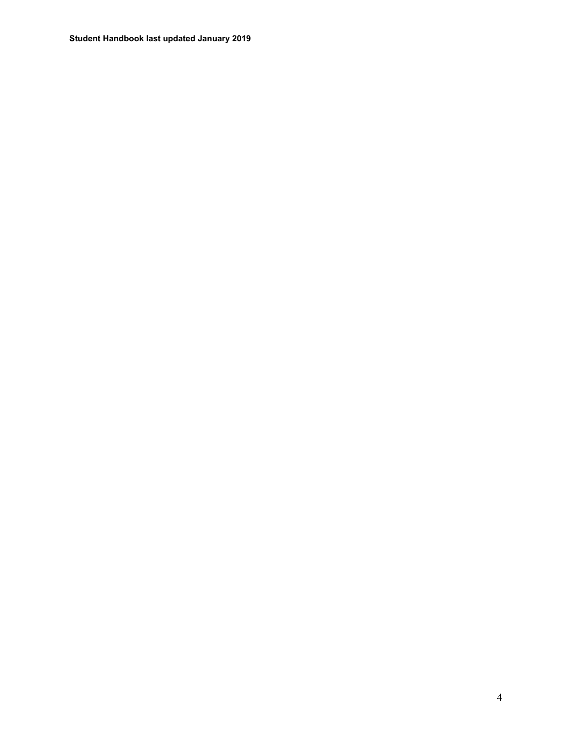**Student Handbook last updated January 2019**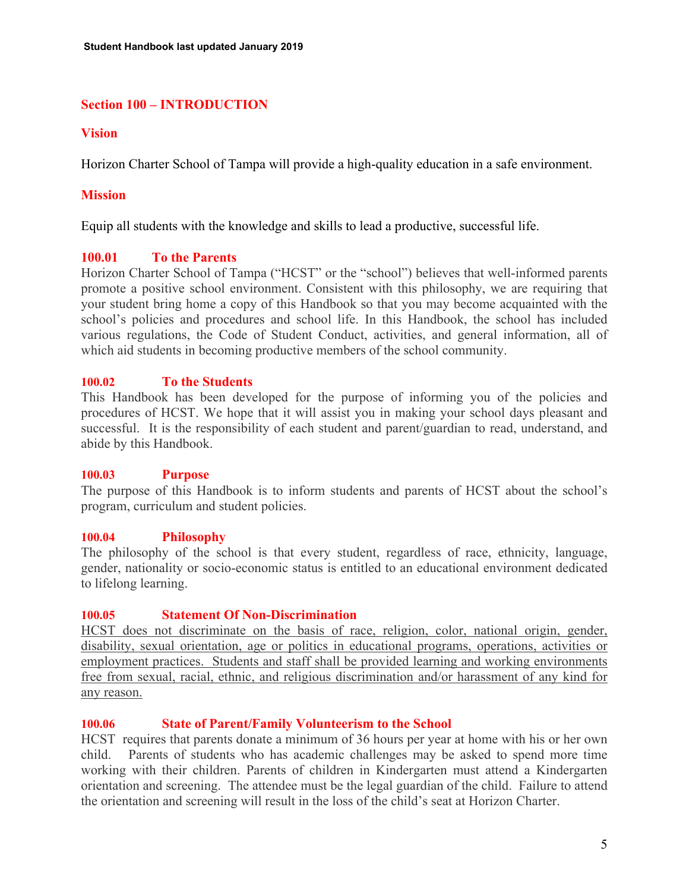## Section 100 – INTRODUCTION

### Vision

Horizon Charter School of Tampa will provide a high-quality education in a safe environment.

### Mission

Equip all students with the knowledge and skills to lead a productive, successful life.

### 100.01 To the Parents

Horizon Charter School of Tampa ("HCST" or the "school") believes that well-informed parents promote a positive school environment. Consistent with this philosophy, we are requiring that your student bring home a copy of this Handbook so that you may become acquainted with the school's policies and procedures and school life. In this Handbook, the school has included various regulations, the Code of Student Conduct, activities, and general information, all of which aid students in becoming productive members of the school community.

### 100.02 To the Students

This Handbook has been developed for the purpose of informing you of the policies and procedures of HCST. We hope that it will assist you in making your school days pleasant and successful. It is the responsibility of each student and parent/guardian to read, understand, and abide by this Handbook.

### 100.03 Purpose

The purpose of this Handbook is to inform students and parents of HCST about the school's program, curriculum and student policies.

### 100.04 Philosophy

The philosophy of the school is that every student, regardless of race, ethnicity, language, gender, nationality or socio-economic status is entitled to an educational environment dedicated to lifelong learning.

### 100.05 Statement Of Non-Discrimination

<u>HCST does not discriminate on the basis of race, religion, color, national origin, gender, disability, sexual orientation, age or politics in educational programs, operations, activities or employment practices. Students and staff shall be provided learning and working environments free from sexual, racial, ethnic, and religious discrimination and/or harassment of any kind for any reason.</u>

### 100.06 State of Parent/Family Volunteerism to the School

HCST requires that parents donate a minimum of 36 hours per year at home with his or her own child. Parents of students who has academic challenges may be asked to spend more time working with their children. Parents of children in Kindergarten must attend a Kindergarten orientation and screening. The attendee must be the legal guardian of the child. Failure to attend the orientation and screening will result in the loss of the child's seat at Horizon Charter.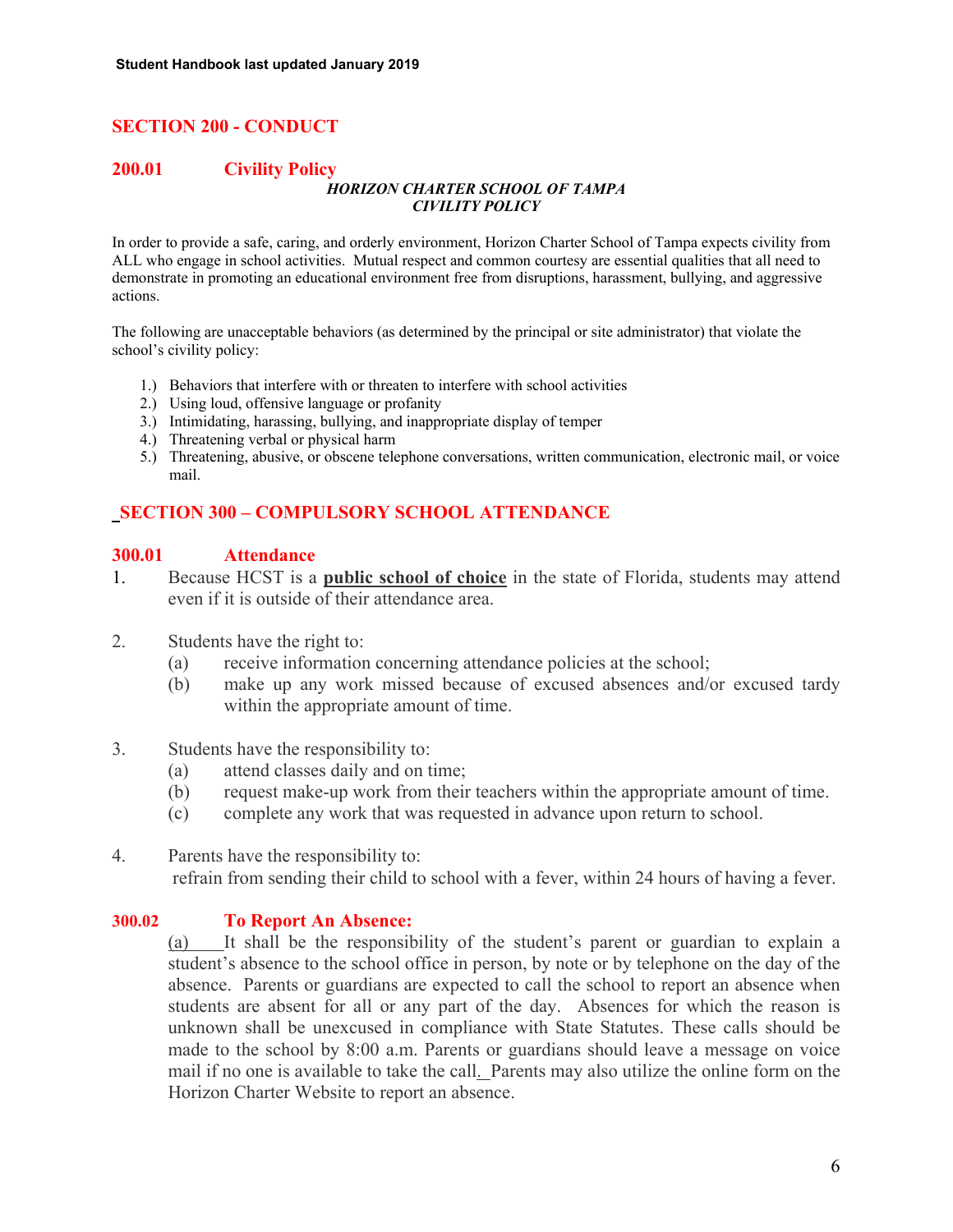## SECTION 200 - CONDUCT

### 200.01 Civility Policy

***HORIZON CHARTER SCHOOL OF TAMPA***
***CIVILITY POLICY***

In order to provide a safe, caring, and orderly environment, Horizon Charter School of Tampa expects civility from ALL who engage in school activities. Mutual respect and common courtesy are essential qualities that all need to demonstrate in promoting an educational environment free from disruptions, harassment, bullying, and aggressive actions.

The following are unacceptable behaviors (as determined by the principal or site administrator) that violate the school's civility policy:

1.) Behaviors that interfere with or threaten to interfere with school activities
2.) Using loud, offensive language or profanity
3.) Intimidating, harassing, bullying, and inappropriate display of temper
4.) Threatening verbal or physical harm
5.) Threatening, abusive, or obscene telephone conversations, written communication, electronic mail, or voice mail.

## SECTION 300 – COMPULSORY SCHOOL ATTENDANCE

### 300.01 Attendance

1. Because HCST is a **public school of choice** in the state of Florida, students may attend even if it is outside of their attendance area.

2. Students have the right to:
   (a) receive information concerning attendance policies at the school;
   (b) make up any work missed because of excused absences and/or excused tardy within the appropriate amount of time.

3. Students have the responsibility to:
   (a) attend classes daily and on time;
   (b) request make-up work from their teachers within the appropriate amount of time.
   (c) complete any work that was requested in advance upon return to school.

4. Parents have the responsibility to:
   refrain from sending their child to school with a fever, within 24 hours of having a fever.

### 300.02 To Report An Absence:

(a) It shall be the responsibility of the student's parent or guardian to explain a student's absence to the school office in person, by note or by telephone on the day of the absence. Parents or guardians are expected to call the school to report an absence when students are absent for all or any part of the day. Absences for which the reason is unknown shall be unexcused in compliance with State Statutes. These calls should be made to the school by 8:00 a.m. Parents or guardians should leave a message on voice mail if no one is available to take the call. Parents may also utilize the online form on the Horizon Charter Website to report an absence.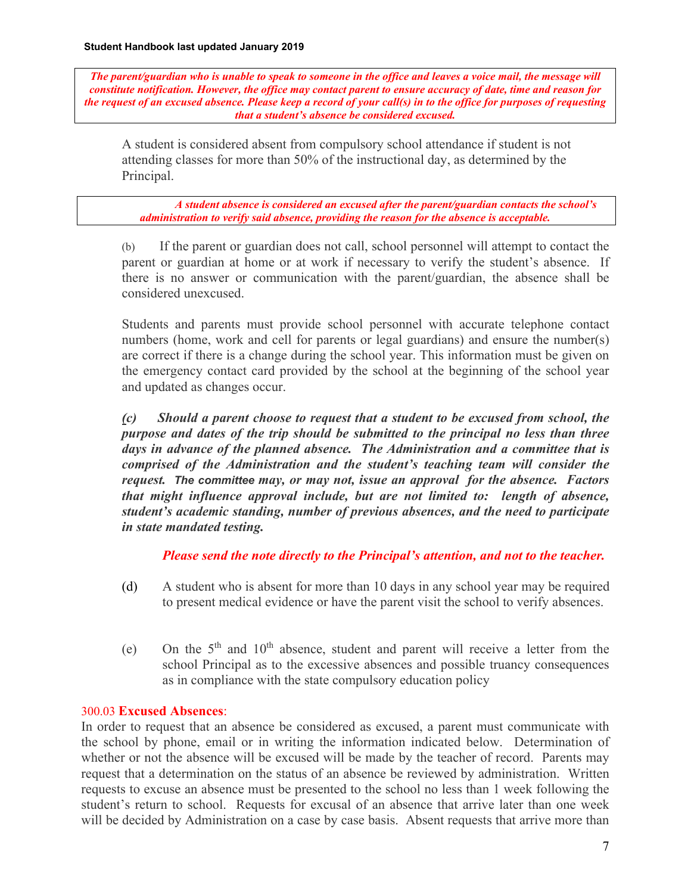***The parent/guardian who is unable to speak to someone in the office and leaves a voice mail, the message will constitute notification. However, the office may contact parent to ensure accuracy of date, time and reason for the request of an excused absence. Please keep a record of your call(s) in to the office for purposes of requesting that a student's absence be considered excused.***

A student is considered absent from compulsory school attendance if student is not attending classes for more than 50% of the instructional day, as determined by the Principal.

***A student absence is considered an excused after the parent/guardian contacts the school's administration to verify said absence, providing the reason for the absence is acceptable.***

(b) If the parent or guardian does not call, school personnel will attempt to contact the parent or guardian at home or at work if necessary to verify the student's absence. If there is no answer or communication with the parent/guardian, the absence shall be considered unexcused.

Students and parents must provide school personnel with accurate telephone contact numbers (home, work and cell for parents or legal guardians) and ensure the number(s) are correct if there is a change during the school year. This information must be given on the emergency contact card provided by the school at the beginning of the school year and updated as changes occur.

***(c) Should a parent choose to request that a student to be excused from school, the purpose and dates of the trip should be submitted to the principal no less than three days in advance of the planned absence. The Administration and a committee that is comprised of the Administration and the student's teaching team will consider the request. The committee may, or may not, issue an approval for the absence. Factors that might influence approval include, but are not limited to: length of absence, student's academic standing, number of previous absences, and the need to participate in state mandated testing.***

***Please send the note directly to the Principal's attention, and not to the teacher.***

(d) A student who is absent for more than 10 days in any school year may be required to present medical evidence or have the parent visit the school to verify absences.

(e) On the 5th and 10th absence, student and parent will receive a letter from the school Principal as to the excessive absences and possible truancy consequences as in compliance with the state compulsory education policy

300.03 **Excused Absences**:

In order to request that an absence be considered as excused, a parent must communicate with the school by phone, email or in writing the information indicated below. Determination of whether or not the absence will be excused will be made by the teacher of record. Parents may request that a determination on the status of an absence be reviewed by administration. Written requests to excuse an absence must be presented to the school no less than 1 week following the student's return to school. Requests for excusal of an absence that arrive later than one week will be decided by Administration on a case by case basis. Absent requests that arrive more than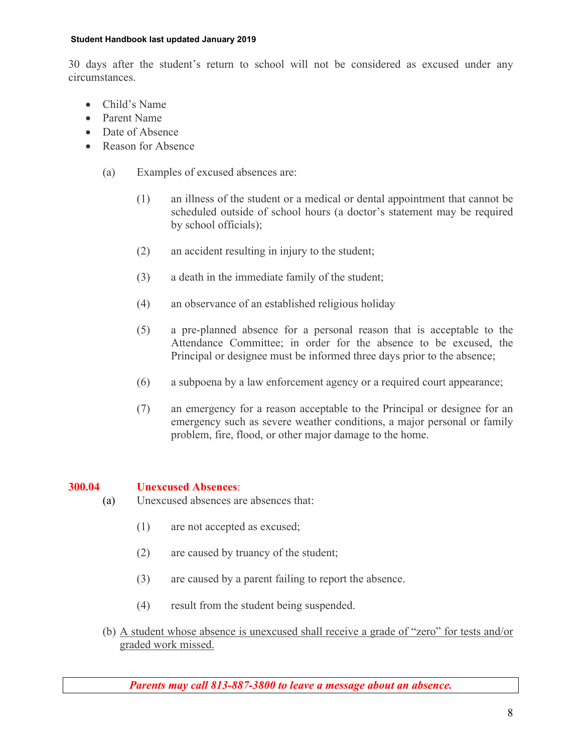30 days after the student's return to school will not be considered as excused under any circumstances.

- Child's Name
- Parent Name
- Date of Absence
- Reason for Absence

(a) Examples of excused absences are:

(1) an illness of the student or a medical or dental appointment that cannot be scheduled outside of school hours (a doctor's statement may be required by school officials);

(2) an accident resulting in injury to the student;

(3) a death in the immediate family of the student;

(4) an observance of an established religious holiday

(5) a pre-planned absence for a personal reason that is acceptable to the Attendance Committee; in order for the absence to be excused, the Principal or designee must be informed three days prior to the absence;

(6) a subpoena by a law enforcement agency or a required court appearance;

(7) an emergency for a reason acceptable to the Principal or designee for an emergency such as severe weather conditions, a major personal or family problem, fire, flood, or other major damage to the home.

## 300.04 Unexcused Absences:

(a) Unexcused absences are absences that:

(1) are not accepted as excused;

(2) are caused by truancy of the student;

(3) are caused by a parent failing to report the absence.

(4) result from the student being suspended.

(b) <u>A student whose absence is unexcused shall receive a grade of "zero" for tests and/or graded work missed.</u>

***Parents may call 813-887-3800 to leave a message about an absence.***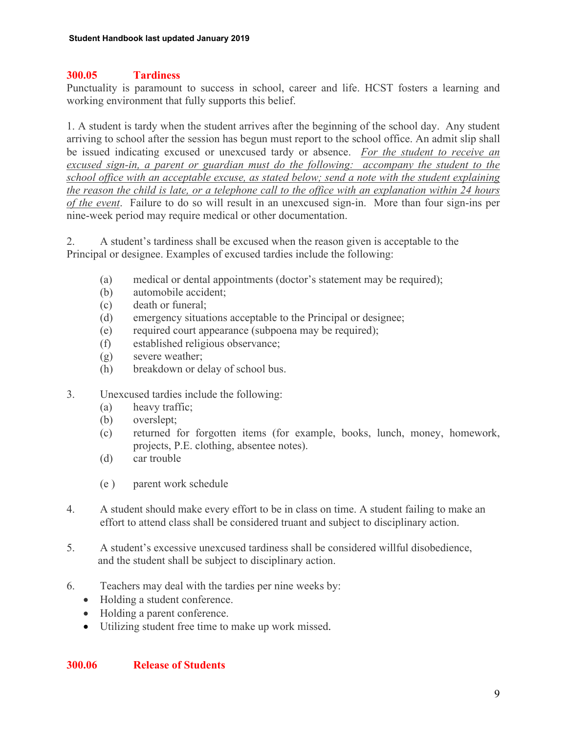## 300.05 Tardiness

Punctuality is paramount to success in school, career and life. HCST fosters a learning and working environment that fully supports this belief.

1. A student is tardy when the student arrives after the beginning of the school day. Any student arriving to school after the session has begun must report to the school office. An admit slip shall be issued indicating excused or unexcused tardy or absence. *For the student to receive an excused sign-in, a parent or guardian must do the following: accompany the student to the school office with an acceptable excuse, as stated below; send a note with the student explaining the reason the child is late, or a telephone call to the office with an explanation within 24 hours of the event*. Failure to do so will result in an unexcused sign-in. More than four sign-ins per nine-week period may require medical or other documentation.

2. A student's tardiness shall be excused when the reason given is acceptable to the Principal or designee. Examples of excused tardies include the following:

   (a) medical or dental appointments (doctor's statement may be required);
   (b) automobile accident;
   (c) death or funeral;
   (d) emergency situations acceptable to the Principal or designee;
   (e) required court appearance (subpoena may be required);
   (f) established religious observance;
   (g) severe weather;
   (h) breakdown or delay of school bus.

3. Unexcused tardies include the following:
   (a) heavy traffic;
   (b) overslept;
   (c) returned for forgotten items (for example, books, lunch, money, homework, projects, P.E. clothing, absentee notes).
   (d) car trouble
   (e ) parent work schedule

4. A student should make every effort to be in class on time. A student failing to make an effort to attend class shall be considered truant and subject to disciplinary action.

5. A student's excessive unexcused tardiness shall be considered willful disobedience, and the student shall be subject to disciplinary action.

6. Teachers may deal with the tardies per nine weeks by:
   - Holding a student conference.
   - Holding a parent conference.
   - Utilizing student free time to make up work missed.

## 300.06 Release of Students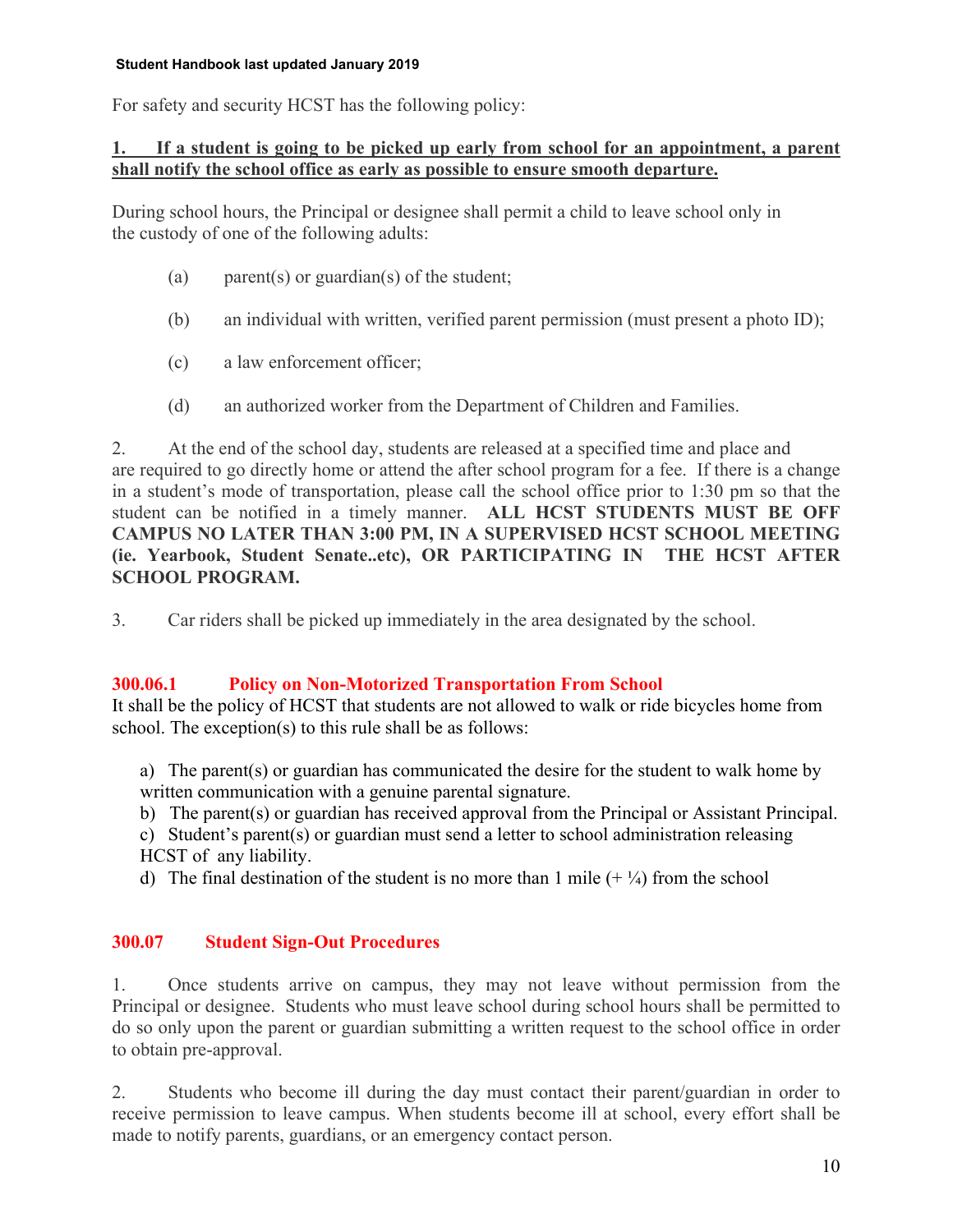For safety and security HCST has the following policy:

**1. If a student is going to be picked up early from school for an appointment, a parent shall notify the school office as early as possible to ensure smooth departure.**

During school hours, the Principal or designee shall permit a child to leave school only in the custody of one of the following adults:

(a) parent(s) or guardian(s) of the student;

(b) an individual with written, verified parent permission (must present a photo ID);

(c) a law enforcement officer;

(d) an authorized worker from the Department of Children and Families.

2. At the end of the school day, students are released at a specified time and place and are required to go directly home or attend the after school program for a fee. If there is a change in a student's mode of transportation, please call the school office prior to 1:30 pm so that the student can be notified in a timely manner. **ALL HCST STUDENTS MUST BE OFF CAMPUS NO LATER THAN 3:00 PM, IN A SUPERVISED HCST SCHOOL MEETING (ie. Yearbook, Student Senate..etc), OR PARTICIPATING IN THE HCST AFTER SCHOOL PROGRAM.**

3. Car riders shall be picked up immediately in the area designated by the school.

## 300.06.1 Policy on Non-Motorized Transportation From School

It shall be the policy of HCST that students are not allowed to walk or ride bicycles home from school. The exception(s) to this rule shall be as follows:

a) The parent(s) or guardian has communicated the desire for the student to walk home by written communication with a genuine parental signature.
b) The parent(s) or guardian has received approval from the Principal or Assistant Principal.
c) Student's parent(s) or guardian must send a letter to school administration releasing HCST of any liability.
d) The final destination of the student is no more than 1 mile (+ ¼) from the school

## 300.07 Student Sign-Out Procedures

1. Once students arrive on campus, they may not leave without permission from the Principal or designee. Students who must leave school during school hours shall be permitted to do so only upon the parent or guardian submitting a written request to the school office in order to obtain pre-approval.

2. Students who become ill during the day must contact their parent/guardian in order to receive permission to leave campus. When students become ill at school, every effort shall be made to notify parents, guardians, or an emergency contact person.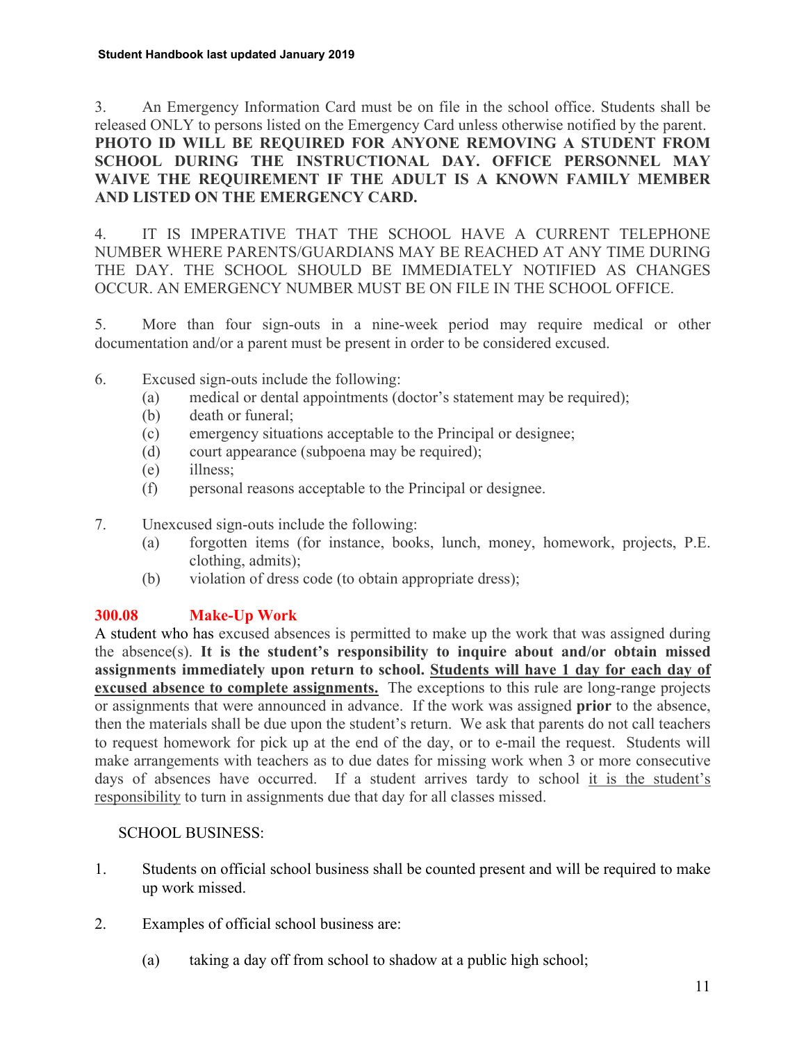3. An Emergency Information Card must be on file in the school office. Students shall be released ONLY to persons listed on the Emergency Card unless otherwise notified by the parent. **PHOTO ID WILL BE REQUIRED FOR ANYONE REMOVING A STUDENT FROM SCHOOL DURING THE INSTRUCTIONAL DAY. OFFICE PERSONNEL MAY WAIVE THE REQUIREMENT IF THE ADULT IS A KNOWN FAMILY MEMBER AND LISTED ON THE EMERGENCY CARD.**

4. IT IS IMPERATIVE THAT THE SCHOOL HAVE A CURRENT TELEPHONE NUMBER WHERE PARENTS/GUARDIANS MAY BE REACHED AT ANY TIME DURING THE DAY. THE SCHOOL SHOULD BE IMMEDIATELY NOTIFIED AS CHANGES OCCUR. AN EMERGENCY NUMBER MUST BE ON FILE IN THE SCHOOL OFFICE.

5. More than four sign-outs in a nine-week period may require medical or other documentation and/or a parent must be present in order to be considered excused.

6. Excused sign-outs include the following:
   - (a) medical or dental appointments (doctor's statement may be required);
   - (b) death or funeral;
   - (c) emergency situations acceptable to the Principal or designee;
   - (d) court appearance (subpoena may be required);
   - (e) illness;
   - (f) personal reasons acceptable to the Principal or designee.

7. Unexcused sign-outs include the following:
   - (a) forgotten items (for instance, books, lunch, money, homework, projects, P.E. clothing, admits);
   - (b) violation of dress code (to obtain appropriate dress);

## 300.08 Make-Up Work

A student who has excused absences is permitted to make up the work that was assigned during the absence(s). **It is the student's responsibility to inquire about and/or obtain missed assignments immediately upon return to school. Students will have 1 day for each day of excused absence to complete assignments.** The exceptions to this rule are long-range projects or assignments that were announced in advance. If the work was assigned **prior** to the absence, then the materials shall be due upon the student's return. We ask that parents do not call teachers to request homework for pick up at the end of the day, or to e-mail the request. Students will make arrangements with teachers as to due dates for missing work when 3 or more consecutive days of absences have occurred. If a student arrives tardy to school it is the student's responsibility to turn in assignments due that day for all classes missed.

SCHOOL BUSINESS:

1. Students on official school business shall be counted present and will be required to make up work missed.

2. Examples of official school business are:
   - (a) taking a day off from school to shadow at a public high school;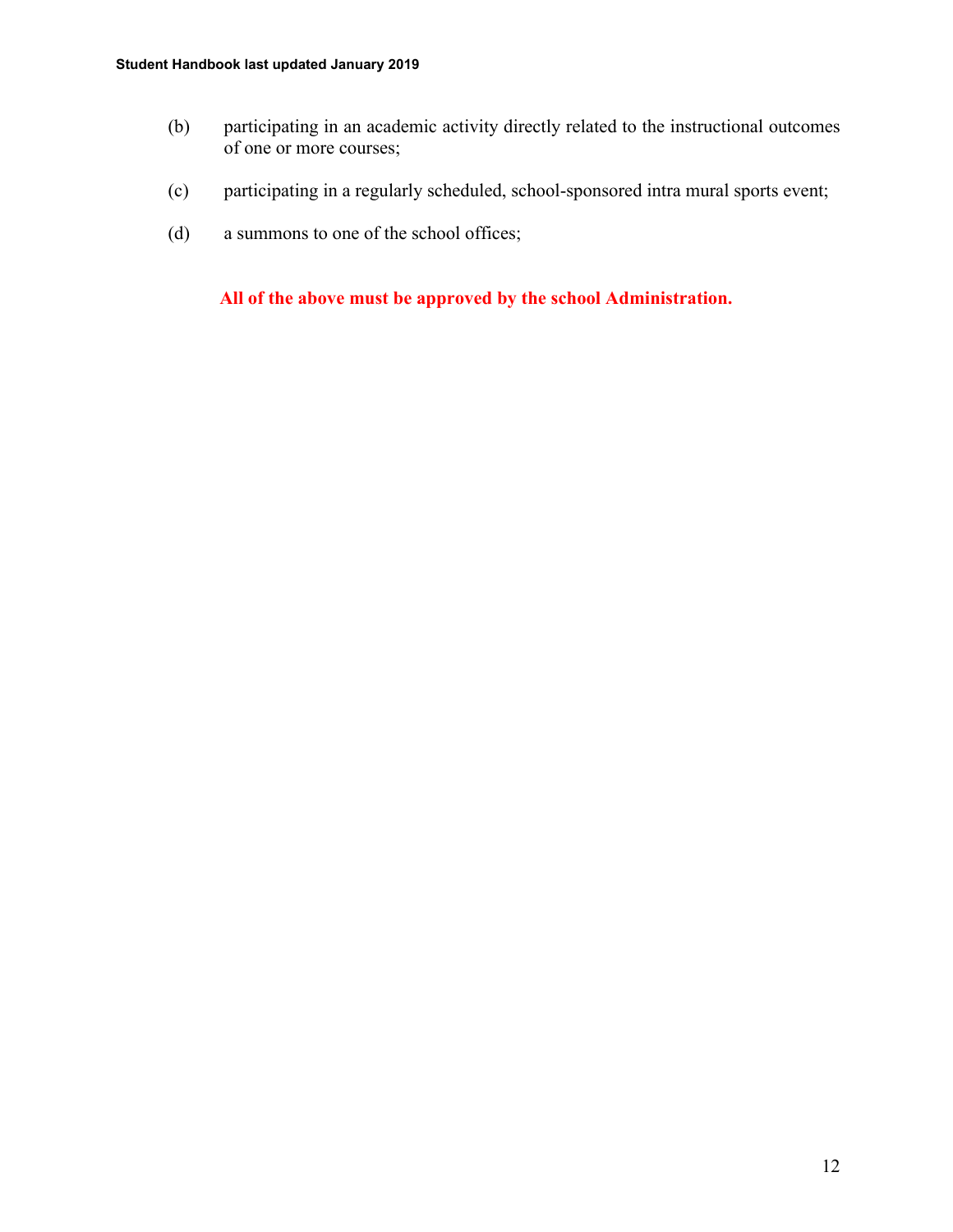(b) participating in an academic activity directly related to the instructional outcomes of one or more courses;

(c) participating in a regularly scheduled, school-sponsored intra mural sports event;

(d) a summons to one of the school offices;

**All of the above must be approved by the school Administration.**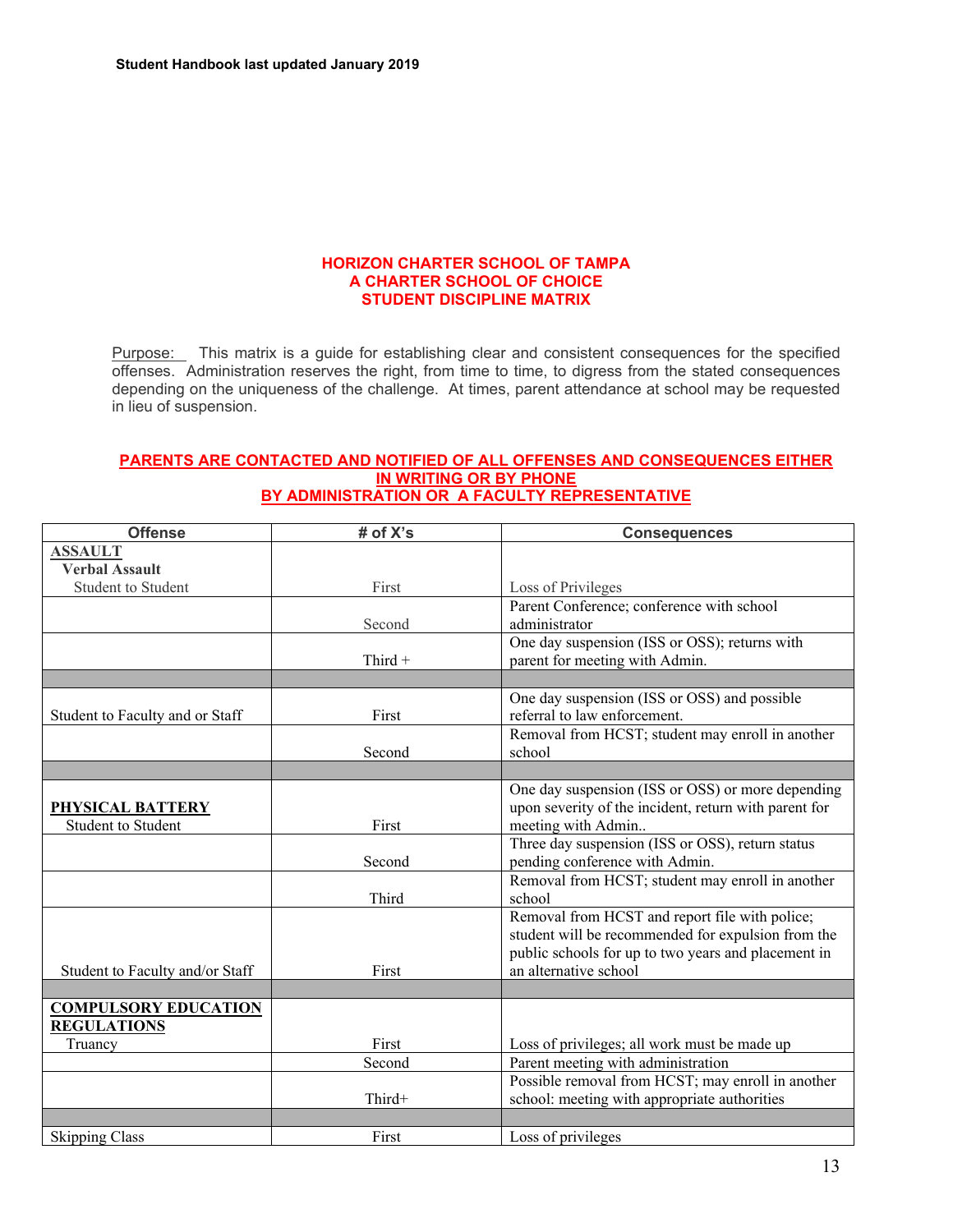**HORIZON CHARTER SCHOOL OF TAMPA**
**A CHARTER SCHOOL OF CHOICE**
**STUDENT DISCIPLINE MATRIX**

Purpose: This matrix is a guide for establishing clear and consistent consequences for the specified offenses. Administration reserves the right, from time to time, to digress from the stated consequences depending on the uniqueness of the challenge. At times, parent attendance at school may be requested in lieu of suspension.

**PARENTS ARE CONTACTED AND NOTIFIED OF ALL OFFENSES AND CONSEQUENCES EITHER IN WRITING OR BY PHONE BY ADMINISTRATION OR A FACULTY REPRESENTATIVE**

| Offense | # of X's | Consequences |
|---|---|---|
| **ASSAULT** **Verbal Assault** Student to Student | First | Loss of Privileges |
| | Second | Parent Conference; conference with school administrator |
| | Third + | One day suspension (ISS or OSS); returns with parent for meeting with Admin. |
| | | |
| Student to Faculty and or Staff | First | One day suspension (ISS or OSS) and possible referral to law enforcement. |
| | Second | Removal from HCST; student may enroll in another school |
| | | |
| **PHYSICAL BATTERY** Student to Student | First | One day suspension (ISS or OSS) or more depending upon severity of the incident, return with parent for meeting with Admin.. |
| | Second | Three day suspension (ISS or OSS), return status pending conference with Admin. |
| | Third | Removal from HCST; student may enroll in another school |
| Student to Faculty and/or Staff | First | Removal from HCST and report file with police; student will be recommended for expulsion from the public schools for up to two years and placement in an alternative school |
| | | |
| **COMPULSORY EDUCATION REGULATIONS** Truancy | First | Loss of privileges; all work must be made up |
| | Second | Parent meeting with administration |
| | Third+ | Possible removal from HCST; may enroll in another school: meeting with appropriate authorities |
| | | |
| Skipping Class | First | Loss of privileges |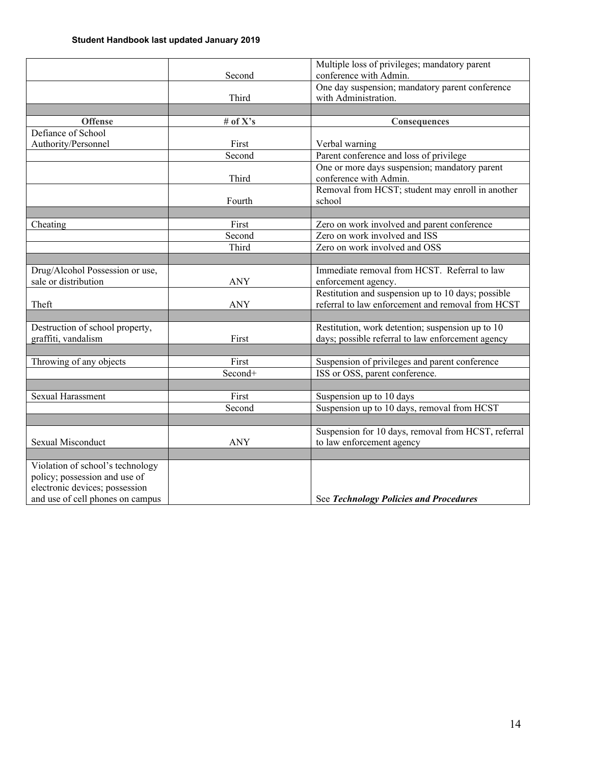| Offense | # of X's | Consequences |
| --- | --- | --- |
| | Second | Multiple loss of privileges; mandatory parent conference with Admin. |
| | Third | One day suspension; mandatory parent conference with Administration. |
| | | |
| **Offense** | **# of X's** | **Consequences** |
| Defiance of School Authority/Personnel | First | Verbal warning |
| | Second | Parent conference and loss of privilege |
| | Third | One or more days suspension; mandatory parent conference with Admin. |
| | Fourth | Removal from HCST; student may enroll in another school |
| | | |
| Cheating | First | Zero on work involved and parent conference |
| | Second | Zero on work involved and ISS |
| | Third | Zero on work involved and OSS |
| | | |
| Drug/Alcohol Possession or use, sale or distribution | ANY | Immediate removal from HCST. Referral to law enforcement agency. |
| Theft | ANY | Restitution and suspension up to 10 days; possible referral to law enforcement and removal from HCST |
| | | |
| Destruction of school property, graffiti, vandalism | First | Restitution, work detention; suspension up to 10 days; possible referral to law enforcement agency |
| | | |
| Throwing of any objects | First | Suspension of privileges and parent conference |
| | Second+ | ISS or OSS, parent conference. |
| | | |
| Sexual Harassment | First | Suspension up to 10 days |
| | Second | Suspension up to 10 days, removal from HCST |
| | | |
| Sexual Misconduct | ANY | Suspension for 10 days, removal from HCST, referral to law enforcement agency |
| | | |
| Violation of school's technology policy; possession and use of electronic devices; possession and use of cell phones on campus | | See ***Technology Policies and Procedures*** |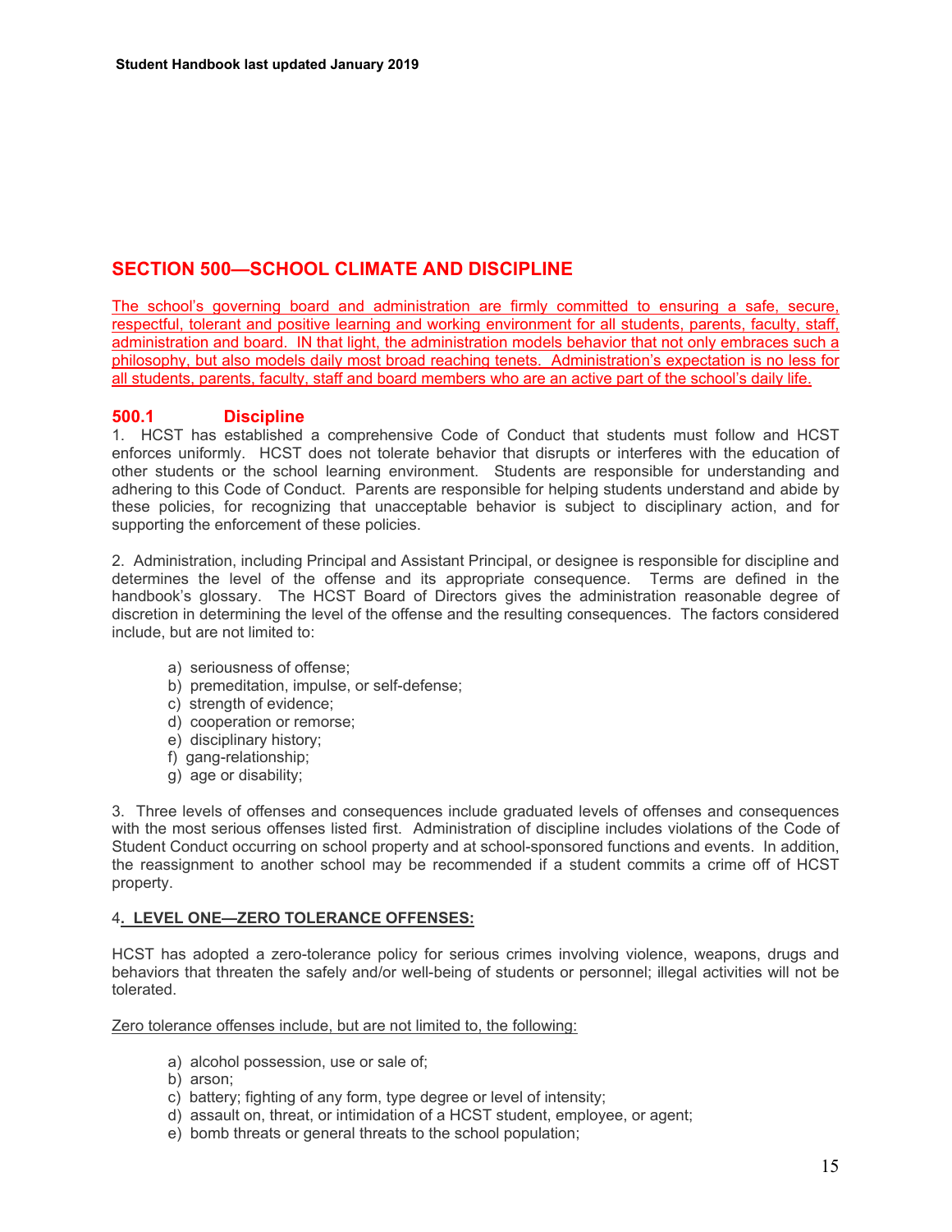## SECTION 500—SCHOOL CLIMATE AND DISCIPLINE

The school's governing board and administration are firmly committed to ensuring a safe, secure, respectful, tolerant and positive learning and working environment for all students, parents, faculty, staff, administration and board. IN that light, the administration models behavior that not only embraces such a philosophy, but also models daily most broad reaching tenets. Administration's expectation is no less for all students, parents, faculty, staff and board members who are an active part of the school's daily life.

### 500.1 Discipline

1. HCST has established a comprehensive Code of Conduct that students must follow and HCST enforces uniformly. HCST does not tolerate behavior that disrupts or interferes with the education of other students or the school learning environment. Students are responsible for understanding and adhering to this Code of Conduct. Parents are responsible for helping students understand and abide by these policies, for recognizing that unacceptable behavior is subject to disciplinary action, and for supporting the enforcement of these policies.

2. Administration, including Principal and Assistant Principal, or designee is responsible for discipline and determines the level of the offense and its appropriate consequence. Terms are defined in the handbook's glossary. The HCST Board of Directors gives the administration reasonable degree of discretion in determining the level of the offense and the resulting consequences. The factors considered include, but are not limited to:

   a) seriousness of offense;
   b) premeditation, impulse, or self-defense;
   c) strength of evidence;
   d) cooperation or remorse;
   e) disciplinary history;
   f) gang-relationship;
   g) age or disability;

3. Three levels of offenses and consequences include graduated levels of offenses and consequences with the most serious offenses listed first. Administration of discipline includes violations of the Code of Student Conduct occurring on school property and at school-sponsored functions and events. In addition, the reassignment to another school may be recommended if a student commits a crime off of HCST property.

4**. LEVEL ONE—ZERO TOLERANCE OFFENSES:**

HCST has adopted a zero-tolerance policy for serious crimes involving violence, weapons, drugs and behaviors that threaten the safely and/or well-being of students or personnel; illegal activities will not be tolerated.

Zero tolerance offenses include, but are not limited to, the following:

   a) alcohol possession, use or sale of;
   b) arson;
   c) battery; fighting of any form, type degree or level of intensity;
   d) assault on, threat, or intimidation of a HCST student, employee, or agent;
   e) bomb threats or general threats to the school population;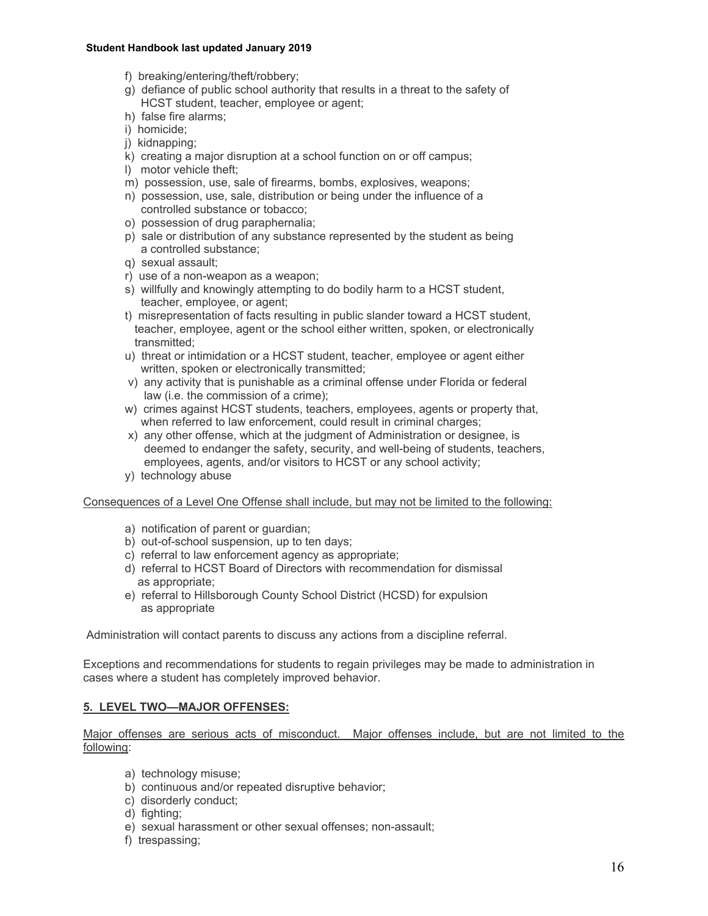f) breaking/entering/theft/robbery;
g) defiance of public school authority that results in a threat to the safety of HCST student, teacher, employee or agent;
h) false fire alarms;
i) homicide;
j) kidnapping;
k) creating a major disruption at a school function on or off campus;
l) motor vehicle theft;
m) possession, use, sale of firearms, bombs, explosives, weapons;
n) possession, use, sale, distribution or being under the influence of a controlled substance or tobacco;
o) possession of drug paraphernalia;
p) sale or distribution of any substance represented by the student as being a controlled substance;
q) sexual assault;
r) use of a non-weapon as a weapon;
s) willfully and knowingly attempting to do bodily harm to a HCST student, teacher, employee, or agent;
t) misrepresentation of facts resulting in public slander toward a HCST student, teacher, employee, agent or the school either written, spoken, or electronically transmitted;
u) threat or intimidation or a HCST student, teacher, employee or agent either written, spoken or electronically transmitted;
v) any activity that is punishable as a criminal offense under Florida or federal law (i.e. the commission of a crime);
w) crimes against HCST students, teachers, employees, agents or property that, when referred to law enforcement, could result in criminal charges;
x) any other offense, which at the judgment of Administration or designee, is deemed to endanger the safety, security, and well-being of students, teachers, employees, agents, and/or visitors to HCST or any school activity;
y) technology abuse

Consequences of a Level One Offense shall include, but may not be limited to the following:

a) notification of parent or guardian;
b) out-of-school suspension, up to ten days;
c) referral to law enforcement agency as appropriate;
d) referral to HCST Board of Directors with recommendation for dismissal as appropriate;
e) referral to Hillsborough County School District (HCSD) for expulsion as appropriate

Administration will contact parents to discuss any actions from a discipline referral.

Exceptions and recommendations for students to regain privileges may be made to administration in cases where a student has completely improved behavior.

## 5. LEVEL TWO—MAJOR OFFENSES:

Major offenses are serious acts of misconduct. Major offenses include, but are not limited to the following:

a) technology misuse;
b) continuous and/or repeated disruptive behavior;
c) disorderly conduct;
d) fighting;
e) sexual harassment or other sexual offenses; non-assault;
f) trespassing;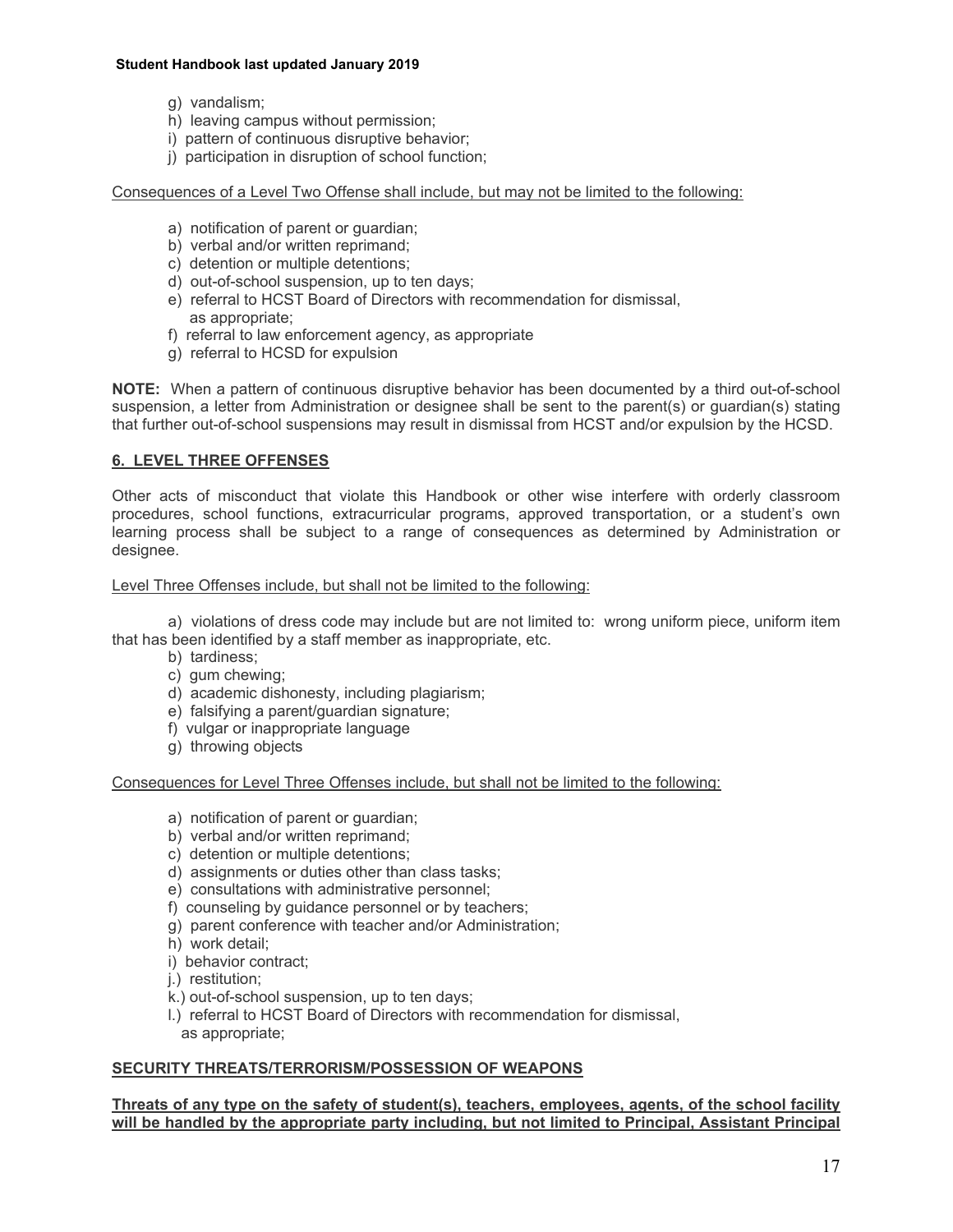g) vandalism;
h) leaving campus without permission;
i) pattern of continuous disruptive behavior;
j) participation in disruption of school function;

<u>Consequences of a Level Two Offense shall include, but may not be limited to the following:</u>

a) notification of parent or guardian;
b) verbal and/or written reprimand;
c) detention or multiple detentions;
d) out-of-school suspension, up to ten days;
e) referral to HCST Board of Directors with recommendation for dismissal, as appropriate;
f) referral to law enforcement agency, as appropriate
g) referral to HCSD for expulsion

**NOTE:** When a pattern of continuous disruptive behavior has been documented by a third out-of-school suspension, a letter from Administration or designee shall be sent to the parent(s) or guardian(s) stating that further out-of-school suspensions may result in dismissal from HCST and/or expulsion by the HCSD.

## 6. LEVEL THREE OFFENSES

Other acts of misconduct that violate this Handbook or other wise interfere with orderly classroom procedures, school functions, extracurricular programs, approved transportation, or a student's own learning process shall be subject to a range of consequences as determined by Administration or designee.

<u>Level Three Offenses include, but shall not be limited to the following:</u>

a) violations of dress code may include but are not limited to: wrong uniform piece, uniform item that has been identified by a staff member as inappropriate, etc.
b) tardiness;
c) gum chewing;
d) academic dishonesty, including plagiarism;
e) falsifying a parent/guardian signature;
f) vulgar or inappropriate language
g) throwing objects

<u>Consequences for Level Three Offenses include, but shall not be limited to the following:</u>

a) notification of parent or guardian;
b) verbal and/or written reprimand;
c) detention or multiple detentions;
d) assignments or duties other than class tasks;
e) consultations with administrative personnel;
f) counseling by guidance personnel or by teachers;
g) parent conference with teacher and/or Administration;
h) work detail;
i) behavior contract;
j.) restitution;
k.) out-of-school suspension, up to ten days;
l.) referral to HCST Board of Directors with recommendation for dismissal, as appropriate;

## SECURITY THREATS/TERRORISM/POSSESSION OF WEAPONS

**Threats of any type on the safety of student(s), teachers, employees, agents, of the school facility will be handled by the appropriate party including, but not limited to Principal, Assistant Principal**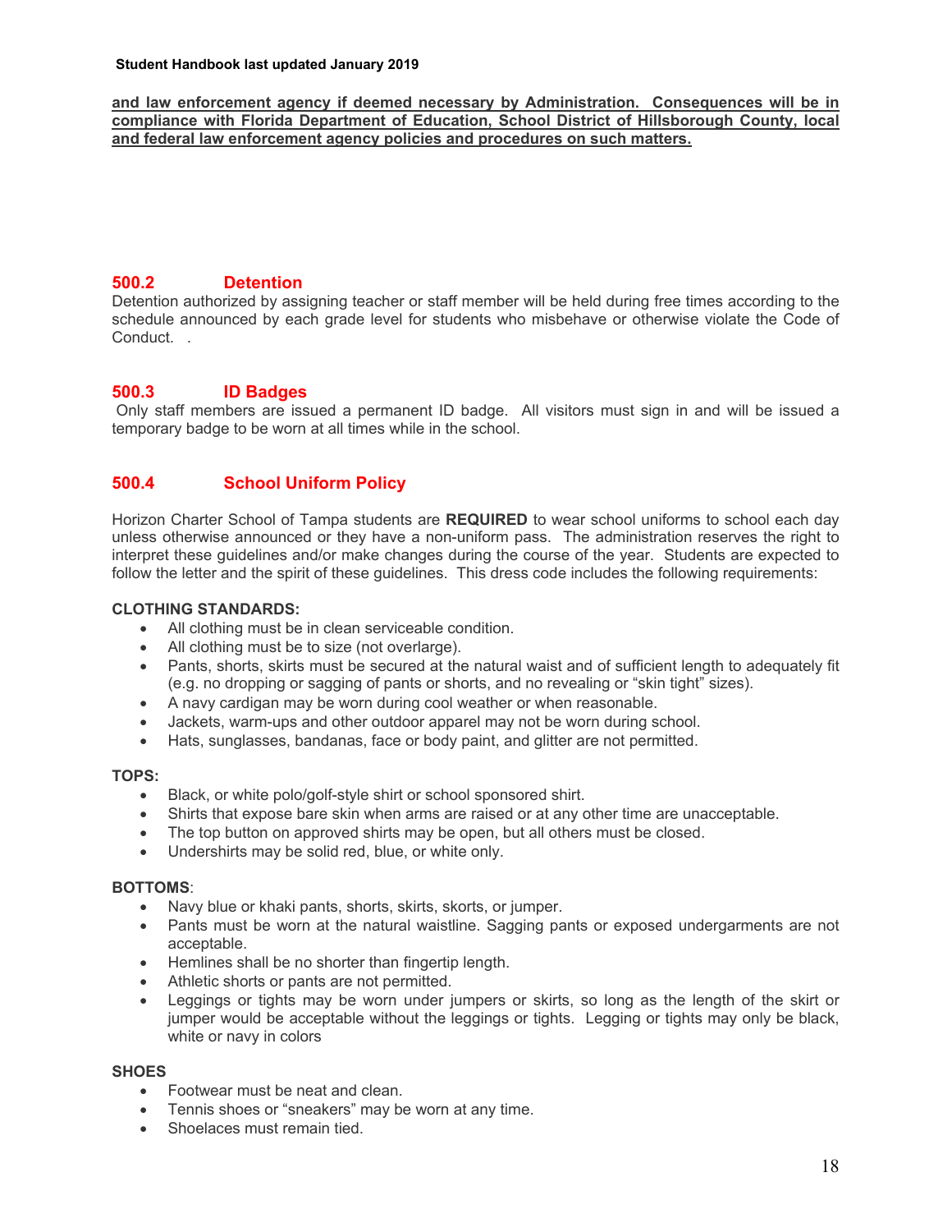**and law enforcement agency if deemed necessary by Administration. Consequences will be in compliance with Florida Department of Education, School District of Hillsborough County, local and federal law enforcement agency policies and procedures on such matters.**

## 500.2 Detention

Detention authorized by assigning teacher or staff member will be held during free times according to the schedule announced by each grade level for students who misbehave or otherwise violate the Code of Conduct. .

## 500.3 ID Badges

Only staff members are issued a permanent ID badge. All visitors must sign in and will be issued a temporary badge to be worn at all times while in the school.

## 500.4 School Uniform Policy

Horizon Charter School of Tampa students are **REQUIRED** to wear school uniforms to school each day unless otherwise announced or they have a non-uniform pass. The administration reserves the right to interpret these guidelines and/or make changes during the course of the year. Students are expected to follow the letter and the spirit of these guidelines. This dress code includes the following requirements:

**CLOTHING STANDARDS:**

- All clothing must be in clean serviceable condition.
- All clothing must be to size (not overlarge).
- Pants, shorts, skirts must be secured at the natural waist and of sufficient length to adequately fit (e.g. no dropping or sagging of pants or shorts, and no revealing or "skin tight" sizes).
- A navy cardigan may be worn during cool weather or when reasonable.
- Jackets, warm-ups and other outdoor apparel may not be worn during school.
- Hats, sunglasses, bandanas, face or body paint, and glitter are not permitted.

**TOPS:**

- Black, or white polo/golf-style shirt or school sponsored shirt.
- Shirts that expose bare skin when arms are raised or at any other time are unacceptable.
- The top button on approved shirts may be open, but all others must be closed.
- Undershirts may be solid red, blue, or white only.

**BOTTOMS**:

- Navy blue or khaki pants, shorts, skirts, skorts, or jumper.
- Pants must be worn at the natural waistline. Sagging pants or exposed undergarments are not acceptable.
- Hemlines shall be no shorter than fingertip length.
- Athletic shorts or pants are not permitted.
- Leggings or tights may be worn under jumpers or skirts, so long as the length of the skirt or jumper would be acceptable without the leggings or tights. Legging or tights may only be black, white or navy in colors

**SHOES**

- Footwear must be neat and clean.
- Tennis shoes or "sneakers" may be worn at any time.
- Shoelaces must remain tied.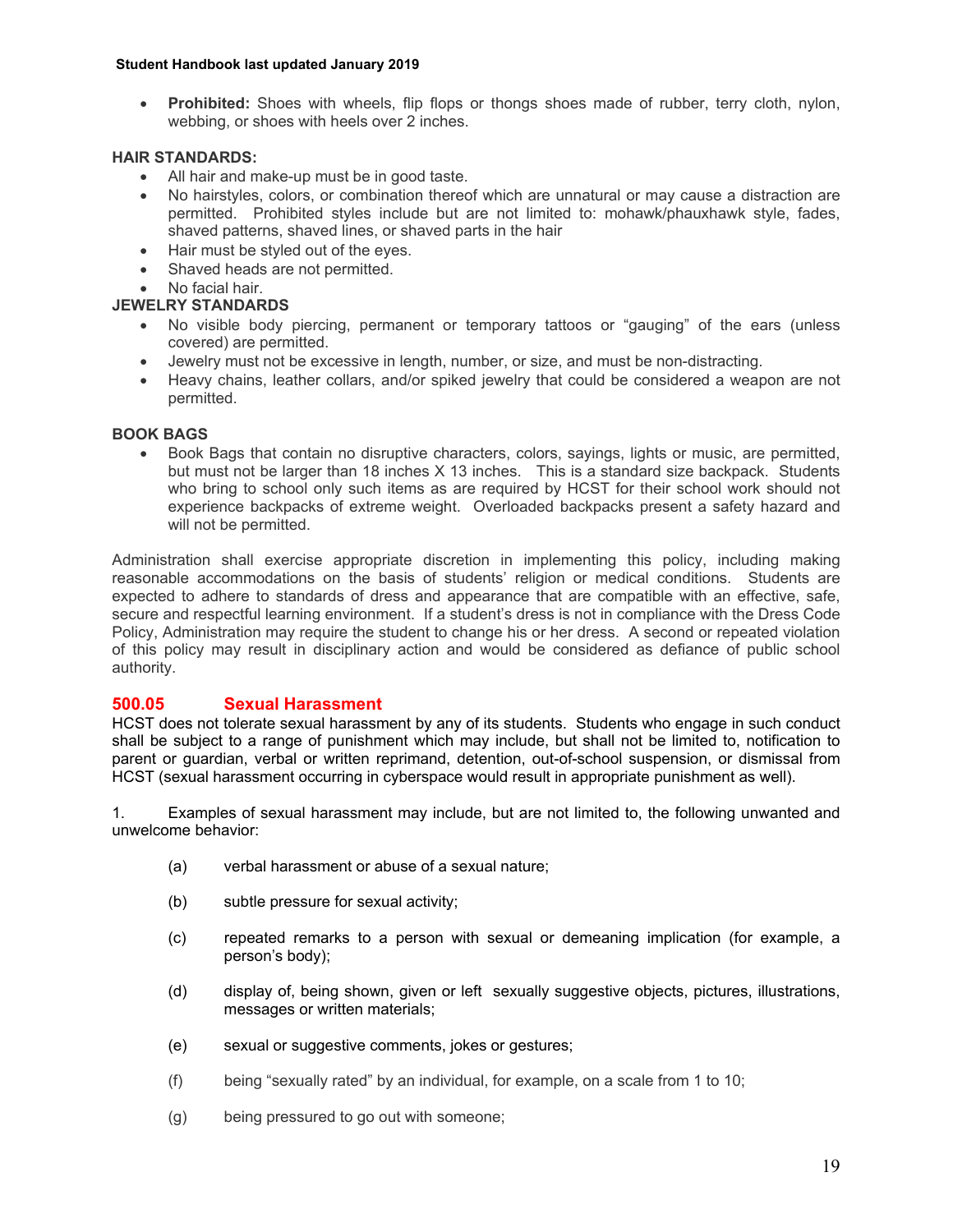- **Prohibited:** Shoes with wheels, flip flops or thongs shoes made of rubber, terry cloth, nylon, webbing, or shoes with heels over 2 inches.

**HAIR STANDARDS:**

- All hair and make-up must be in good taste.
- No hairstyles, colors, or combination thereof which are unnatural or may cause a distraction are permitted. Prohibited styles include but are not limited to: mohawk/phauxhawk style, fades, shaved patterns, shaved lines, or shaved parts in the hair
- Hair must be styled out of the eyes.
- Shaved heads are not permitted.
- No facial hair.

**JEWELRY STANDARDS**

- No visible body piercing, permanent or temporary tattoos or "gauging" of the ears (unless covered) are permitted.
- Jewelry must not be excessive in length, number, or size, and must be non-distracting.
- Heavy chains, leather collars, and/or spiked jewelry that could be considered a weapon are not permitted.

**BOOK BAGS**

- Book Bags that contain no disruptive characters, colors, sayings, lights or music, are permitted, but must not be larger than 18 inches X 13 inches. This is a standard size backpack. Students who bring to school only such items as are required by HCST for their school work should not experience backpacks of extreme weight. Overloaded backpacks present a safety hazard and will not be permitted.

Administration shall exercise appropriate discretion in implementing this policy, including making reasonable accommodations on the basis of students' religion or medical conditions. Students are expected to adhere to standards of dress and appearance that are compatible with an effective, safe, secure and respectful learning environment. If a student's dress is not in compliance with the Dress Code Policy, Administration may require the student to change his or her dress. A second or repeated violation of this policy may result in disciplinary action and would be considered as defiance of public school authority.

## 500.05 Sexual Harassment

HCST does not tolerate sexual harassment by any of its students. Students who engage in such conduct shall be subject to a range of punishment which may include, but shall not be limited to, notification to parent or guardian, verbal or written reprimand, detention, out-of-school suspension, or dismissal from HCST (sexual harassment occurring in cyberspace would result in appropriate punishment as well).

1. Examples of sexual harassment may include, but are not limited to, the following unwanted and unwelcome behavior:

   (a) verbal harassment or abuse of a sexual nature;

   (b) subtle pressure for sexual activity;

   (c) repeated remarks to a person with sexual or demeaning implication (for example, a person's body);

   (d) display of, being shown, given or left sexually suggestive objects, pictures, illustrations, messages or written materials;

   (e) sexual or suggestive comments, jokes or gestures;

   (f) being "sexually rated" by an individual, for example, on a scale from 1 to 10;

   (g) being pressured to go out with someone;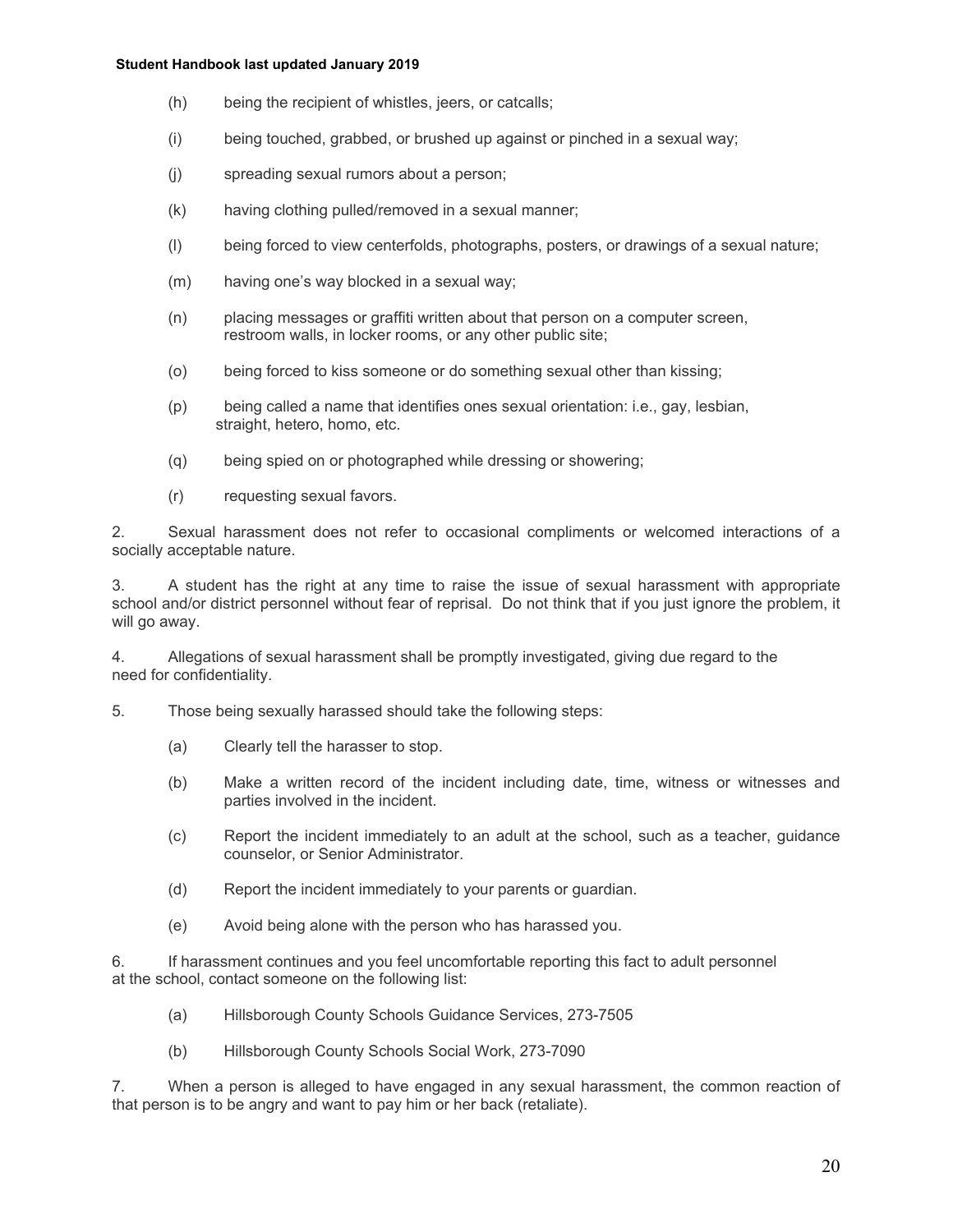(h) being the recipient of whistles, jeers, or catcalls;

(i) being touched, grabbed, or brushed up against or pinched in a sexual way;

(j) spreading sexual rumors about a person;

(k) having clothing pulled/removed in a sexual manner;

(l) being forced to view centerfolds, photographs, posters, or drawings of a sexual nature;

(m) having one's way blocked in a sexual way;

(n) placing messages or graffiti written about that person on a computer screen, restroom walls, in locker rooms, or any other public site;

(o) being forced to kiss someone or do something sexual other than kissing;

(p) being called a name that identifies ones sexual orientation: i.e., gay, lesbian, straight, hetero, homo, etc.

(q) being spied on or photographed while dressing or showering;

(r) requesting sexual favors.

2. Sexual harassment does not refer to occasional compliments or welcomed interactions of a socially acceptable nature.

3. A student has the right at any time to raise the issue of sexual harassment with appropriate school and/or district personnel without fear of reprisal. Do not think that if you just ignore the problem, it will go away.

4. Allegations of sexual harassment shall be promptly investigated, giving due regard to the need for confidentiality.

5. Those being sexually harassed should take the following steps:

(a) Clearly tell the harasser to stop.

(b) Make a written record of the incident including date, time, witness or witnesses and parties involved in the incident.

(c) Report the incident immediately to an adult at the school, such as a teacher, guidance counselor, or Senior Administrator.

(d) Report the incident immediately to your parents or guardian.

(e) Avoid being alone with the person who has harassed you.

6. If harassment continues and you feel uncomfortable reporting this fact to adult personnel at the school, contact someone on the following list:

(a) Hillsborough County Schools Guidance Services, 273-7505

(b) Hillsborough County Schools Social Work, 273-7090

7. When a person is alleged to have engaged in any sexual harassment, the common reaction of that person is to be angry and want to pay him or her back (retaliate).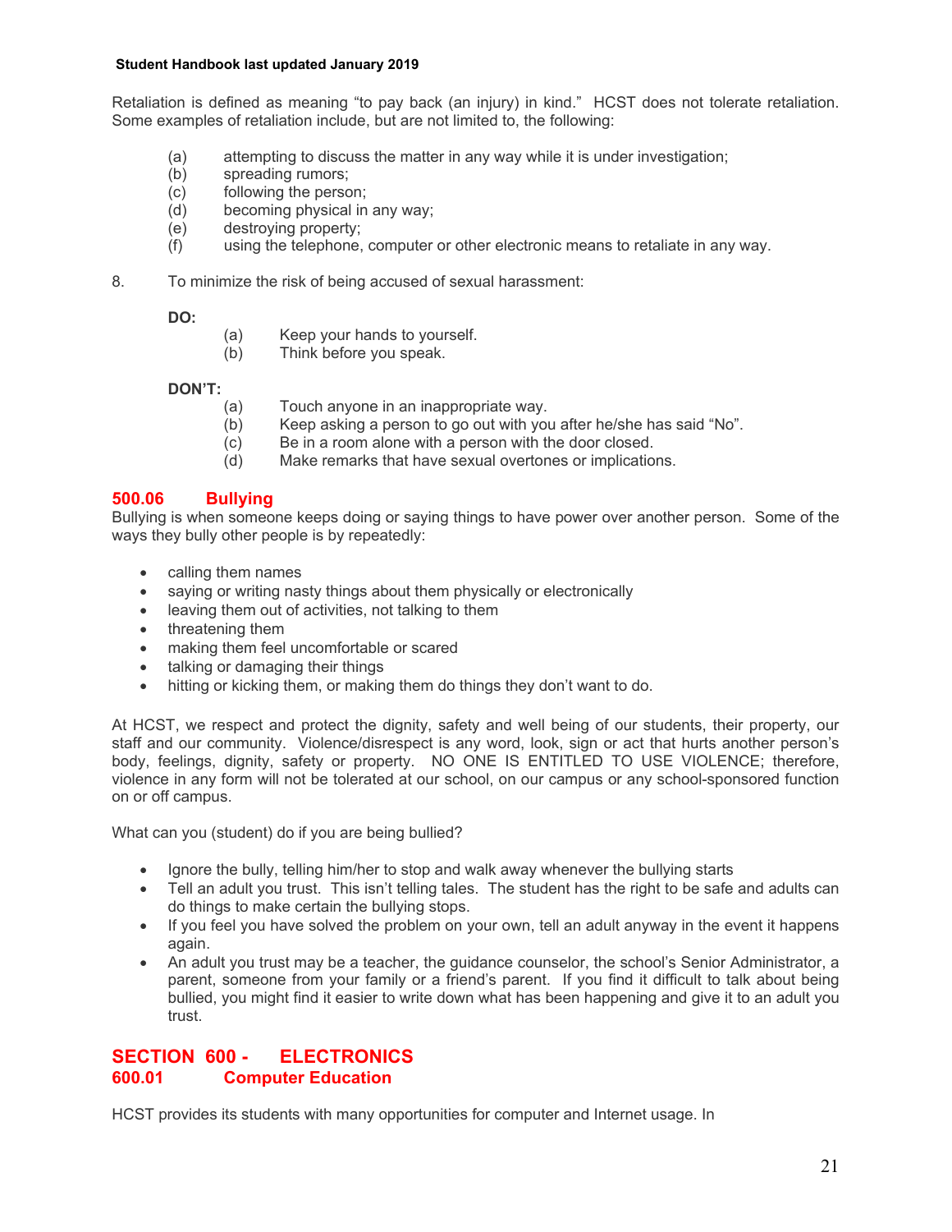Retaliation is defined as meaning "to pay back (an injury) in kind." HCST does not tolerate retaliation. Some examples of retaliation include, but are not limited to, the following:

(a) attempting to discuss the matter in any way while it is under investigation;
(b) spreading rumors;
(c) following the person;
(d) becoming physical in any way;
(e) destroying property;
(f) using the telephone, computer or other electronic means to retaliate in any way.

8. To minimize the risk of being accused of sexual harassment:

**DO:**

(a) Keep your hands to yourself.
(b) Think before you speak.

**DON'T:**

(a) Touch anyone in an inappropriate way.
(b) Keep asking a person to go out with you after he/she has said "No".
(c) Be in a room alone with a person with the door closed.
(d) Make remarks that have sexual overtones or implications.

### 500.06 Bullying

Bullying is when someone keeps doing or saying things to have power over another person. Some of the ways they bully other people is by repeatedly:

- calling them names
- saying or writing nasty things about them physically or electronically
- leaving them out of activities, not talking to them
- threatening them
- making them feel uncomfortable or scared
- talking or damaging their things
- hitting or kicking them, or making them do things they don't want to do.

At HCST, we respect and protect the dignity, safety and well being of our students, their property, our staff and our community. Violence/disrespect is any word, look, sign or act that hurts another person's body, feelings, dignity, safety or property. NO ONE IS ENTITLED TO USE VIOLENCE; therefore, violence in any form will not be tolerated at our school, on our campus or any school-sponsored function on or off campus.

What can you (student) do if you are being bullied?

- Ignore the bully, telling him/her to stop and walk away whenever the bullying starts
- Tell an adult you trust. This isn't telling tales. The student has the right to be safe and adults can do things to make certain the bullying stops.
- If you feel you have solved the problem on your own, tell an adult anyway in the event it happens again.
- An adult you trust may be a teacher, the guidance counselor, the school's Senior Administrator, a parent, someone from your family or a friend's parent. If you find it difficult to talk about being bullied, you might find it easier to write down what has been happening and give it to an adult you trust.

## SECTION 600 - ELECTRONICS

### 600.01 Computer Education

HCST provides its students with many opportunities for computer and Internet usage. In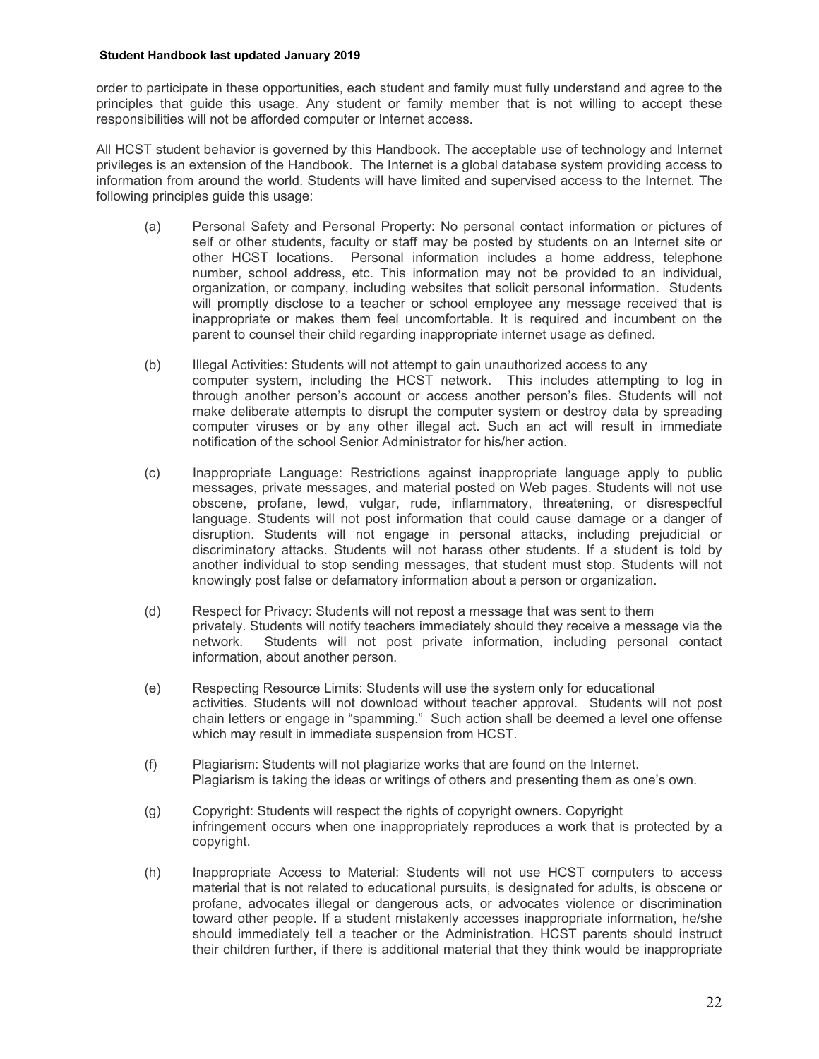order to participate in these opportunities, each student and family must fully understand and agree to the principles that guide this usage. Any student or family member that is not willing to accept these responsibilities will not be afforded computer or Internet access.

All HCST student behavior is governed by this Handbook. The acceptable use of technology and Internet privileges is an extension of the Handbook. The Internet is a global database system providing access to information from around the world. Students will have limited and supervised access to the Internet. The following principles guide this usage:

(a) Personal Safety and Personal Property: No personal contact information or pictures of self or other students, faculty or staff may be posted by students on an Internet site or other HCST locations. Personal information includes a home address, telephone number, school address, etc. This information may not be provided to an individual, organization, or company, including websites that solicit personal information. Students will promptly disclose to a teacher or school employee any message received that is inappropriate or makes them feel uncomfortable. It is required and incumbent on the parent to counsel their child regarding inappropriate internet usage as defined.

(b) Illegal Activities: Students will not attempt to gain unauthorized access to any computer system, including the HCST network. This includes attempting to log in through another person's account or access another person's files. Students will not make deliberate attempts to disrupt the computer system or destroy data by spreading computer viruses or by any other illegal act. Such an act will result in immediate notification of the school Senior Administrator for his/her action.

(c) Inappropriate Language: Restrictions against inappropriate language apply to public messages, private messages, and material posted on Web pages. Students will not use obscene, profane, lewd, vulgar, rude, inflammatory, threatening, or disrespectful language. Students will not post information that could cause damage or a danger of disruption. Students will not engage in personal attacks, including prejudicial or discriminatory attacks. Students will not harass other students. If a student is told by another individual to stop sending messages, that student must stop. Students will not knowingly post false or defamatory information about a person or organization.

(d) Respect for Privacy: Students will not repost a message that was sent to them privately. Students will notify teachers immediately should they receive a message via the network. Students will not post private information, including personal contact information, about another person.

(e) Respecting Resource Limits: Students will use the system only for educational activities. Students will not download without teacher approval. Students will not post chain letters or engage in "spamming." Such action shall be deemed a level one offense which may result in immediate suspension from HCST.

(f) Plagiarism: Students will not plagiarize works that are found on the Internet. Plagiarism is taking the ideas or writings of others and presenting them as one's own.

(g) Copyright: Students will respect the rights of copyright owners. Copyright infringement occurs when one inappropriately reproduces a work that is protected by a copyright.

(h) Inappropriate Access to Material: Students will not use HCST computers to access material that is not related to educational pursuits, is designated for adults, is obscene or profane, advocates illegal or dangerous acts, or advocates violence or discrimination toward other people. If a student mistakenly accesses inappropriate information, he/she should immediately tell a teacher or the Administration. HCST parents should instruct their children further, if there is additional material that they think would be inappropriate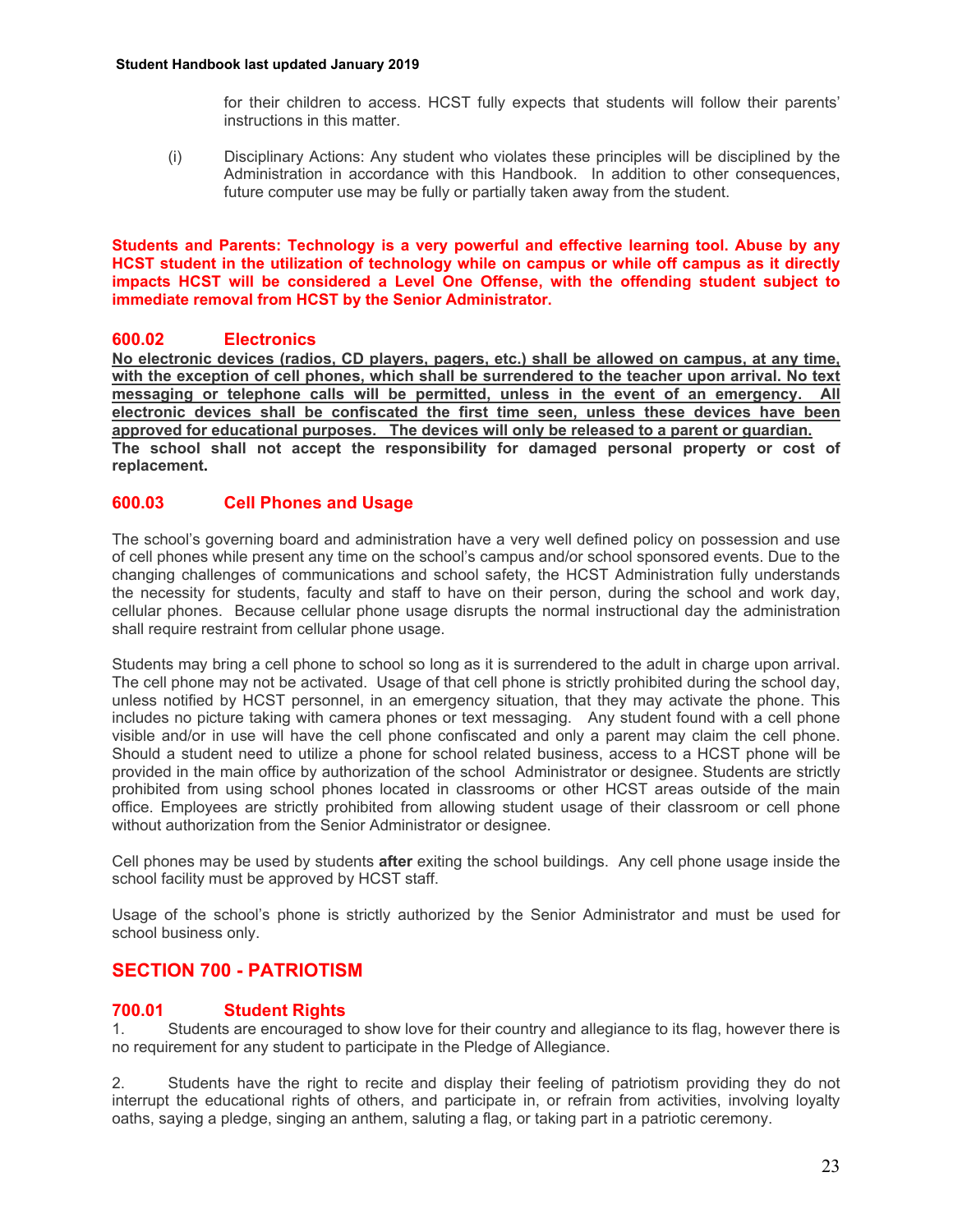for their children to access. HCST fully expects that students will follow their parents' instructions in this matter.

(i) Disciplinary Actions: Any student who violates these principles will be disciplined by the Administration in accordance with this Handbook. In addition to other consequences, future computer use may be fully or partially taken away from the student.

**Students and Parents: Technology is a very powerful and effective learning tool. Abuse by any HCST student in the utilization of technology while on campus or while off campus as it directly impacts HCST will be considered a Level One Offense, with the offending student subject to immediate removal from HCST by the Senior Administrator.**

### 600.02 Electronics

**No electronic devices (radios, CD players, pagers, etc.) shall be allowed on campus, at any time, with the exception of cell phones, which shall be surrendered to the teacher upon arrival. No text messaging or telephone calls will be permitted, unless in the event of an emergency. All electronic devices shall be confiscated the first time seen, unless these devices have been approved for educational purposes. The devices will only be released to a parent or guardian.**
**The school shall not accept the responsibility for damaged personal property or cost of replacement.**

### 600.03 Cell Phones and Usage

The school's governing board and administration have a very well defined policy on possession and use of cell phones while present any time on the school's campus and/or school sponsored events. Due to the changing challenges of communications and school safety, the HCST Administration fully understands the necessity for students, faculty and staff to have on their person, during the school and work day, cellular phones. Because cellular phone usage disrupts the normal instructional day the administration shall require restraint from cellular phone usage.

Students may bring a cell phone to school so long as it is surrendered to the adult in charge upon arrival. The cell phone may not be activated. Usage of that cell phone is strictly prohibited during the school day, unless notified by HCST personnel, in an emergency situation, that they may activate the phone. This includes no picture taking with camera phones or text messaging. Any student found with a cell phone visible and/or in use will have the cell phone confiscated and only a parent may claim the cell phone. Should a student need to utilize a phone for school related business, access to a HCST phone will be provided in the main office by authorization of the school Administrator or designee. Students are strictly prohibited from using school phones located in classrooms or other HCST areas outside of the main office. Employees are strictly prohibited from allowing student usage of their classroom or cell phone without authorization from the Senior Administrator or designee.

Cell phones may be used by students **after** exiting the school buildings. Any cell phone usage inside the school facility must be approved by HCST staff.

Usage of the school's phone is strictly authorized by the Senior Administrator and must be used for school business only.

## SECTION 700 - PATRIOTISM

### 700.01 Student Rights

1. Students are encouraged to show love for their country and allegiance to its flag, however there is no requirement for any student to participate in the Pledge of Allegiance.

2. Students have the right to recite and display their feeling of patriotism providing they do not interrupt the educational rights of others, and participate in, or refrain from activities, involving loyalty oaths, saying a pledge, singing an anthem, saluting a flag, or taking part in a patriotic ceremony.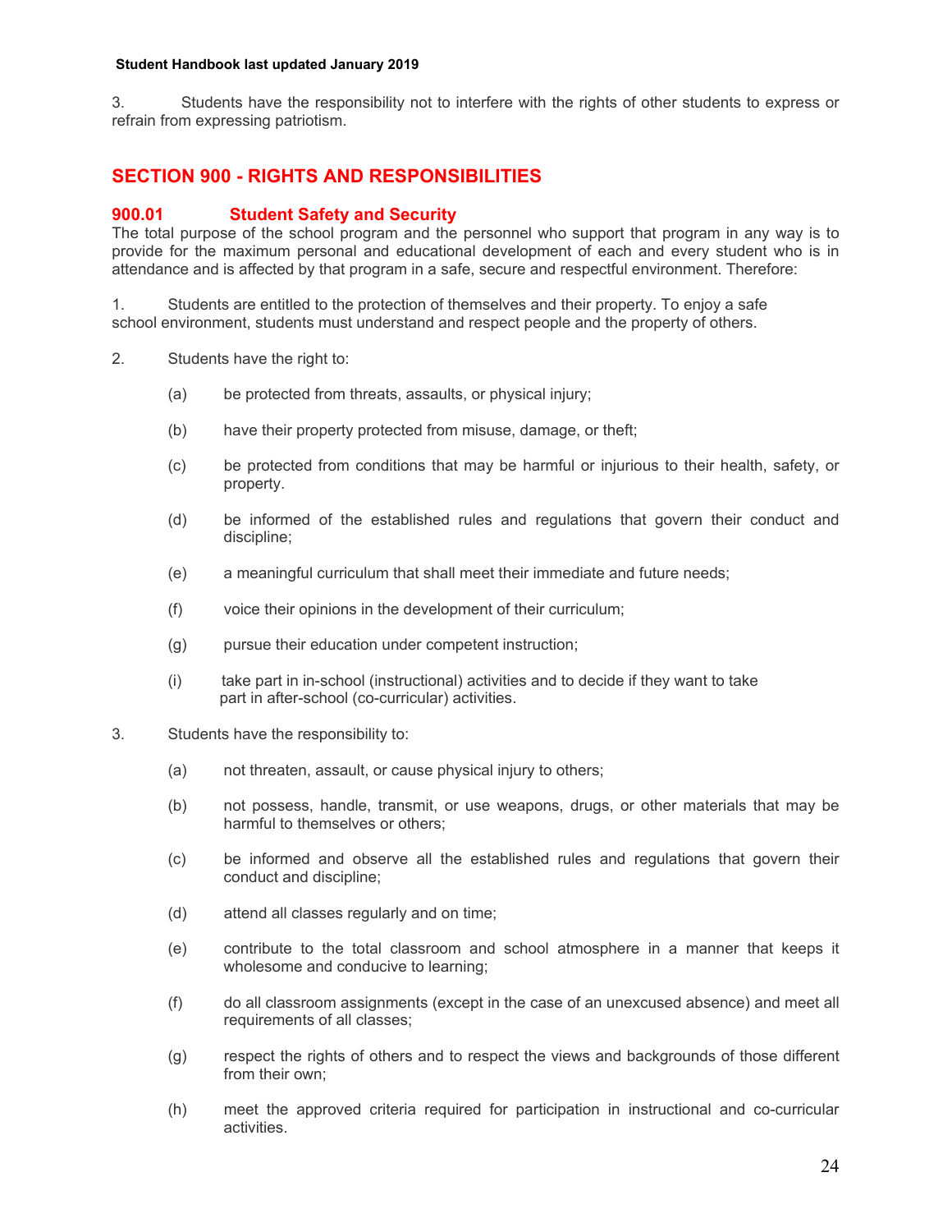3. Students have the responsibility not to interfere with the rights of other students to express or refrain from expressing patriotism.

## SECTION 900 - RIGHTS AND RESPONSIBILITIES

### 900.01 Student Safety and Security

The total purpose of the school program and the personnel who support that program in any way is to provide for the maximum personal and educational development of each and every student who is in attendance and is affected by that program in a safe, secure and respectful environment. Therefore:

1. Students are entitled to the protection of themselves and their property. To enjoy a safe school environment, students must understand and respect people and the property of others.

2. Students have the right to:

   (a) be protected from threats, assaults, or physical injury;

   (b) have their property protected from misuse, damage, or theft;

   (c) be protected from conditions that may be harmful or injurious to their health, safety, or property.

   (d) be informed of the established rules and regulations that govern their conduct and discipline;

   (e) a meaningful curriculum that shall meet their immediate and future needs;

   (f) voice their opinions in the development of their curriculum;

   (g) pursue their education under competent instruction;

   (i) take part in in-school (instructional) activities and to decide if they want to take part in after-school (co-curricular) activities.

3. Students have the responsibility to:

   (a) not threaten, assault, or cause physical injury to others;

   (b) not possess, handle, transmit, or use weapons, drugs, or other materials that may be harmful to themselves or others;

   (c) be informed and observe all the established rules and regulations that govern their conduct and discipline;

   (d) attend all classes regularly and on time;

   (e) contribute to the total classroom and school atmosphere in a manner that keeps it wholesome and conducive to learning;

   (f) do all classroom assignments (except in the case of an unexcused absence) and meet all requirements of all classes;

   (g) respect the rights of others and to respect the views and backgrounds of those different from their own;

   (h) meet the approved criteria required for participation in instructional and co-curricular activities.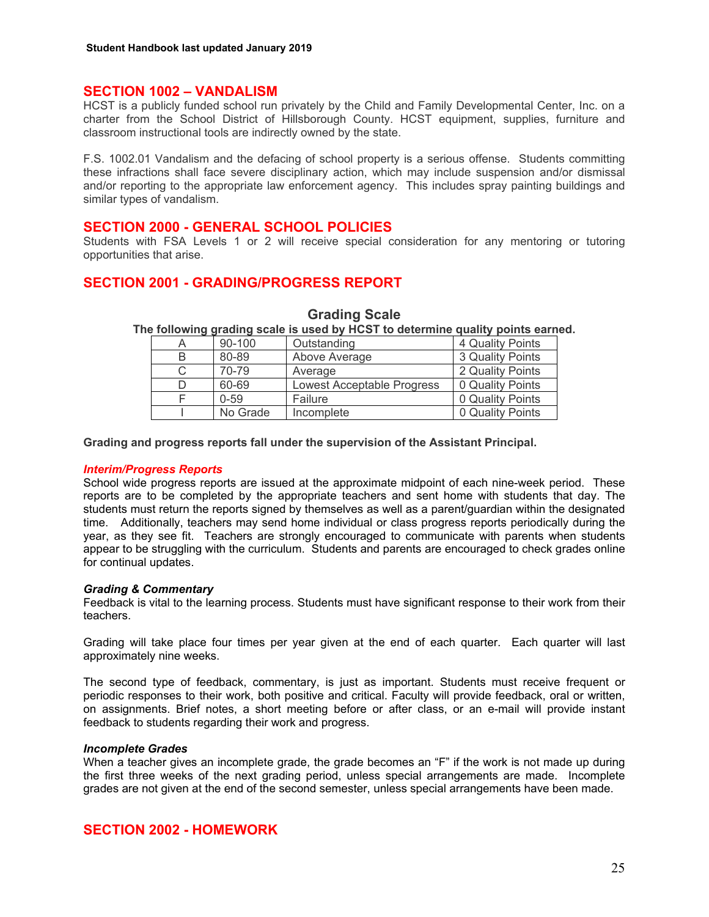## SECTION 1002 – VANDALISM

HCST is a publicly funded school run privately by the Child and Family Developmental Center, Inc. on a charter from the School District of Hillsborough County. HCST equipment, supplies, furniture and classroom instructional tools are indirectly owned by the state.

F.S. 1002.01 Vandalism and the defacing of school property is a serious offense. Students committing these infractions shall face severe disciplinary action, which may include suspension and/or dismissal and/or reporting to the appropriate law enforcement agency. This includes spray painting buildings and similar types of vandalism.

## SECTION 2000 - GENERAL SCHOOL POLICIES

Students with FSA Levels 1 or 2 will receive special consideration for any mentoring or tutoring opportunities that arise.

## SECTION 2001 - GRADING/PROGRESS REPORT

### Grading Scale

**The following grading scale is used by HCST to determine quality points earned.**

| | | | |
|---|---|---|---|
| A | 90-100 | Outstanding | 4 Quality Points |
| B | 80-89 | Above Average | 3 Quality Points |
| C | 70-79 | Average | 2 Quality Points |
| D | 60-69 | Lowest Acceptable Progress | 0 Quality Points |
| F | 0-59 | Failure | 0 Quality Points |
| I | No Grade | Incomplete | 0 Quality Points |

**Grading and progress reports fall under the supervision of the Assistant Principal.**

***Interim/Progress Reports***

School wide progress reports are issued at the approximate midpoint of each nine-week period. These reports are to be completed by the appropriate teachers and sent home with students that day. The students must return the reports signed by themselves as well as a parent/guardian within the designated time. Additionally, teachers may send home individual or class progress reports periodically during the year, as they see fit. Teachers are strongly encouraged to communicate with parents when students appear to be struggling with the curriculum. Students and parents are encouraged to check grades online for continual updates.

***Grading & Commentary***

Feedback is vital to the learning process. Students must have significant response to their work from their teachers.

Grading will take place four times per year given at the end of each quarter. Each quarter will last approximately nine weeks.

The second type of feedback, commentary, is just as important. Students must receive frequent or periodic responses to their work, both positive and critical. Faculty will provide feedback, oral or written, on assignments. Brief notes, a short meeting before or after class, or an e-mail will provide instant feedback to students regarding their work and progress.

***Incomplete Grades***

When a teacher gives an incomplete grade, the grade becomes an "F" if the work is not made up during the first three weeks of the next grading period, unless special arrangements are made. Incomplete grades are not given at the end of the second semester, unless special arrangements have been made.

## SECTION 2002 - HOMEWORK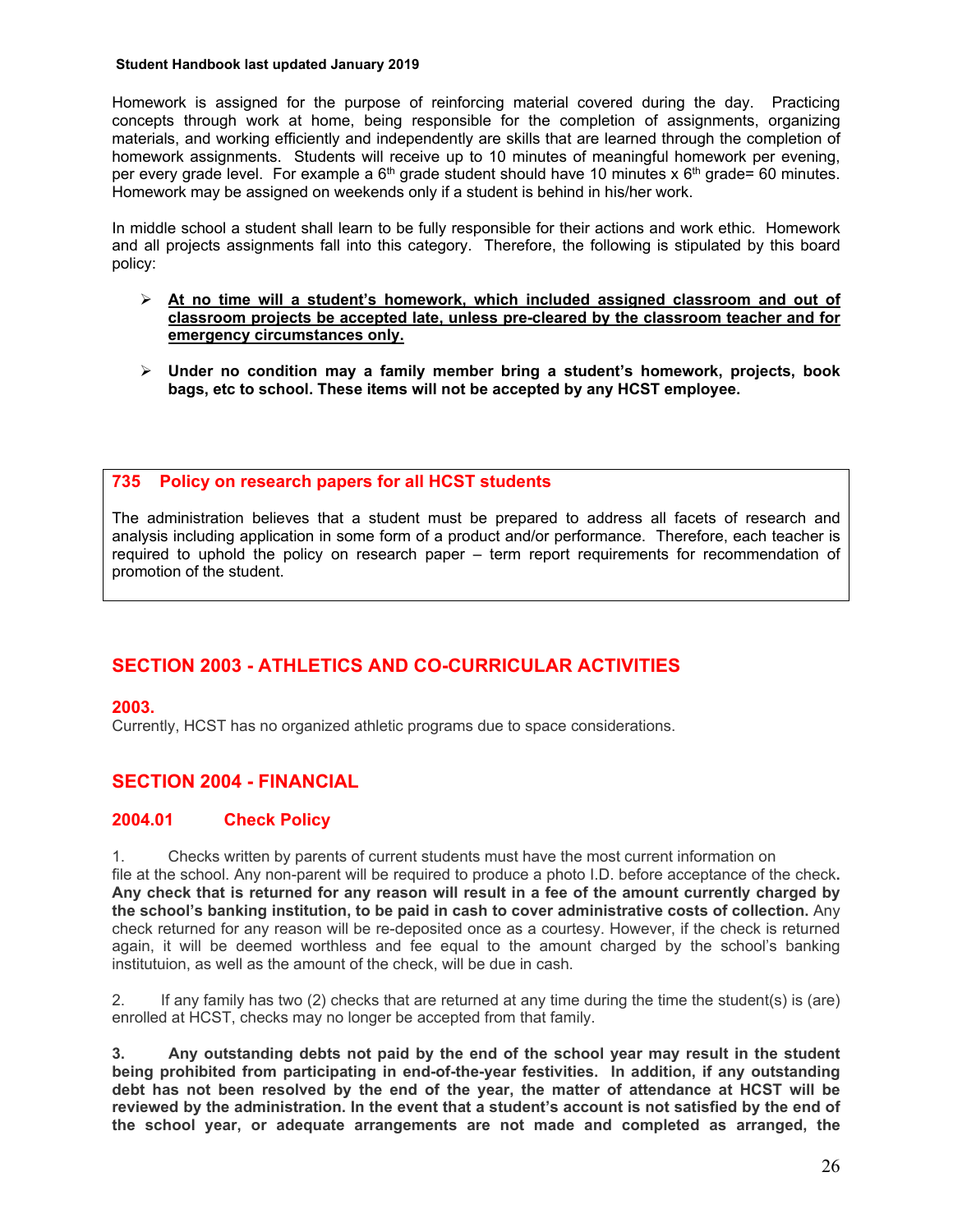Homework is assigned for the purpose of reinforcing material covered during the day. Practicing concepts through work at home, being responsible for the completion of assignments, organizing materials, and working efficiently and independently are skills that are learned through the completion of homework assignments. Students will receive up to 10 minutes of meaningful homework per evening, per every grade level. For example a 6th grade student should have 10 minutes x 6th grade= 60 minutes. Homework may be assigned on weekends only if a student is behind in his/her work.

In middle school a student shall learn to be fully responsible for their actions and work ethic. Homework and all projects assignments fall into this category. Therefore, the following is stipulated by this board policy:

- **At no time will a student's homework, which included assigned classroom and out of classroom projects be accepted late, unless pre-cleared by the classroom teacher and for emergency circumstances only.**
- **Under no condition may a family member bring a student's homework, projects, book bags, etc to school. These items will not be accepted by any HCST employee.**

### 735 Policy on research papers for all HCST students

The administration believes that a student must be prepared to address all facets of research and analysis including application in some form of a product and/or performance. Therefore, each teacher is required to uphold the policy on research paper – term report requirements for recommendation of promotion of the student.

## SECTION 2003 - ATHLETICS AND CO-CURRICULAR ACTIVITIES

### 2003.

Currently, HCST has no organized athletic programs due to space considerations.

## SECTION 2004 - FINANCIAL

### 2004.01 Check Policy

1. Checks written by parents of current students must have the most current information on file at the school. Any non-parent will be required to produce a photo I.D. before acceptance of the check. **Any check that is returned for any reason will result in a fee of the amount currently charged by the school's banking institution, to be paid in cash to cover administrative costs of collection.** Any check returned for any reason will be re-deposited once as a courtesy. However, if the check is returned again, it will be deemed worthless and fee equal to the amount charged by the school's banking institutuion, as well as the amount of the check, will be due in cash.

2. If any family has two (2) checks that are returned at any time during the time the student(s) is (are) enrolled at HCST, checks may no longer be accepted from that family.

**3. Any outstanding debts not paid by the end of the school year may result in the student being prohibited from participating in end-of-the-year festivities. In addition, if any outstanding debt has not been resolved by the end of the year, the matter of attendance at HCST will be reviewed by the administration. In the event that a student's account is not satisfied by the end of the school year, or adequate arrangements are not made and completed as arranged, the**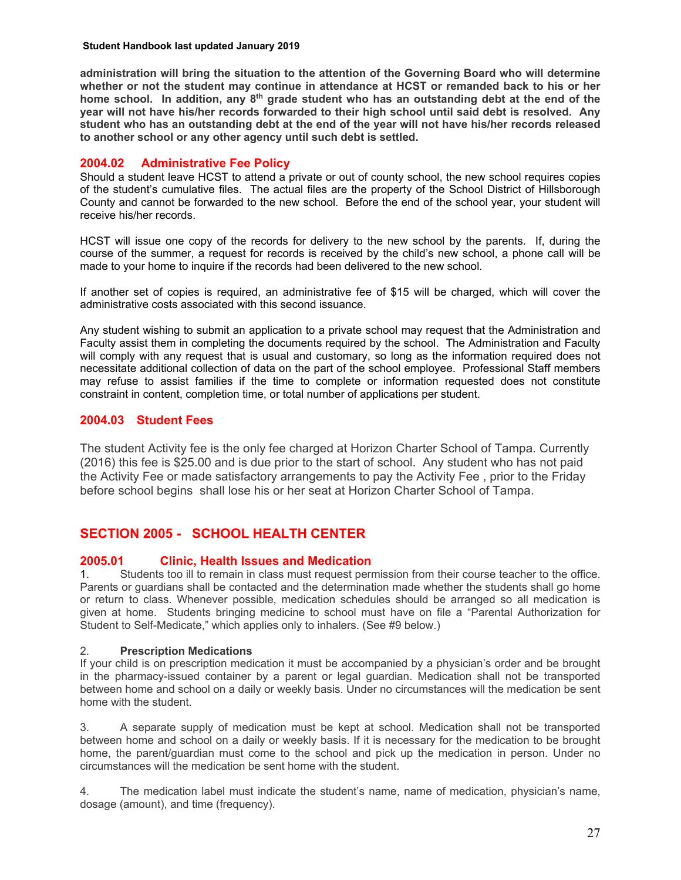**administration will bring the situation to the attention of the Governing Board who will determine whether or not the student may continue in attendance at HCST or remanded back to his or her home school. In addition, any 8th grade student who has an outstanding debt at the end of the year will not have his/her records forwarded to their high school until said debt is resolved. Any student who has an outstanding debt at the end of the year will not have his/her records released to another school or any other agency until such debt is settled.**

### 2004.02 Administrative Fee Policy

Should a student leave HCST to attend a private or out of county school, the new school requires copies of the student's cumulative files. The actual files are the property of the School District of Hillsborough County and cannot be forwarded to the new school. Before the end of the school year, your student will receive his/her records.

HCST will issue one copy of the records for delivery to the new school by the parents. If, during the course of the summer, a request for records is received by the child's new school, a phone call will be made to your home to inquire if the records had been delivered to the new school.

If another set of copies is required, an administrative fee of $15 will be charged, which will cover the administrative costs associated with this second issuance.

Any student wishing to submit an application to a private school may request that the Administration and Faculty assist them in completing the documents required by the school. The Administration and Faculty will comply with any request that is usual and customary, so long as the information required does not necessitate additional collection of data on the part of the school employee. Professional Staff members may refuse to assist families if the time to complete or information requested does not constitute constraint in content, completion time, or total number of applications per student.

### 2004.03 Student Fees

The student Activity fee is the only fee charged at Horizon Charter School of Tampa. Currently (2016) this fee is $25.00 and is due prior to the start of school. Any student who has not paid the Activity Fee or made satisfactory arrangements to pay the Activity Fee , prior to the Friday before school begins shall lose his or her seat at Horizon Charter School of Tampa.

## SECTION 2005 - SCHOOL HEALTH CENTER

### 2005.01 Clinic, Health Issues and Medication

1. Students too ill to remain in class must request permission from their course teacher to the office. Parents or guardians shall be contacted and the determination made whether the students shall go home or return to class. Whenever possible, medication schedules should be arranged so all medication is given at home. Students bringing medicine to school must have on file a "Parental Authorization for Student to Self-Medicate," which applies only to inhalers. (See #9 below.)

2. **Prescription Medications**

If your child is on prescription medication it must be accompanied by a physician's order and be brought in the pharmacy-issued container by a parent or legal guardian. Medication shall not be transported between home and school on a daily or weekly basis. Under no circumstances will the medication be sent home with the student.

3. A separate supply of medication must be kept at school. Medication shall not be transported between home and school on a daily or weekly basis. If it is necessary for the medication to be brought home, the parent/guardian must come to the school and pick up the medication in person. Under no circumstances will the medication be sent home with the student.

4. The medication label must indicate the student's name, name of medication, physician's name, dosage (amount), and time (frequency).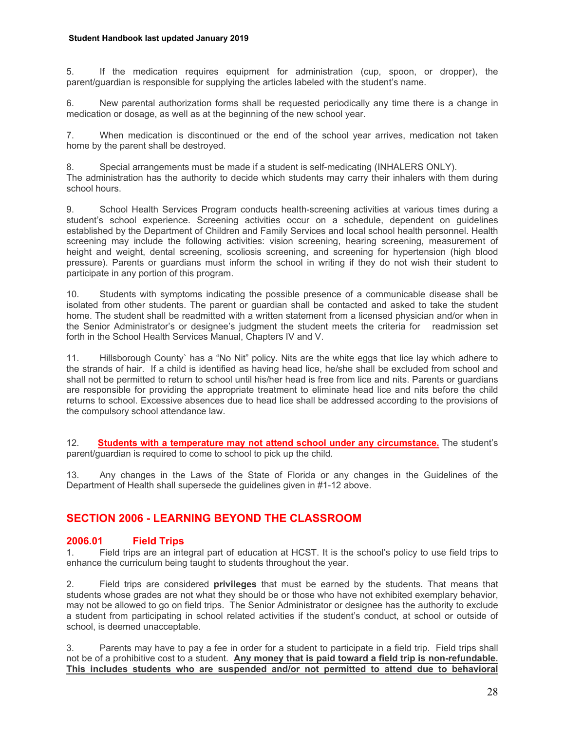5. If the medication requires equipment for administration (cup, spoon, or dropper), the parent/guardian is responsible for supplying the articles labeled with the student's name.

6. New parental authorization forms shall be requested periodically any time there is a change in medication or dosage, as well as at the beginning of the new school year.

7. When medication is discontinued or the end of the school year arrives, medication not taken home by the parent shall be destroyed.

8. Special arrangements must be made if a student is self-medicating (INHALERS ONLY). The administration has the authority to decide which students may carry their inhalers with them during school hours.

9. School Health Services Program conducts health-screening activities at various times during a student's school experience. Screening activities occur on a schedule, dependent on guidelines established by the Department of Children and Family Services and local school health personnel. Health screening may include the following activities: vision screening, hearing screening, measurement of height and weight, dental screening, scoliosis screening, and screening for hypertension (high blood pressure). Parents or guardians must inform the school in writing if they do not wish their student to participate in any portion of this program.

10. Students with symptoms indicating the possible presence of a communicable disease shall be isolated from other students. The parent or guardian shall be contacted and asked to take the student home. The student shall be readmitted with a written statement from a licensed physician and/or when in the Senior Administrator's or designee's judgment the student meets the criteria for readmission set forth in the School Health Services Manual, Chapters IV and V.

11. Hillsborough County` has a "No Nit" policy. Nits are the white eggs that lice lay which adhere to the strands of hair. If a child is identified as having head lice, he/she shall be excluded from school and shall not be permitted to return to school until his/her head is free from lice and nits. Parents or guardians are responsible for providing the appropriate treatment to eliminate head lice and nits before the child returns to school. Excessive absences due to head lice shall be addressed according to the provisions of the compulsory school attendance law.

12. **Students with a temperature may not attend school under any circumstance.** The student's parent/guardian is required to come to school to pick up the child.

13. Any changes in the Laws of the State of Florida or any changes in the Guidelines of the Department of Health shall supersede the guidelines given in #1-12 above.

## SECTION 2006 - LEARNING BEYOND THE CLASSROOM

### 2006.01 Field Trips

1. Field trips are an integral part of education at HCST. It is the school's policy to use field trips to enhance the curriculum being taught to students throughout the year.

2. Field trips are considered **privileges** that must be earned by the students. That means that students whose grades are not what they should be or those who have not exhibited exemplary behavior, may not be allowed to go on field trips. The Senior Administrator or designee has the authority to exclude a student from participating in school related activities if the student's conduct, at school or outside of school, is deemed unacceptable.

3. Parents may have to pay a fee in order for a student to participate in a field trip. Field trips shall not be of a prohibitive cost to a student. **Any money that is paid toward a field trip is non-refundable. This includes students who are suspended and/or not permitted to attend due to behavioral**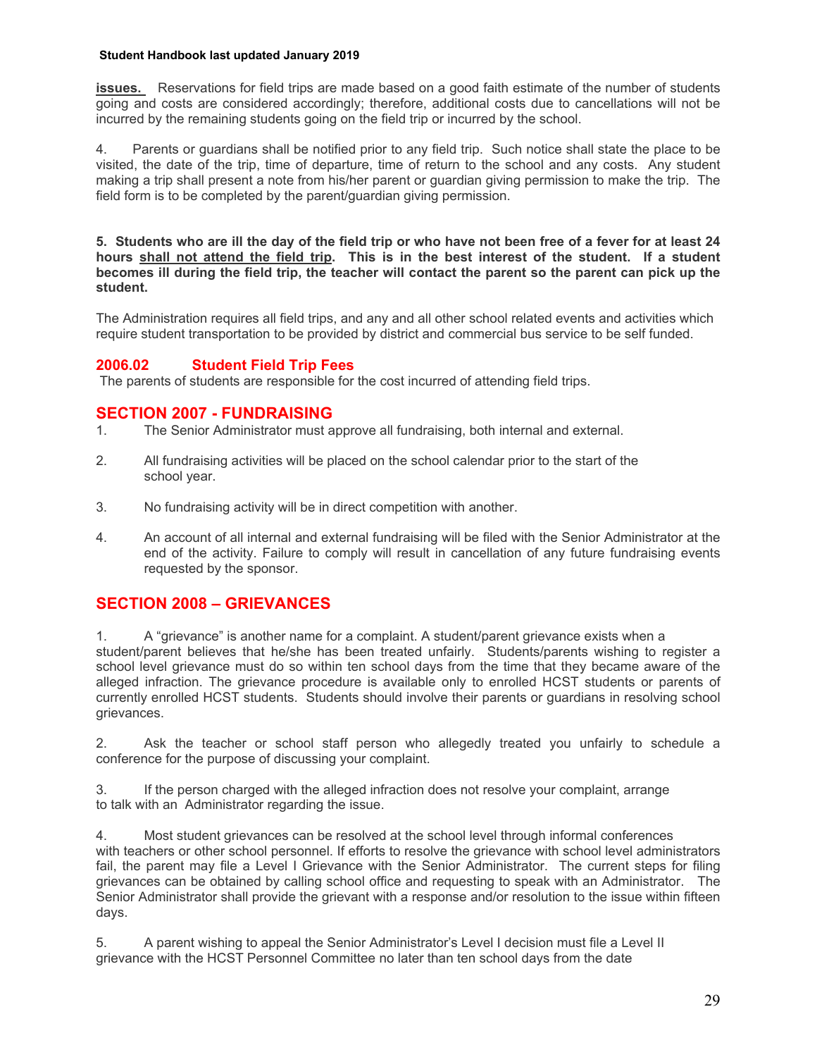**issues.** Reservations for field trips are made based on a good faith estimate of the number of students going and costs are considered accordingly; therefore, additional costs due to cancellations will not be incurred by the remaining students going on the field trip or incurred by the school.

4. Parents or guardians shall be notified prior to any field trip. Such notice shall state the place to be visited, the date of the trip, time of departure, time of return to the school and any costs. Any student making a trip shall present a note from his/her parent or guardian giving permission to make the trip. The field form is to be completed by the parent/guardian giving permission.

**5. Students who are ill the day of the field trip or who have not been free of a fever for at least 24 hours shall not attend the field trip. This is in the best interest of the student. If a student becomes ill during the field trip, the teacher will contact the parent so the parent can pick up the student.**

The Administration requires all field trips, and any and all other school related events and activities which require student transportation to be provided by district and commercial bus service to be self funded.

### 2006.02 Student Field Trip Fees

The parents of students are responsible for the cost incurred of attending field trips.

## SECTION 2007 - FUNDRAISING

1. The Senior Administrator must approve all fundraising, both internal and external.

2. All fundraising activities will be placed on the school calendar prior to the start of the school year.

3. No fundraising activity will be in direct competition with another.

4. An account of all internal and external fundraising will be filed with the Senior Administrator at the end of the activity. Failure to comply will result in cancellation of any future fundraising events requested by the sponsor.

## SECTION 2008 – GRIEVANCES

1. A "grievance" is another name for a complaint. A student/parent grievance exists when a student/parent believes that he/she has been treated unfairly. Students/parents wishing to register a school level grievance must do so within ten school days from the time that they became aware of the alleged infraction. The grievance procedure is available only to enrolled HCST students or parents of currently enrolled HCST students. Students should involve their parents or guardians in resolving school grievances.

2. Ask the teacher or school staff person who allegedly treated you unfairly to schedule a conference for the purpose of discussing your complaint.

3. If the person charged with the alleged infraction does not resolve your complaint, arrange to talk with an Administrator regarding the issue.

4. Most student grievances can be resolved at the school level through informal conferences with teachers or other school personnel. If efforts to resolve the grievance with school level administrators fail, the parent may file a Level I Grievance with the Senior Administrator. The current steps for filing grievances can be obtained by calling school office and requesting to speak with an Administrator. The Senior Administrator shall provide the grievant with a response and/or resolution to the issue within fifteen days.

5. A parent wishing to appeal the Senior Administrator's Level I decision must file a Level II grievance with the HCST Personnel Committee no later than ten school days from the date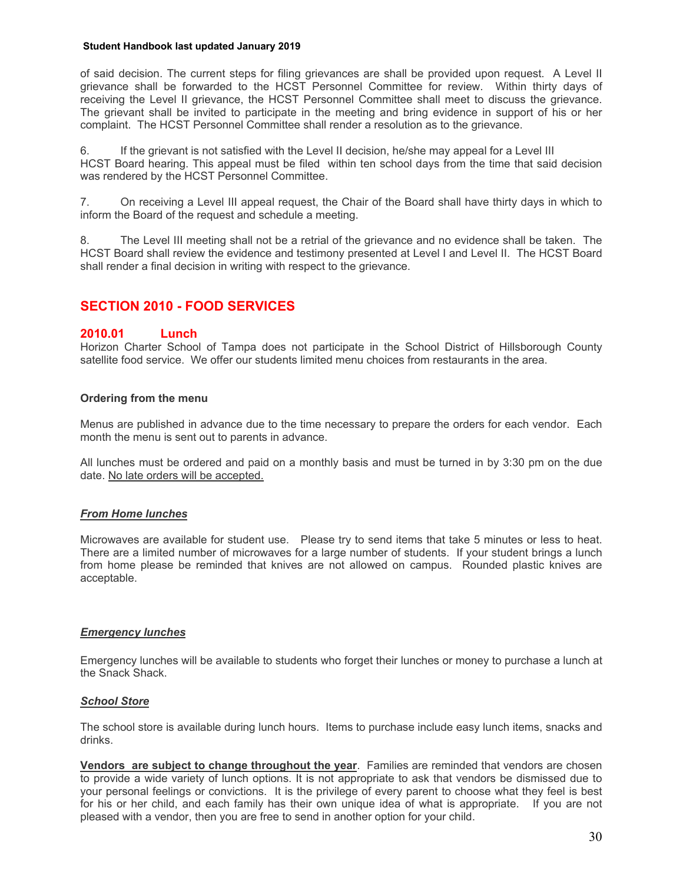of said decision. The current steps for filing grievances are shall be provided upon request. A Level II grievance shall be forwarded to the HCST Personnel Committee for review. Within thirty days of receiving the Level II grievance, the HCST Personnel Committee shall meet to discuss the grievance. The grievant shall be invited to participate in the meeting and bring evidence in support of his or her complaint. The HCST Personnel Committee shall render a resolution as to the grievance.

6. If the grievant is not satisfied with the Level II decision, he/she may appeal for a Level III HCST Board hearing. This appeal must be filed within ten school days from the time that said decision was rendered by the HCST Personnel Committee.

7. On receiving a Level III appeal request, the Chair of the Board shall have thirty days in which to inform the Board of the request and schedule a meeting.

8. The Level III meeting shall not be a retrial of the grievance and no evidence shall be taken. The HCST Board shall review the evidence and testimony presented at Level I and Level II. The HCST Board shall render a final decision in writing with respect to the grievance.

## SECTION 2010 - FOOD SERVICES

### 2010.01 Lunch

Horizon Charter School of Tampa does not participate in the School District of Hillsborough County satellite food service. We offer our students limited menu choices from restaurants in the area.

**Ordering from the menu**

Menus are published in advance due to the time necessary to prepare the orders for each vendor. Each month the menu is sent out to parents in advance.

All lunches must be ordered and paid on a monthly basis and must be turned in by 3:30 pm on the due date. No late orders will be accepted.

***From Home lunches***

Microwaves are available for student use. Please try to send items that take 5 minutes or less to heat. There are a limited number of microwaves for a large number of students. If your student brings a lunch from home please be reminded that knives are not allowed on campus. Rounded plastic knives are acceptable.

***Emergency lunches***

Emergency lunches will be available to students who forget their lunches or money to purchase a lunch at the Snack Shack.

***School Store***

The school store is available during lunch hours. Items to purchase include easy lunch items, snacks and drinks.

**Vendors are subject to change throughout the year**. Families are reminded that vendors are chosen to provide a wide variety of lunch options. It is not appropriate to ask that vendors be dismissed due to your personal feelings or convictions. It is the privilege of every parent to choose what they feel is best for his or her child, and each family has their own unique idea of what is appropriate. If you are not pleased with a vendor, then you are free to send in another option for your child.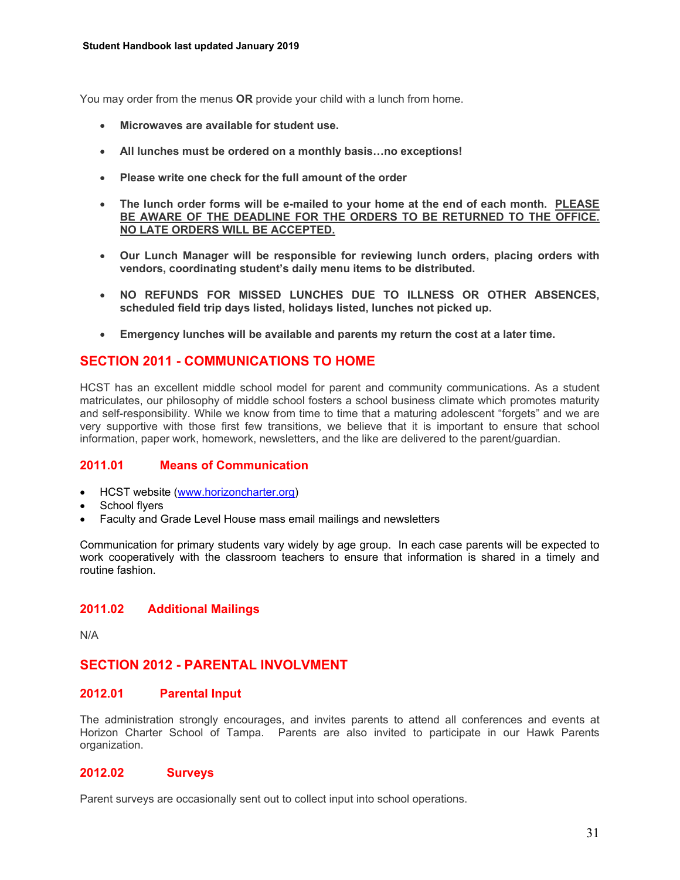You may order from the menus **OR** provide your child with a lunch from home.

- **Microwaves are available for student use.**
- **All lunches must be ordered on a monthly basis…no exceptions!**
- **Please write one check for the full amount of the order**
- **The lunch order forms will be e-mailed to your home at the end of each month. PLEASE BE AWARE OF THE DEADLINE FOR THE ORDERS TO BE RETURNED TO THE OFFICE. NO LATE ORDERS WILL BE ACCEPTED.**
- **Our Lunch Manager will be responsible for reviewing lunch orders, placing orders with vendors, coordinating student's daily menu items to be distributed.**
- **NO REFUNDS FOR MISSED LUNCHES DUE TO ILLNESS OR OTHER ABSENCES, scheduled field trip days listed, holidays listed, lunches not picked up.**
- **Emergency lunches will be available and parents my return the cost at a later time.**

## SECTION 2011 - COMMUNICATIONS TO HOME

HCST has an excellent middle school model for parent and community communications. As a student matriculates, our philosophy of middle school fosters a school business climate which promotes maturity and self-responsibility. While we know from time to time that a maturing adolescent "forgets" and we are very supportive with those first few transitions, we believe that it is important to ensure that school information, paper work, homework, newsletters, and the like are delivered to the parent/guardian.

### 2011.01 Means of Communication

- HCST website (www.horizoncharter.org)
- School flyers
- Faculty and Grade Level House mass email mailings and newsletters

Communication for primary students vary widely by age group. In each case parents will be expected to work cooperatively with the classroom teachers to ensure that information is shared in a timely and routine fashion.

### 2011.02 Additional Mailings

N/A

## SECTION 2012 - PARENTAL INVOLVMENT

### 2012.01 Parental Input

The administration strongly encourages, and invites parents to attend all conferences and events at Horizon Charter School of Tampa. Parents are also invited to participate in our Hawk Parents organization.

### 2012.02 Surveys

Parent surveys are occasionally sent out to collect input into school operations.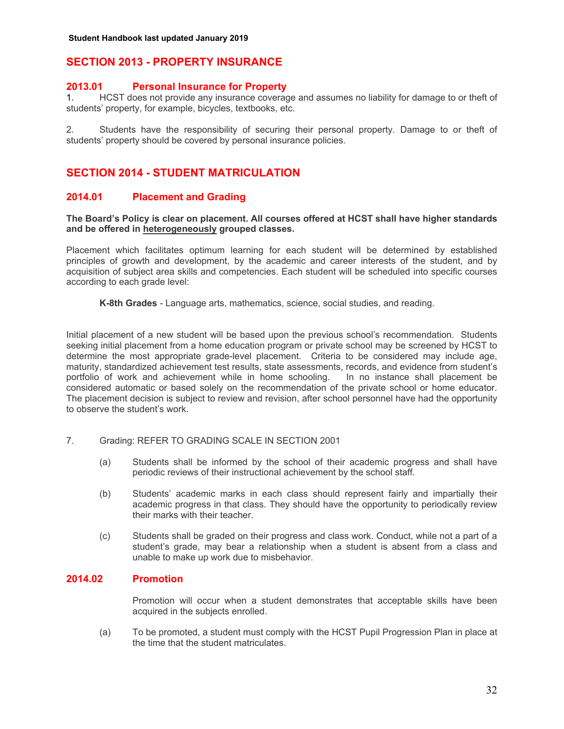## SECTION 2013 - PROPERTY INSURANCE

### 2013.01 Personal Insurance for Property

1. HCST does not provide any insurance coverage and assumes no liability for damage to or theft of students' property, for example, bicycles, textbooks, etc.

2. Students have the responsibility of securing their personal property. Damage to or theft of students' property should be covered by personal insurance policies.

## SECTION 2014 - STUDENT MATRICULATION

### 2014.01 Placement and Grading

**The Board's Policy is clear on placement. All courses offered at HCST shall have higher standards and be offered in <u>heterogeneously</u> grouped classes.**

Placement which facilitates optimum learning for each student will be determined by established principles of growth and development, by the academic and career interests of the student, and by acquisition of subject area skills and competencies. Each student will be scheduled into specific courses according to each grade level:

**K-8th Grades** - Language arts, mathematics, science, social studies, and reading.

Initial placement of a new student will be based upon the previous school's recommendation. Students seeking initial placement from a home education program or private school may be screened by HCST to determine the most appropriate grade-level placement. Criteria to be considered may include age, maturity, standardized achievement test results, state assessments, records, and evidence from student's portfolio of work and achievement while in home schooling. In no instance shall placement be considered automatic or based solely on the recommendation of the private school or home educator. The placement decision is subject to review and revision, after school personnel have had the opportunity to observe the student's work.

7. Grading: REFER TO GRADING SCALE IN SECTION 2001

   (a) Students shall be informed by the school of their academic progress and shall have periodic reviews of their instructional achievement by the school staff.

   (b) Students' academic marks in each class should represent fairly and impartially their academic progress in that class. They should have the opportunity to periodically review their marks with their teacher.

   (c) Students shall be graded on their progress and class work. Conduct, while not a part of a student's grade, may bear a relationship when a student is absent from a class and unable to make up work due to misbehavior.

### 2014.02 Promotion

Promotion will occur when a student demonstrates that acceptable skills have been acquired in the subjects enrolled.

(a) To be promoted, a student must comply with the HCST Pupil Progression Plan in place at the time that the student matriculates.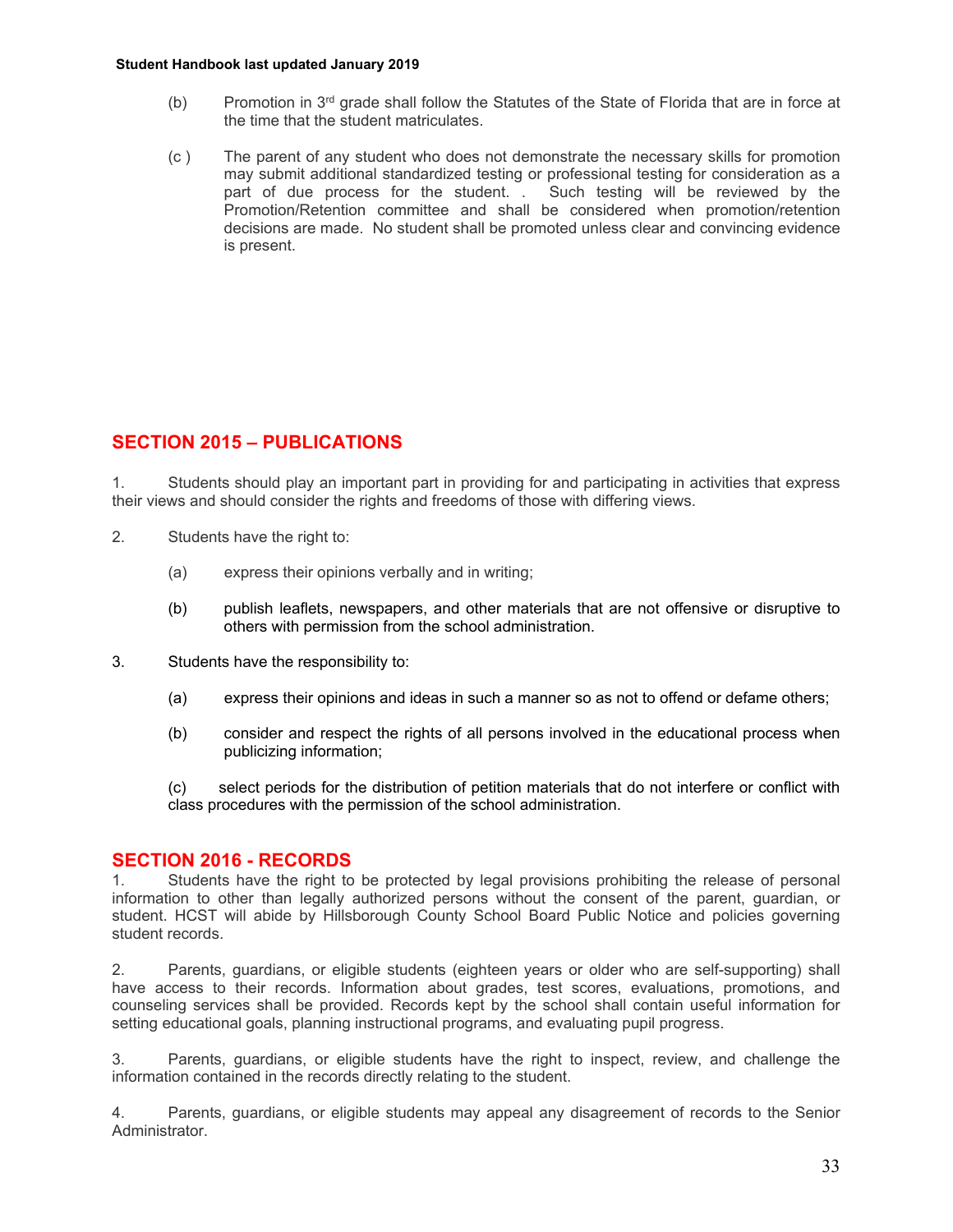(b) Promotion in 3rd grade shall follow the Statutes of the State of Florida that are in force at the time that the student matriculates.

(c ) The parent of any student who does not demonstrate the necessary skills for promotion may submit additional standardized testing or professional testing for consideration as a part of due process for the student. . Such testing will be reviewed by the Promotion/Retention committee and shall be considered when promotion/retention decisions are made. No student shall be promoted unless clear and convincing evidence is present.

## SECTION 2015 – PUBLICATIONS

1. Students should play an important part in providing for and participating in activities that express their views and should consider the rights and freedoms of those with differing views.

2. Students have the right to:

   (a) express their opinions verbally and in writing;

   (b) publish leaflets, newspapers, and other materials that are not offensive or disruptive to others with permission from the school administration.

3. Students have the responsibility to:

   (a) express their opinions and ideas in such a manner so as not to offend or defame others;

   (b) consider and respect the rights of all persons involved in the educational process when publicizing information;

   (c) select periods for the distribution of petition materials that do not interfere or conflict with class procedures with the permission of the school administration.

## SECTION 2016 - RECORDS

1. Students have the right to be protected by legal provisions prohibiting the release of personal information to other than legally authorized persons without the consent of the parent, guardian, or student. HCST will abide by Hillsborough County School Board Public Notice and policies governing student records.

2. Parents, guardians, or eligible students (eighteen years or older who are self-supporting) shall have access to their records. Information about grades, test scores, evaluations, promotions, and counseling services shall be provided. Records kept by the school shall contain useful information for setting educational goals, planning instructional programs, and evaluating pupil progress.

3. Parents, guardians, or eligible students have the right to inspect, review, and challenge the information contained in the records directly relating to the student.

4. Parents, guardians, or eligible students may appeal any disagreement of records to the Senior Administrator.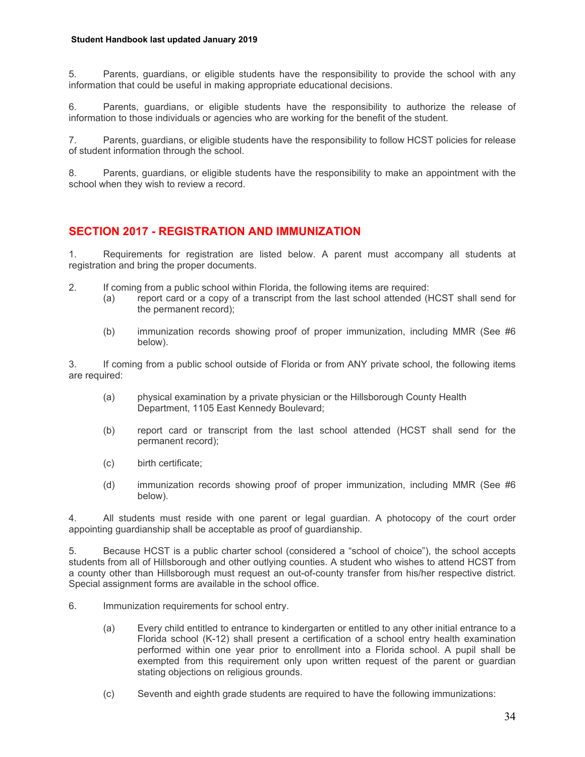5. Parents, guardians, or eligible students have the responsibility to provide the school with any information that could be useful in making appropriate educational decisions.

6. Parents, guardians, or eligible students have the responsibility to authorize the release of information to those individuals or agencies who are working for the benefit of the student.

7. Parents, guardians, or eligible students have the responsibility to follow HCST policies for release of student information through the school.

8. Parents, guardians, or eligible students have the responsibility to make an appointment with the school when they wish to review a record.

## SECTION 2017 - REGISTRATION AND IMMUNIZATION

1. Requirements for registration are listed below. A parent must accompany all students at registration and bring the proper documents.

2. If coming from a public school within Florida, the following items are required:
   - (a) report card or a copy of a transcript from the last school attended (HCST shall send for the permanent record);
   - (b) immunization records showing proof of proper immunization, including MMR (See #6 below).

3. If coming from a public school outside of Florida or from ANY private school, the following items are required:
   - (a) physical examination by a private physician or the Hillsborough County Health Department, 1105 East Kennedy Boulevard;
   - (b) report card or transcript from the last school attended (HCST shall send for the permanent record);
   - (c) birth certificate;
   - (d) immunization records showing proof of proper immunization, including MMR (See #6 below).

4. All students must reside with one parent or legal guardian. A photocopy of the court order appointing guardianship shall be acceptable as proof of guardianship.

5. Because HCST is a public charter school (considered a "school of choice"), the school accepts students from all of Hillsborough and other outlying counties. A student who wishes to attend HCST from a county other than Hillsborough must request an out-of-county transfer from his/her respective district. Special assignment forms are available in the school office.

6. Immunization requirements for school entry.
   - (a) Every child entitled to entrance to kindergarten or entitled to any other initial entrance to a Florida school (K-12) shall present a certification of a school entry health examination performed within one year prior to enrollment into a Florida school. A pupil shall be exempted from this requirement only upon written request of the parent or guardian stating objections on religious grounds.
   - (c) Seventh and eighth grade students are required to have the following immunizations: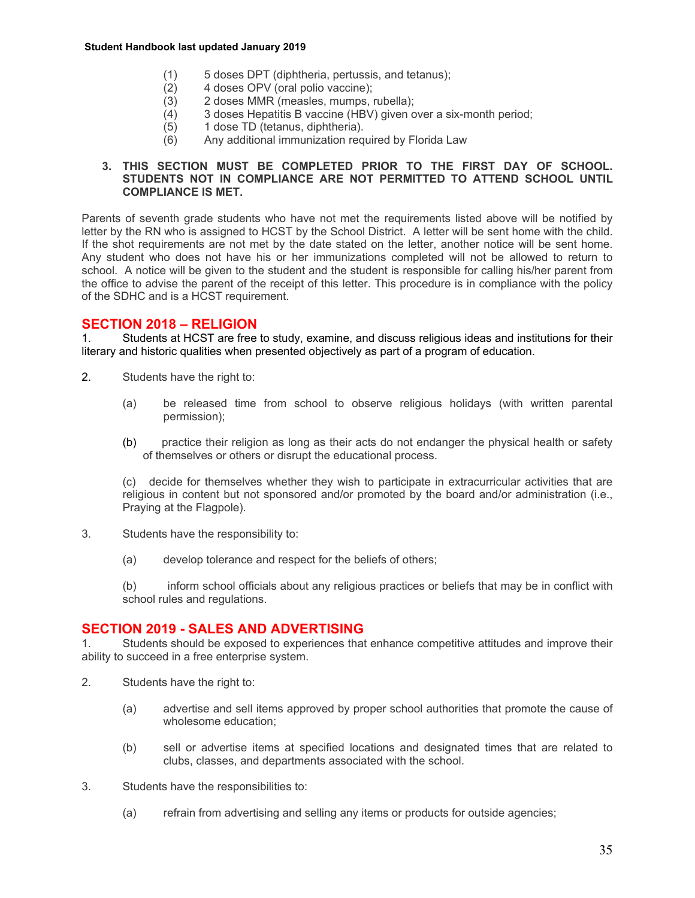(1) 5 doses DPT (diphtheria, pertussis, and tetanus);
(2) 4 doses OPV (oral polio vaccine);
(3) 2 doses MMR (measles, mumps, rubella);
(4) 3 doses Hepatitis B vaccine (HBV) given over a six-month period;
(5) 1 dose TD (tetanus, diphtheria).
(6) Any additional immunization required by Florida Law

**3. THIS SECTION MUST BE COMPLETED PRIOR TO THE FIRST DAY OF SCHOOL. STUDENTS NOT IN COMPLIANCE ARE NOT PERMITTED TO ATTEND SCHOOL UNTIL COMPLIANCE IS MET.**

Parents of seventh grade students who have not met the requirements listed above will be notified by letter by the RN who is assigned to HCST by the School District. A letter will be sent home with the child. If the shot requirements are not met by the date stated on the letter, another notice will be sent home. Any student who does not have his or her immunizations completed will not be allowed to return to school. A notice will be given to the student and the student is responsible for calling his/her parent from the office to advise the parent of the receipt of this letter. This procedure is in compliance with the policy of the SDHC and is a HCST requirement.

## SECTION 2018 – RELIGION

1. Students at HCST are free to study, examine, and discuss religious ideas and institutions for their literary and historic qualities when presented objectively as part of a program of education.

2. Students have the right to:

    (a) be released time from school to observe religious holidays (with written parental permission);

    (b) practice their religion as long as their acts do not endanger the physical health or safety of themselves or others or disrupt the educational process.

    (c) decide for themselves whether they wish to participate in extracurricular activities that are religious in content but not sponsored and/or promoted by the board and/or administration (i.e., Praying at the Flagpole).

3. Students have the responsibility to:

    (a) develop tolerance and respect for the beliefs of others;

    (b) inform school officials about any religious practices or beliefs that may be in conflict with school rules and regulations.

## SECTION 2019 - SALES AND ADVERTISING

1. Students should be exposed to experiences that enhance competitive attitudes and improve their ability to succeed in a free enterprise system.

2. Students have the right to:

    (a) advertise and sell items approved by proper school authorities that promote the cause of wholesome education;

    (b) sell or advertise items at specified locations and designated times that are related to clubs, classes, and departments associated with the school.

3. Students have the responsibilities to:

    (a) refrain from advertising and selling any items or products for outside agencies;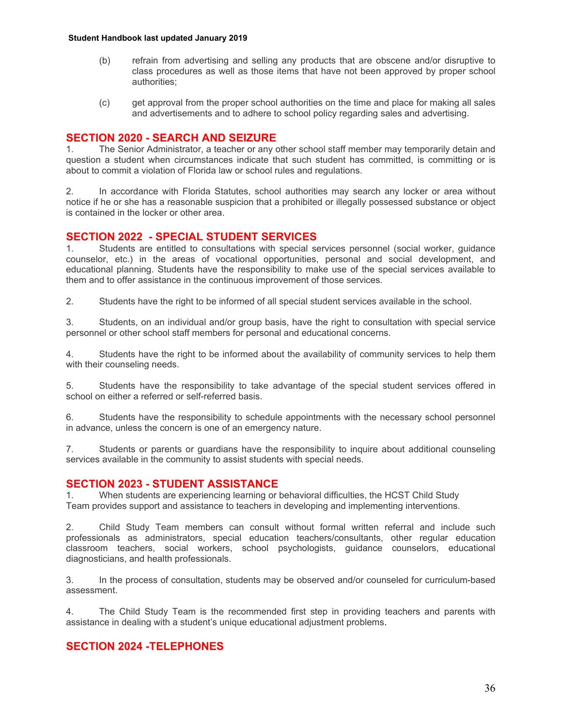(b) refrain from advertising and selling any products that are obscene and/or disruptive to class procedures as well as those items that have not been approved by proper school authorities;

(c) get approval from the proper school authorities on the time and place for making all sales and advertisements and to adhere to school policy regarding sales and advertising.

## SECTION 2020 - SEARCH AND SEIZURE

1. The Senior Administrator, a teacher or any other school staff member may temporarily detain and question a student when circumstances indicate that such student has committed, is committing or is about to commit a violation of Florida law or school rules and regulations.

2. In accordance with Florida Statutes, school authorities may search any locker or area without notice if he or she has a reasonable suspicion that a prohibited or illegally possessed substance or object is contained in the locker or other area.

## SECTION 2022 - SPECIAL STUDENT SERVICES

1. Students are entitled to consultations with special services personnel (social worker, guidance counselor, etc.) in the areas of vocational opportunities, personal and social development, and educational planning. Students have the responsibility to make use of the special services available to them and to offer assistance in the continuous improvement of those services.

2. Students have the right to be informed of all special student services available in the school.

3. Students, on an individual and/or group basis, have the right to consultation with special service personnel or other school staff members for personal and educational concerns.

4. Students have the right to be informed about the availability of community services to help them with their counseling needs.

5. Students have the responsibility to take advantage of the special student services offered in school on either a referred or self-referred basis.

6. Students have the responsibility to schedule appointments with the necessary school personnel in advance, unless the concern is one of an emergency nature.

7. Students or parents or guardians have the responsibility to inquire about additional counseling services available in the community to assist students with special needs.

## SECTION 2023 - STUDENT ASSISTANCE

1. When students are experiencing learning or behavioral difficulties, the HCST Child Study Team provides support and assistance to teachers in developing and implementing interventions.

2. Child Study Team members can consult without formal written referral and include such professionals as administrators, special education teachers/consultants, other regular education classroom teachers, social workers, school psychologists, guidance counselors, educational diagnosticians, and health professionals.

3. In the process of consultation, students may be observed and/or counseled for curriculum-based assessment.

4. The Child Study Team is the recommended first step in providing teachers and parents with assistance in dealing with a student's unique educational adjustment problems.

## SECTION 2024 -TELEPHONES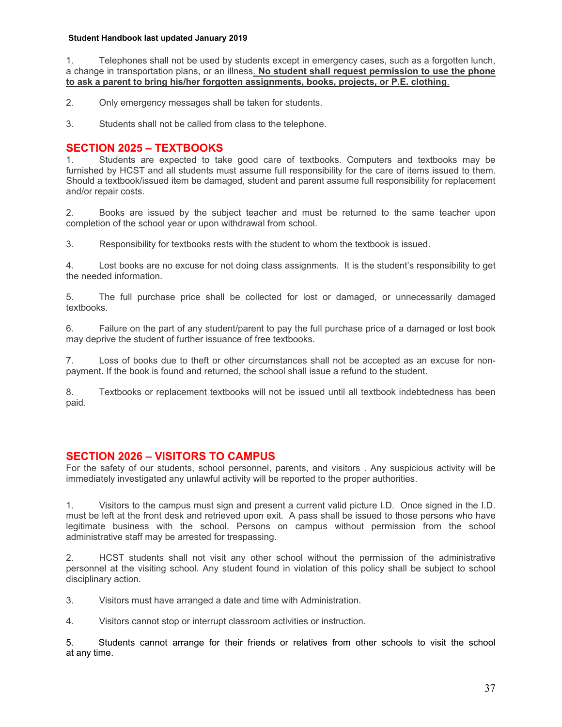1. Telephones shall not be used by students except in emergency cases, such as a forgotten lunch, a change in transportation plans, or an illness. **No student shall request permission to use the phone to ask a parent to bring his/her forgotten assignments, books, projects, or P.E. clothing**.

2. Only emergency messages shall be taken for students.

3. Students shall not be called from class to the telephone.

## SECTION 2025 – TEXTBOOKS

1. Students are expected to take good care of textbooks. Computers and textbooks may be furnished by HCST and all students must assume full responsibility for the care of items issued to them. Should a textbook/issued item be damaged, student and parent assume full responsibility for replacement and/or repair costs.

2. Books are issued by the subject teacher and must be returned to the same teacher upon completion of the school year or upon withdrawal from school.

3. Responsibility for textbooks rests with the student to whom the textbook is issued.

4. Lost books are no excuse for not doing class assignments. It is the student's responsibility to get the needed information.

5. The full purchase price shall be collected for lost or damaged, or unnecessarily damaged textbooks.

6. Failure on the part of any student/parent to pay the full purchase price of a damaged or lost book may deprive the student of further issuance of free textbooks.

7. Loss of books due to theft or other circumstances shall not be accepted as an excuse for non-payment. If the book is found and returned, the school shall issue a refund to the student.

8. Textbooks or replacement textbooks will not be issued until all textbook indebtedness has been paid.

## SECTION 2026 – VISITORS TO CAMPUS

For the safety of our students, school personnel, parents, and visitors . Any suspicious activity will be immediately investigated any unlawful activity will be reported to the proper authorities.

1. Visitors to the campus must sign and present a current valid picture I.D. Once signed in the I.D. must be left at the front desk and retrieved upon exit. A pass shall be issued to those persons who have legitimate business with the school. Persons on campus without permission from the school administrative staff may be arrested for trespassing.

2. HCST students shall not visit any other school without the permission of the administrative personnel at the visiting school. Any student found in violation of this policy shall be subject to school disciplinary action.

3. Visitors must have arranged a date and time with Administration.

4. Visitors cannot stop or interrupt classroom activities or instruction.

5. Students cannot arrange for their friends or relatives from other schools to visit the school at any time.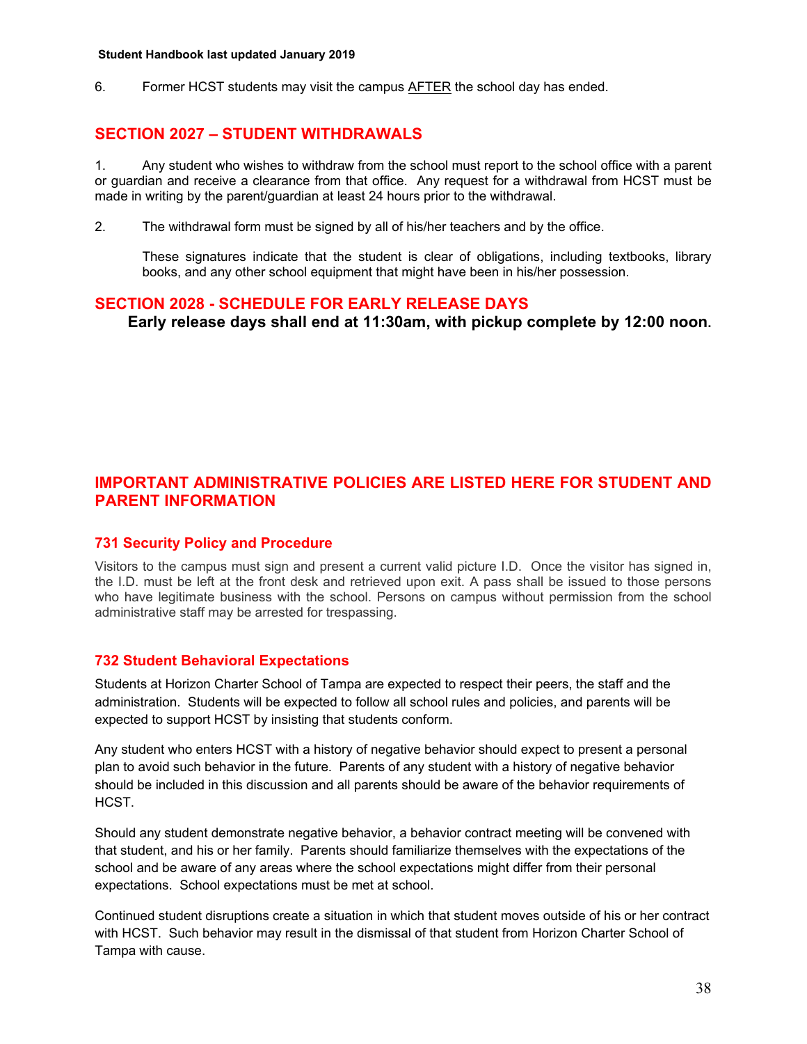6. Former HCST students may visit the campus AFTER the school day has ended.

## SECTION 2027 – STUDENT WITHDRAWALS

1. Any student who wishes to withdraw from the school must report to the school office with a parent or guardian and receive a clearance from that office. Any request for a withdrawal from HCST must be made in writing by the parent/guardian at least 24 hours prior to the withdrawal.

2. The withdrawal form must be signed by all of his/her teachers and by the office.

   These signatures indicate that the student is clear of obligations, including textbooks, library books, and any other school equipment that might have been in his/her possession.

## SECTION 2028 - SCHEDULE FOR EARLY RELEASE DAYS

**Early release days shall end at 11:30am, with pickup complete by 12:00 noon.**

## IMPORTANT ADMINISTRATIVE POLICIES ARE LISTED HERE FOR STUDENT AND PARENT INFORMATION

### 731 Security Policy and Procedure

Visitors to the campus must sign and present a current valid picture I.D. Once the visitor has signed in, the I.D. must be left at the front desk and retrieved upon exit. A pass shall be issued to those persons who have legitimate business with the school. Persons on campus without permission from the school administrative staff may be arrested for trespassing.

### 732 Student Behavioral Expectations

Students at Horizon Charter School of Tampa are expected to respect their peers, the staff and the administration. Students will be expected to follow all school rules and policies, and parents will be expected to support HCST by insisting that students conform.

Any student who enters HCST with a history of negative behavior should expect to present a personal plan to avoid such behavior in the future. Parents of any student with a history of negative behavior should be included in this discussion and all parents should be aware of the behavior requirements of HCST.

Should any student demonstrate negative behavior, a behavior contract meeting will be convened with that student, and his or her family. Parents should familiarize themselves with the expectations of the school and be aware of any areas where the school expectations might differ from their personal expectations. School expectations must be met at school.

Continued student disruptions create a situation in which that student moves outside of his or her contract with HCST. Such behavior may result in the dismissal of that student from Horizon Charter School of Tampa with cause.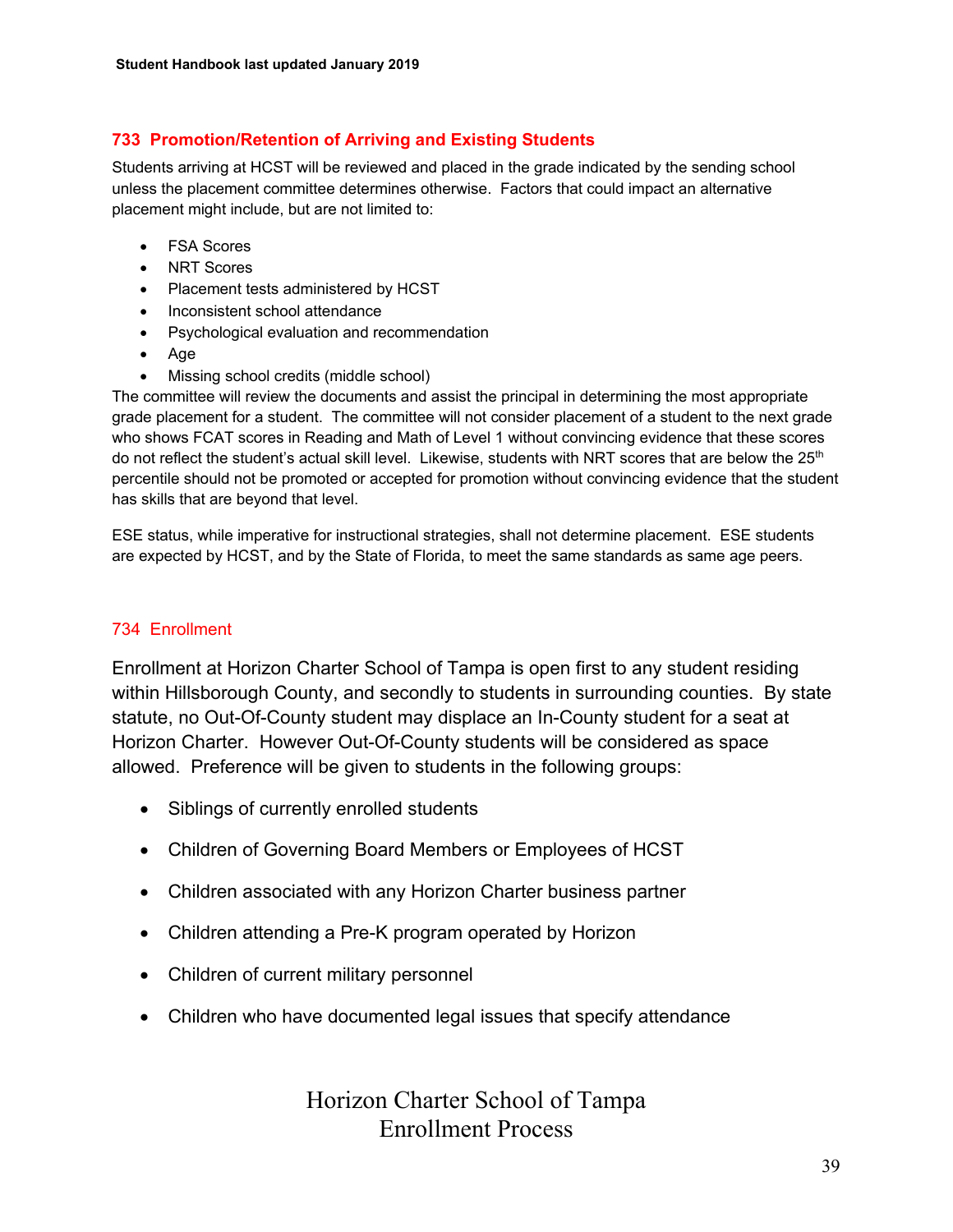## 733 Promotion/Retention of Arriving and Existing Students

Students arriving at HCST will be reviewed and placed in the grade indicated by the sending school unless the placement committee determines otherwise. Factors that could impact an alternative placement might include, but are not limited to:

- FSA Scores
- NRT Scores
- Placement tests administered by HCST
- Inconsistent school attendance
- Psychological evaluation and recommendation
- Age
- Missing school credits (middle school)

The committee will review the documents and assist the principal in determining the most appropriate grade placement for a student. The committee will not consider placement of a student to the next grade who shows FCAT scores in Reading and Math of Level 1 without convincing evidence that these scores do not reflect the student's actual skill level. Likewise, students with NRT scores that are below the 25th percentile should not be promoted or accepted for promotion without convincing evidence that the student has skills that are beyond that level.

ESE status, while imperative for instructional strategies, shall not determine placement. ESE students are expected by HCST, and by the State of Florida, to meet the same standards as same age peers.

## 734 Enrollment

Enrollment at Horizon Charter School of Tampa is open first to any student residing within Hillsborough County, and secondly to students in surrounding counties. By state statute, no Out-Of-County student may displace an In-County student for a seat at Horizon Charter. However Out-Of-County students will be considered as space allowed. Preference will be given to students in the following groups:

- Siblings of currently enrolled students
- Children of Governing Board Members or Employees of HCST
- Children associated with any Horizon Charter business partner
- Children attending a Pre-K program operated by Horizon
- Children of current military personnel
- Children who have documented legal issues that specify attendance

Horizon Charter School of Tampa
Enrollment Process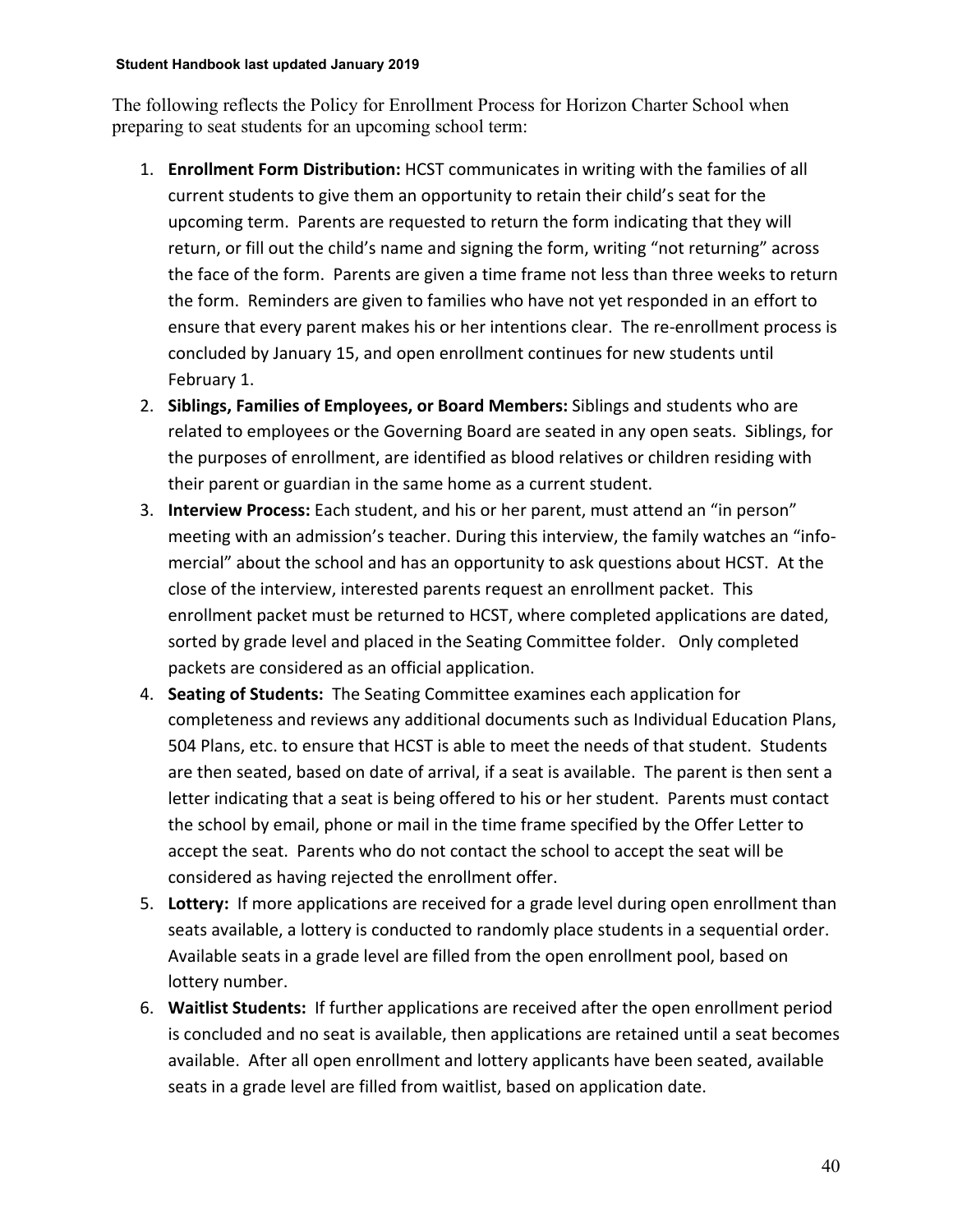The following reflects the Policy for Enrollment Process for Horizon Charter School when preparing to seat students for an upcoming school term:

1. **Enrollment Form Distribution:** HCST communicates in writing with the families of all current students to give them an opportunity to retain their child's seat for the upcoming term. Parents are requested to return the form indicating that they will return, or fill out the child's name and signing the form, writing "not returning" across the face of the form. Parents are given a time frame not less than three weeks to return the form. Reminders are given to families who have not yet responded in an effort to ensure that every parent makes his or her intentions clear. The re-enrollment process is concluded by January 15, and open enrollment continues for new students until February 1.
2. **Siblings, Families of Employees, or Board Members:** Siblings and students who are related to employees or the Governing Board are seated in any open seats. Siblings, for the purposes of enrollment, are identified as blood relatives or children residing with their parent or guardian in the same home as a current student.
3. **Interview Process:** Each student, and his or her parent, must attend an "in person" meeting with an admission's teacher. During this interview, the family watches an "info-mercial" about the school and has an opportunity to ask questions about HCST. At the close of the interview, interested parents request an enrollment packet. This enrollment packet must be returned to HCST, where completed applications are dated, sorted by grade level and placed in the Seating Committee folder. Only completed packets are considered as an official application.
4. **Seating of Students:** The Seating Committee examines each application for completeness and reviews any additional documents such as Individual Education Plans, 504 Plans, etc. to ensure that HCST is able to meet the needs of that student. Students are then seated, based on date of arrival, if a seat is available. The parent is then sent a letter indicating that a seat is being offered to his or her student. Parents must contact the school by email, phone or mail in the time frame specified by the Offer Letter to accept the seat. Parents who do not contact the school to accept the seat will be considered as having rejected the enrollment offer.
5. **Lottery:** If more applications are received for a grade level during open enrollment than seats available, a lottery is conducted to randomly place students in a sequential order. Available seats in a grade level are filled from the open enrollment pool, based on lottery number.
6. **Waitlist Students:** If further applications are received after the open enrollment period is concluded and no seat is available, then applications are retained until a seat becomes available. After all open enrollment and lottery applicants have been seated, available seats in a grade level are filled from waitlist, based on application date.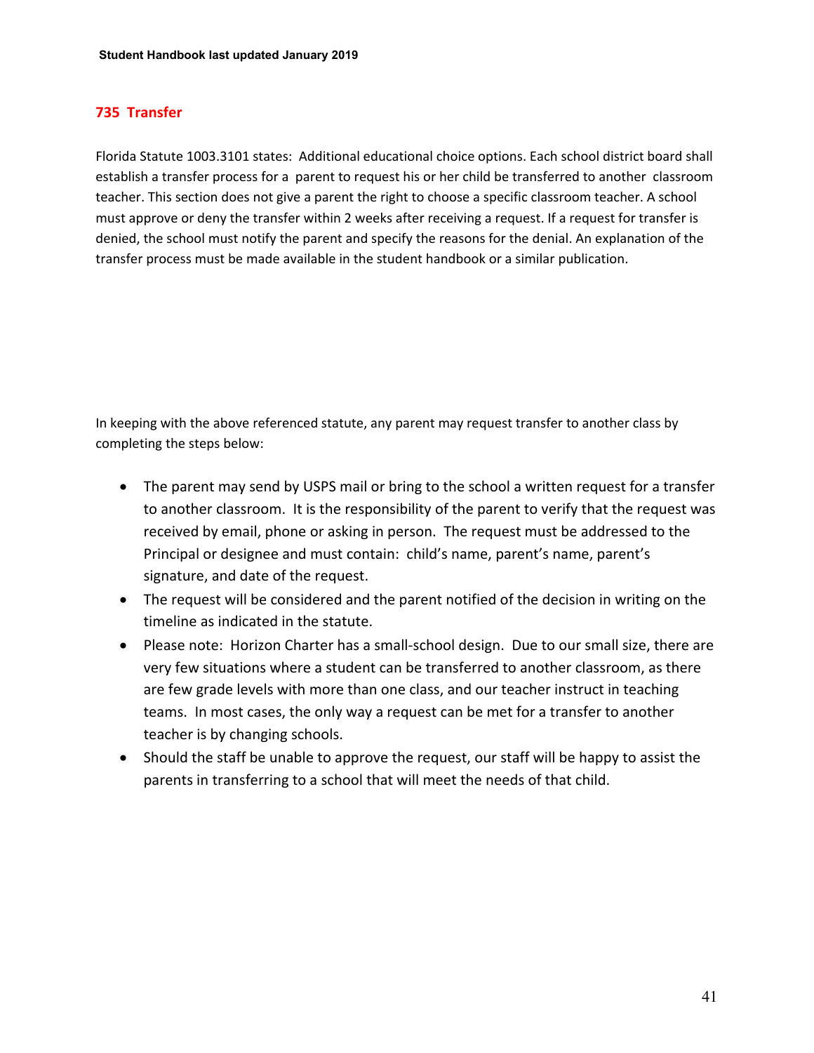## 735 Transfer

Florida Statute 1003.3101 states: Additional educational choice options. Each school district board shall establish a transfer process for a parent to request his or her child be transferred to another classroom teacher. This section does not give a parent the right to choose a specific classroom teacher. A school must approve or deny the transfer within 2 weeks after receiving a request. If a request for transfer is denied, the school must notify the parent and specify the reasons for the denial. An explanation of the transfer process must be made available in the student handbook or a similar publication.

In keeping with the above referenced statute, any parent may request transfer to another class by completing the steps below:

- The parent may send by USPS mail or bring to the school a written request for a transfer to another classroom. It is the responsibility of the parent to verify that the request was received by email, phone or asking in person. The request must be addressed to the Principal or designee and must contain: child's name, parent's name, parent's signature, and date of the request.
- The request will be considered and the parent notified of the decision in writing on the timeline as indicated in the statute.
- Please note: Horizon Charter has a small-school design. Due to our small size, there are very few situations where a student can be transferred to another classroom, as there are few grade levels with more than one class, and our teacher instruct in teaching teams. In most cases, the only way a request can be met for a transfer to another teacher is by changing schools.
- Should the staff be unable to approve the request, our staff will be happy to assist the parents in transferring to a school that will meet the needs of that child.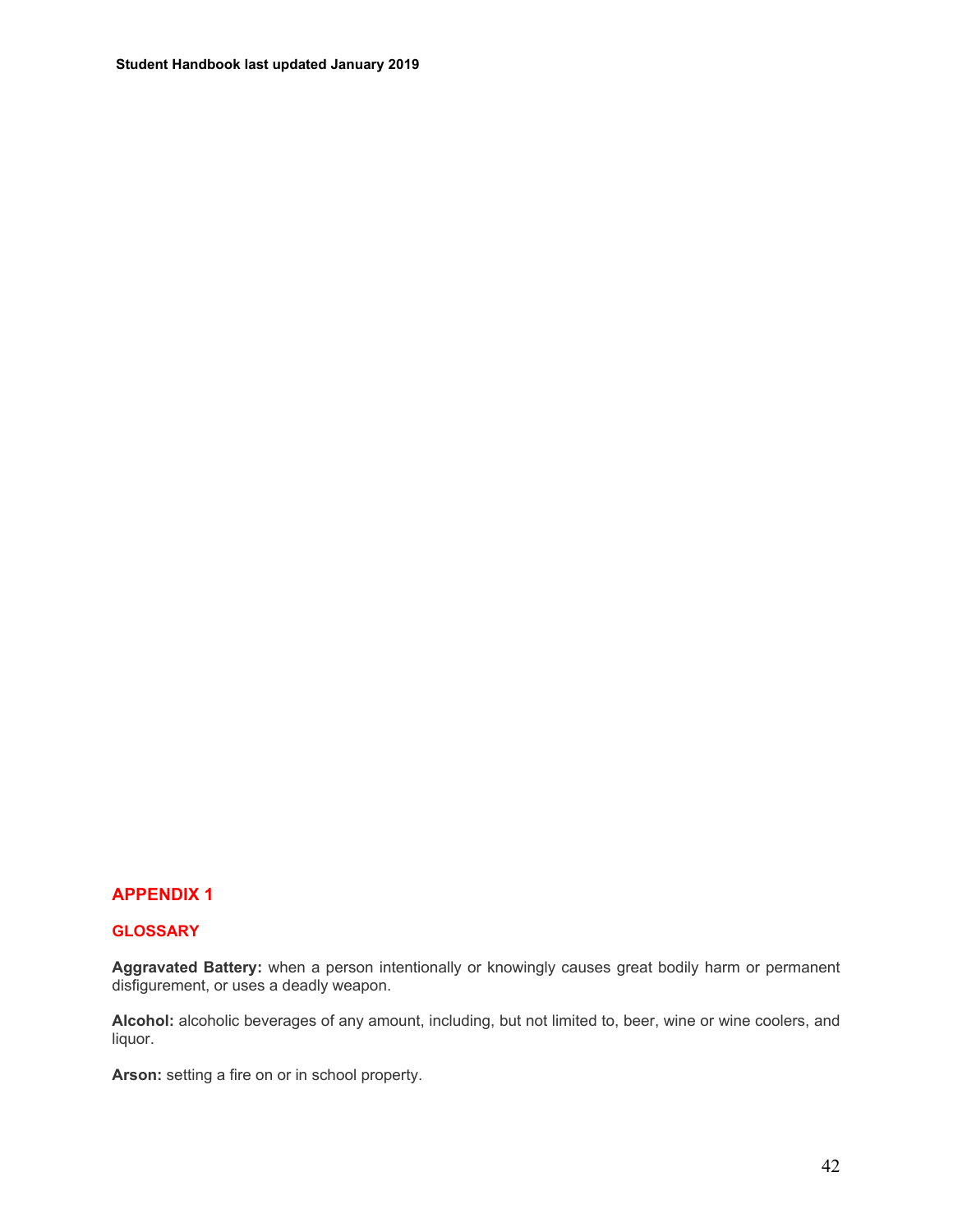## APPENDIX 1

### GLOSSARY

**Aggravated Battery:** when a person intentionally or knowingly causes great bodily harm or permanent disfigurement, or uses a deadly weapon.

**Alcohol:** alcoholic beverages of any amount, including, but not limited to, beer, wine or wine coolers, and liquor.

**Arson:** setting a fire on or in school property.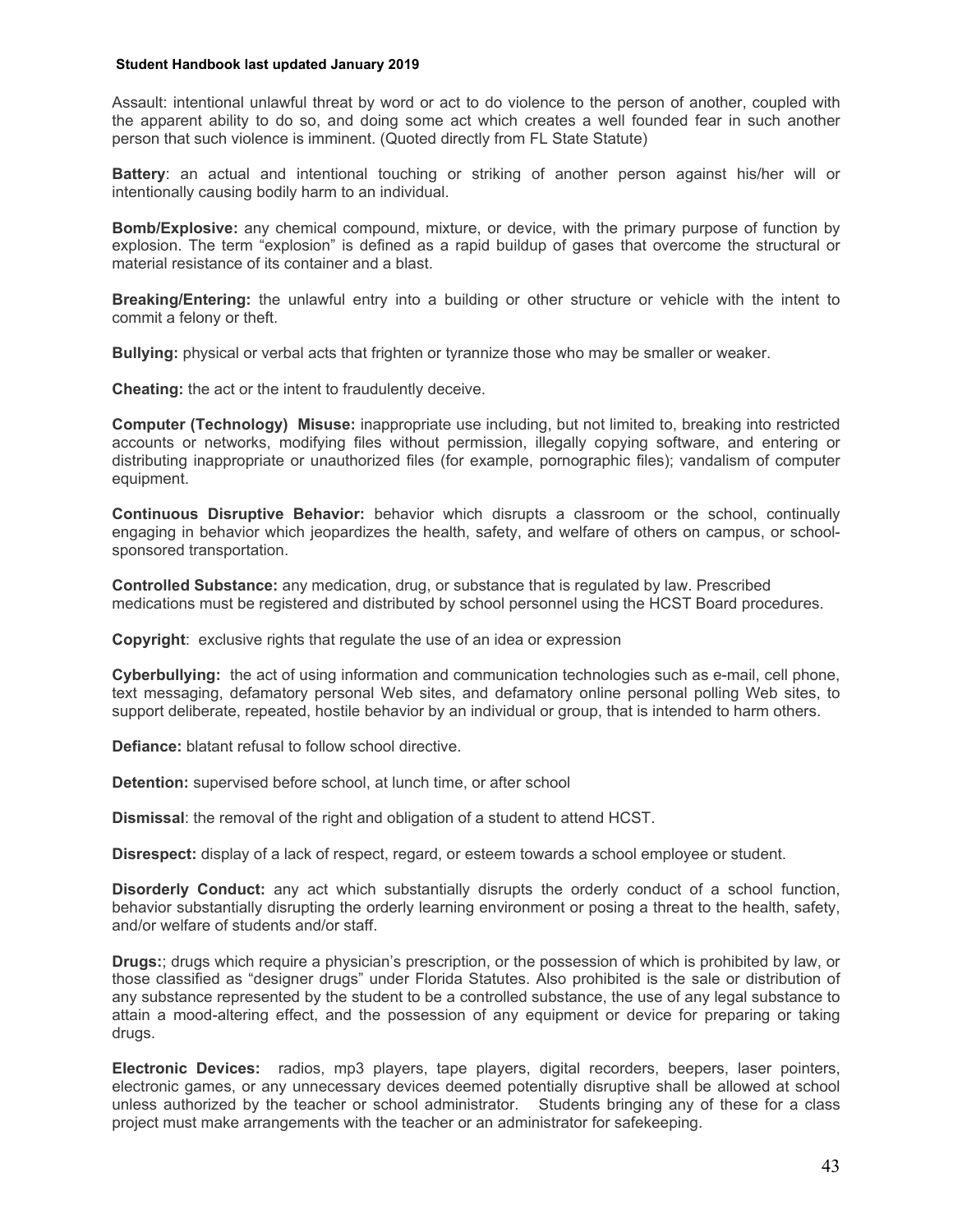Assault: intentional unlawful threat by word or act to do violence to the person of another, coupled with the apparent ability to do so, and doing some act which creates a well founded fear in such another person that such violence is imminent. (Quoted directly from FL State Statute)

**Battery**: an actual and intentional touching or striking of another person against his/her will or intentionally causing bodily harm to an individual.

**Bomb/Explosive:** any chemical compound, mixture, or device, with the primary purpose of function by explosion. The term "explosion" is defined as a rapid buildup of gases that overcome the structural or material resistance of its container and a blast.

**Breaking/Entering:** the unlawful entry into a building or other structure or vehicle with the intent to commit a felony or theft.

**Bullying:** physical or verbal acts that frighten or tyrannize those who may be smaller or weaker.

**Cheating:** the act or the intent to fraudulently deceive.

**Computer (Technology) Misuse:** inappropriate use including, but not limited to, breaking into restricted accounts or networks, modifying files without permission, illegally copying software, and entering or distributing inappropriate or unauthorized files (for example, pornographic files); vandalism of computer equipment.

**Continuous Disruptive Behavior:** behavior which disrupts a classroom or the school, continually engaging in behavior which jeopardizes the health, safety, and welfare of others on campus, or school-sponsored transportation.

**Controlled Substance:** any medication, drug, or substance that is regulated by law. Prescribed medications must be registered and distributed by school personnel using the HCST Board procedures.

**Copyright**: exclusive rights that regulate the use of an idea or expression

**Cyberbullying:** the act of using information and communication technologies such as e-mail, cell phone, text messaging, defamatory personal Web sites, and defamatory online personal polling Web sites, to support deliberate, repeated, hostile behavior by an individual or group, that is intended to harm others.

**Defiance:** blatant refusal to follow school directive.

**Detention:** supervised before school, at lunch time, or after school

**Dismissal**: the removal of the right and obligation of a student to attend HCST.

**Disrespect:** display of a lack of respect, regard, or esteem towards a school employee or student.

**Disorderly Conduct:** any act which substantially disrupts the orderly conduct of a school function, behavior substantially disrupting the orderly learning environment or posing a threat to the health, safety, and/or welfare of students and/or staff.

**Drugs:**; drugs which require a physician's prescription, or the possession of which is prohibited by law, or those classified as "designer drugs" under Florida Statutes. Also prohibited is the sale or distribution of any substance represented by the student to be a controlled substance, the use of any legal substance to attain a mood-altering effect, and the possession of any equipment or device for preparing or taking drugs.

**Electronic Devices:** radios, mp3 players, tape players, digital recorders, beepers, laser pointers, electronic games, or any unnecessary devices deemed potentially disruptive shall be allowed at school unless authorized by the teacher or school administrator. Students bringing any of these for a class project must make arrangements with the teacher or an administrator for safekeeping.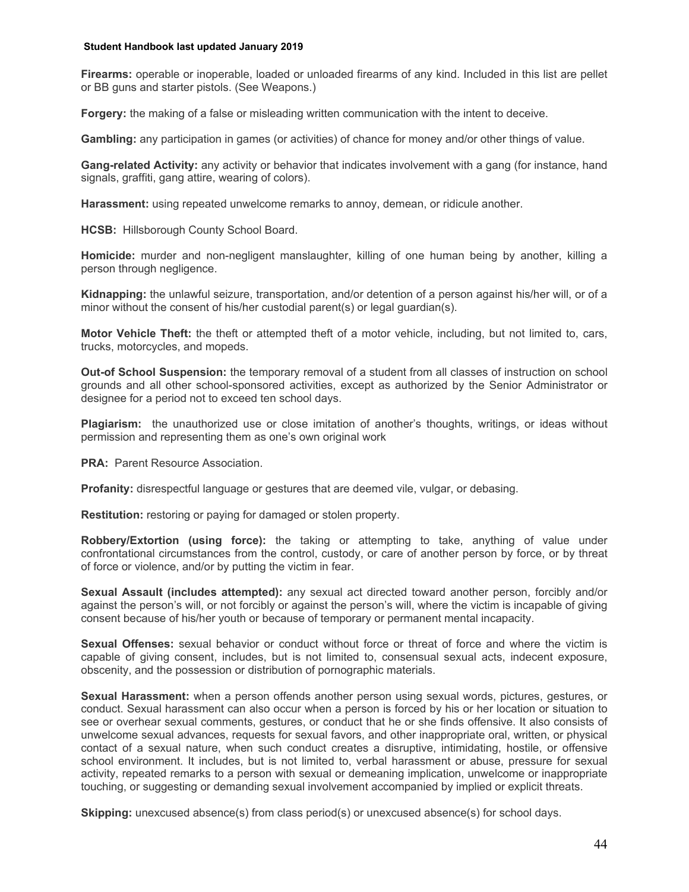**Firearms:** operable or inoperable, loaded or unloaded firearms of any kind. Included in this list are pellet or BB guns and starter pistols. (See Weapons.)

**Forgery:** the making of a false or misleading written communication with the intent to deceive.

**Gambling:** any participation in games (or activities) of chance for money and/or other things of value.

**Gang-related Activity:** any activity or behavior that indicates involvement with a gang (for instance, hand signals, graffiti, gang attire, wearing of colors).

**Harassment:** using repeated unwelcome remarks to annoy, demean, or ridicule another.

**HCSB:** Hillsborough County School Board.

**Homicide:** murder and non-negligent manslaughter, killing of one human being by another, killing a person through negligence.

**Kidnapping:** the unlawful seizure, transportation, and/or detention of a person against his/her will, or of a minor without the consent of his/her custodial parent(s) or legal guardian(s).

**Motor Vehicle Theft:** the theft or attempted theft of a motor vehicle, including, but not limited to, cars, trucks, motorcycles, and mopeds.

**Out-of School Suspension:** the temporary removal of a student from all classes of instruction on school grounds and all other school-sponsored activities, except as authorized by the Senior Administrator or designee for a period not to exceed ten school days.

**Plagiarism:** the unauthorized use or close imitation of another's thoughts, writings, or ideas without permission and representing them as one's own original work

**PRA:** Parent Resource Association.

**Profanity:** disrespectful language or gestures that are deemed vile, vulgar, or debasing.

**Restitution:** restoring or paying for damaged or stolen property.

**Robbery/Extortion (using force):** the taking or attempting to take, anything of value under confrontational circumstances from the control, custody, or care of another person by force, or by threat of force or violence, and/or by putting the victim in fear.

**Sexual Assault (includes attempted):** any sexual act directed toward another person, forcibly and/or against the person's will, or not forcibly or against the person's will, where the victim is incapable of giving consent because of his/her youth or because of temporary or permanent mental incapacity.

**Sexual Offenses:** sexual behavior or conduct without force or threat of force and where the victim is capable of giving consent, includes, but is not limited to, consensual sexual acts, indecent exposure, obscenity, and the possession or distribution of pornographic materials.

**Sexual Harassment:** when a person offends another person using sexual words, pictures, gestures, or conduct. Sexual harassment can also occur when a person is forced by his or her location or situation to see or overhear sexual comments, gestures, or conduct that he or she finds offensive. It also consists of unwelcome sexual advances, requests for sexual favors, and other inappropriate oral, written, or physical contact of a sexual nature, when such conduct creates a disruptive, intimidating, hostile, or offensive school environment. It includes, but is not limited to, verbal harassment or abuse, pressure for sexual activity, repeated remarks to a person with sexual or demeaning implication, unwelcome or inappropriate touching, or suggesting or demanding sexual involvement accompanied by implied or explicit threats.

**Skipping:** unexcused absence(s) from class period(s) or unexcused absence(s) for school days.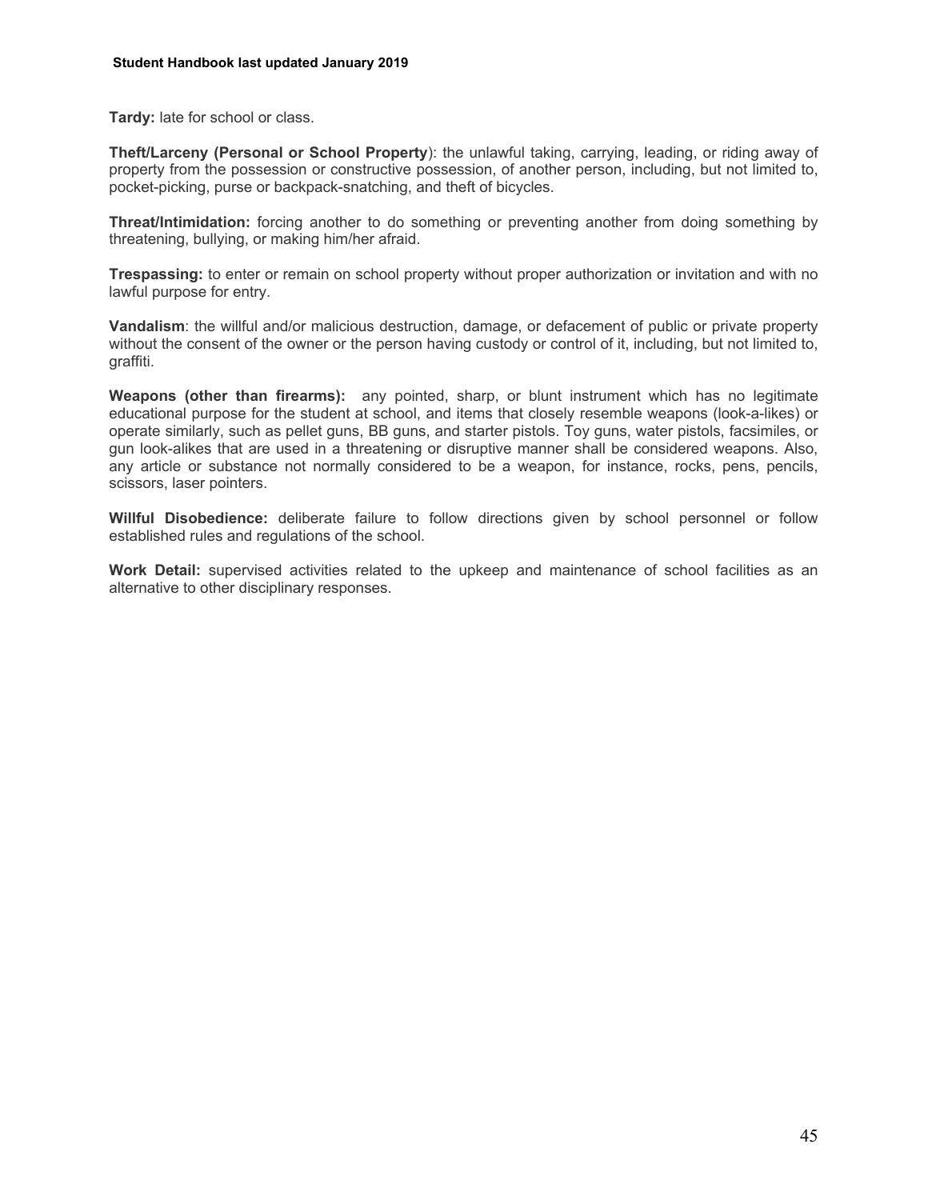**Tardy:** late for school or class.

**Theft/Larceny (Personal or School Property**): the unlawful taking, carrying, leading, or riding away of property from the possession or constructive possession, of another person, including, but not limited to, pocket-picking, purse or backpack-snatching, and theft of bicycles.

**Threat/Intimidation:** forcing another to do something or preventing another from doing something by threatening, bullying, or making him/her afraid.

**Trespassing:** to enter or remain on school property without proper authorization or invitation and with no lawful purpose for entry.

**Vandalism**: the willful and/or malicious destruction, damage, or defacement of public or private property without the consent of the owner or the person having custody or control of it, including, but not limited to, graffiti.

**Weapons (other than firearms):** any pointed, sharp, or blunt instrument which has no legitimate educational purpose for the student at school, and items that closely resemble weapons (look-a-likes) or operate similarly, such as pellet guns, BB guns, and starter pistols. Toy guns, water pistols, facsimiles, or gun look-alikes that are used in a threatening or disruptive manner shall be considered weapons. Also, any article or substance not normally considered to be a weapon, for instance, rocks, pens, pencils, scissors, laser pointers.

**Willful Disobedience:** deliberate failure to follow directions given by school personnel or follow established rules and regulations of the school.

**Work Detail:** supervised activities related to the upkeep and maintenance of school facilities as an alternative to other disciplinary responses.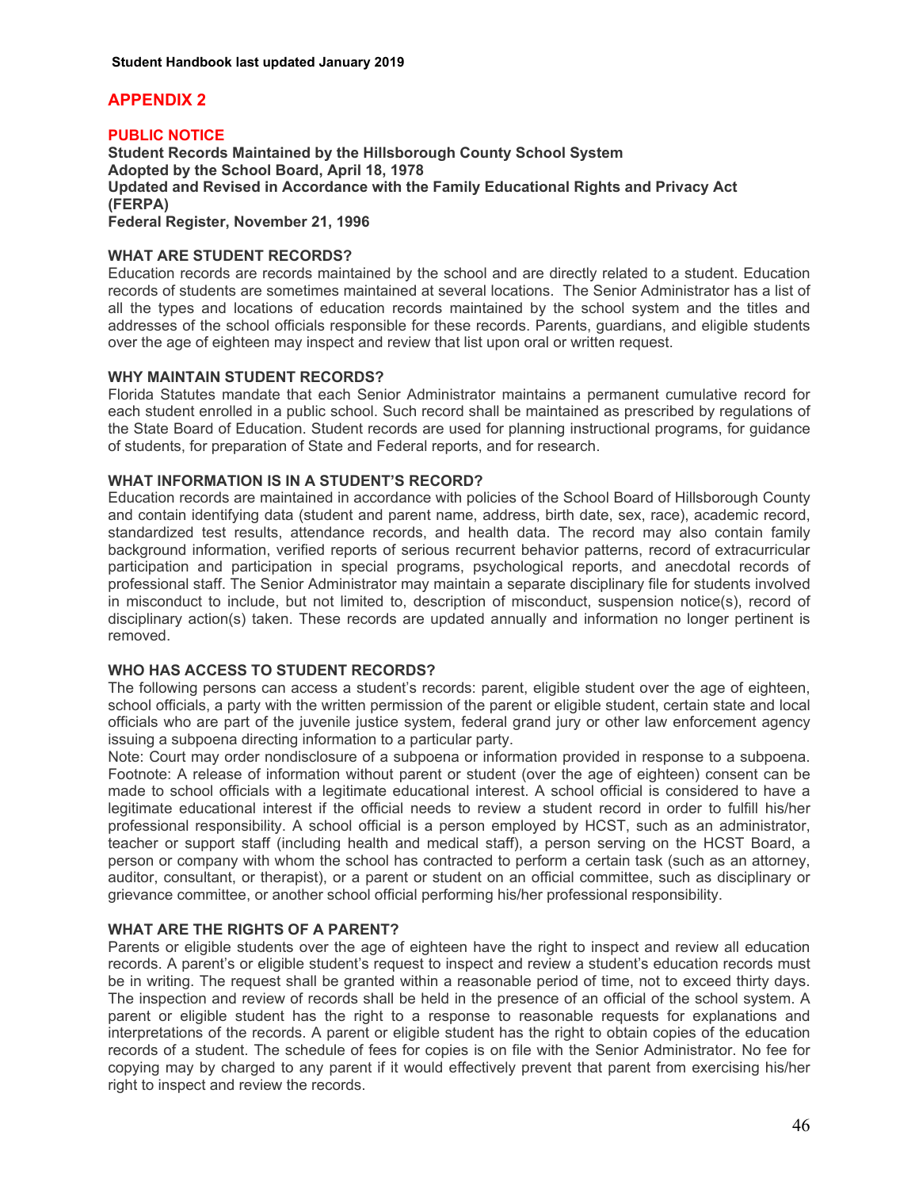## APPENDIX 2

### PUBLIC NOTICE

**Student Records Maintained by the Hillsborough County School System**
**Adopted by the School Board, April 18, 1978**
**Updated and Revised in Accordance with the Family Educational Rights and Privacy Act (FERPA)**
**Federal Register, November 21, 1996**

#### WHAT ARE STUDENT RECORDS?

Education records are records maintained by the school and are directly related to a student. Education records of students are sometimes maintained at several locations. The Senior Administrator has a list of all the types and locations of education records maintained by the school system and the titles and addresses of the school officials responsible for these records. Parents, guardians, and eligible students over the age of eighteen may inspect and review that list upon oral or written request.

#### WHY MAINTAIN STUDENT RECORDS?

Florida Statutes mandate that each Senior Administrator maintains a permanent cumulative record for each student enrolled in a public school. Such record shall be maintained as prescribed by regulations of the State Board of Education. Student records are used for planning instructional programs, for guidance of students, for preparation of State and Federal reports, and for research.

#### WHAT INFORMATION IS IN A STUDENT'S RECORD?

Education records are maintained in accordance with policies of the School Board of Hillsborough County and contain identifying data (student and parent name, address, birth date, sex, race), academic record, standardized test results, attendance records, and health data. The record may also contain family background information, verified reports of serious recurrent behavior patterns, record of extracurricular participation and participation in special programs, psychological reports, and anecdotal records of professional staff. The Senior Administrator may maintain a separate disciplinary file for students involved in misconduct to include, but not limited to, description of misconduct, suspension notice(s), record of disciplinary action(s) taken. These records are updated annually and information no longer pertinent is removed.

#### WHO HAS ACCESS TO STUDENT RECORDS?

The following persons can access a student's records: parent, eligible student over the age of eighteen, school officials, a party with the written permission of the parent or eligible student, certain state and local officials who are part of the juvenile justice system, federal grand jury or other law enforcement agency issuing a subpoena directing information to a particular party.

Note: Court may order nondisclosure of a subpoena or information provided in response to a subpoena.

Footnote: A release of information without parent or student (over the age of eighteen) consent can be made to school officials with a legitimate educational interest. A school official is considered to have a legitimate educational interest if the official needs to review a student record in order to fulfill his/her professional responsibility. A school official is a person employed by HCST, such as an administrator, teacher or support staff (including health and medical staff), a person serving on the HCST Board, a person or company with whom the school has contracted to perform a certain task (such as an attorney, auditor, consultant, or therapist), or a parent or student on an official committee, such as disciplinary or grievance committee, or another school official performing his/her professional responsibility.

#### WHAT ARE THE RIGHTS OF A PARENT?

Parents or eligible students over the age of eighteen have the right to inspect and review all education records. A parent's or eligible student's request to inspect and review a student's education records must be in writing. The request shall be granted within a reasonable period of time, not to exceed thirty days. The inspection and review of records shall be held in the presence of an official of the school system. A parent or eligible student has the right to a response to reasonable requests for explanations and interpretations of the records. A parent or eligible student has the right to obtain copies of the education records of a student. The schedule of fees for copies is on file with the Senior Administrator. No fee for copying may by charged to any parent if it would effectively prevent that parent from exercising his/her right to inspect and review the records.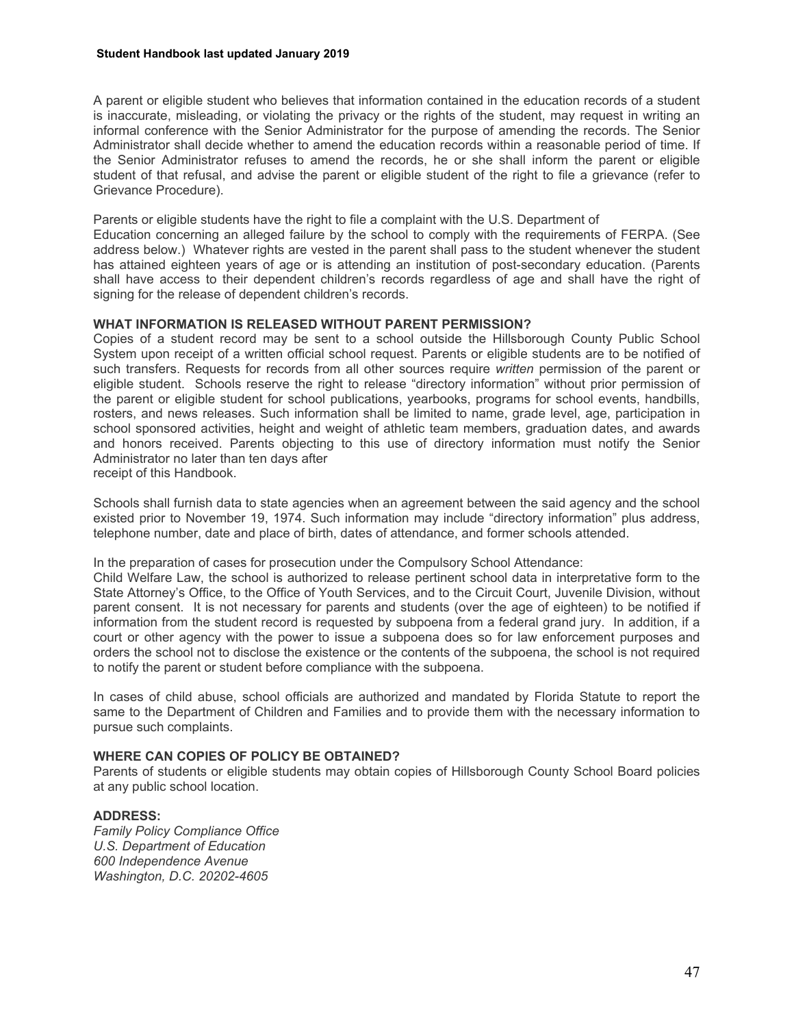A parent or eligible student who believes that information contained in the education records of a student is inaccurate, misleading, or violating the privacy or the rights of the student, may request in writing an informal conference with the Senior Administrator for the purpose of amending the records. The Senior Administrator shall decide whether to amend the education records within a reasonable period of time. If the Senior Administrator refuses to amend the records, he or she shall inform the parent or eligible student of that refusal, and advise the parent or eligible student of the right to file a grievance (refer to Grievance Procedure).

Parents or eligible students have the right to file a complaint with the U.S. Department of Education concerning an alleged failure by the school to comply with the requirements of FERPA. (See address below.) Whatever rights are vested in the parent shall pass to the student whenever the student has attained eighteen years of age or is attending an institution of post-secondary education. (Parents shall have access to their dependent children's records regardless of age and shall have the right of signing for the release of dependent children's records.

**WHAT INFORMATION IS RELEASED WITHOUT PARENT PERMISSION?**

Copies of a student record may be sent to a school outside the Hillsborough County Public School System upon receipt of a written official school request. Parents or eligible students are to be notified of such transfers. Requests for records from all other sources require *written* permission of the parent or eligible student. Schools reserve the right to release "directory information" without prior permission of the parent or eligible student for school publications, yearbooks, programs for school events, handbills, rosters, and news releases. Such information shall be limited to name, grade level, age, participation in school sponsored activities, height and weight of athletic team members, graduation dates, and awards and honors received. Parents objecting to this use of directory information must notify the Senior Administrator no later than ten days after receipt of this Handbook.

Schools shall furnish data to state agencies when an agreement between the said agency and the school existed prior to November 19, 1974. Such information may include "directory information" plus address, telephone number, date and place of birth, dates of attendance, and former schools attended.

In the preparation of cases for prosecution under the Compulsory School Attendance:

Child Welfare Law, the school is authorized to release pertinent school data in interpretative form to the State Attorney's Office, to the Office of Youth Services, and to the Circuit Court, Juvenile Division, without parent consent. It is not necessary for parents and students (over the age of eighteen) to be notified if information from the student record is requested by subpoena from a federal grand jury. In addition, if a court or other agency with the power to issue a subpoena does so for law enforcement purposes and orders the school not to disclose the existence or the contents of the subpoena, the school is not required to notify the parent or student before compliance with the subpoena.

In cases of child abuse, school officials are authorized and mandated by Florida Statute to report the same to the Department of Children and Families and to provide them with the necessary information to pursue such complaints.

**WHERE CAN COPIES OF POLICY BE OBTAINED?**

Parents of students or eligible students may obtain copies of Hillsborough County School Board policies at any public school location.

**ADDRESS:**

*Family Policy Compliance Office*
*U.S. Department of Education*
*600 Independence Avenue*
*Washington, D.C. 20202-4605*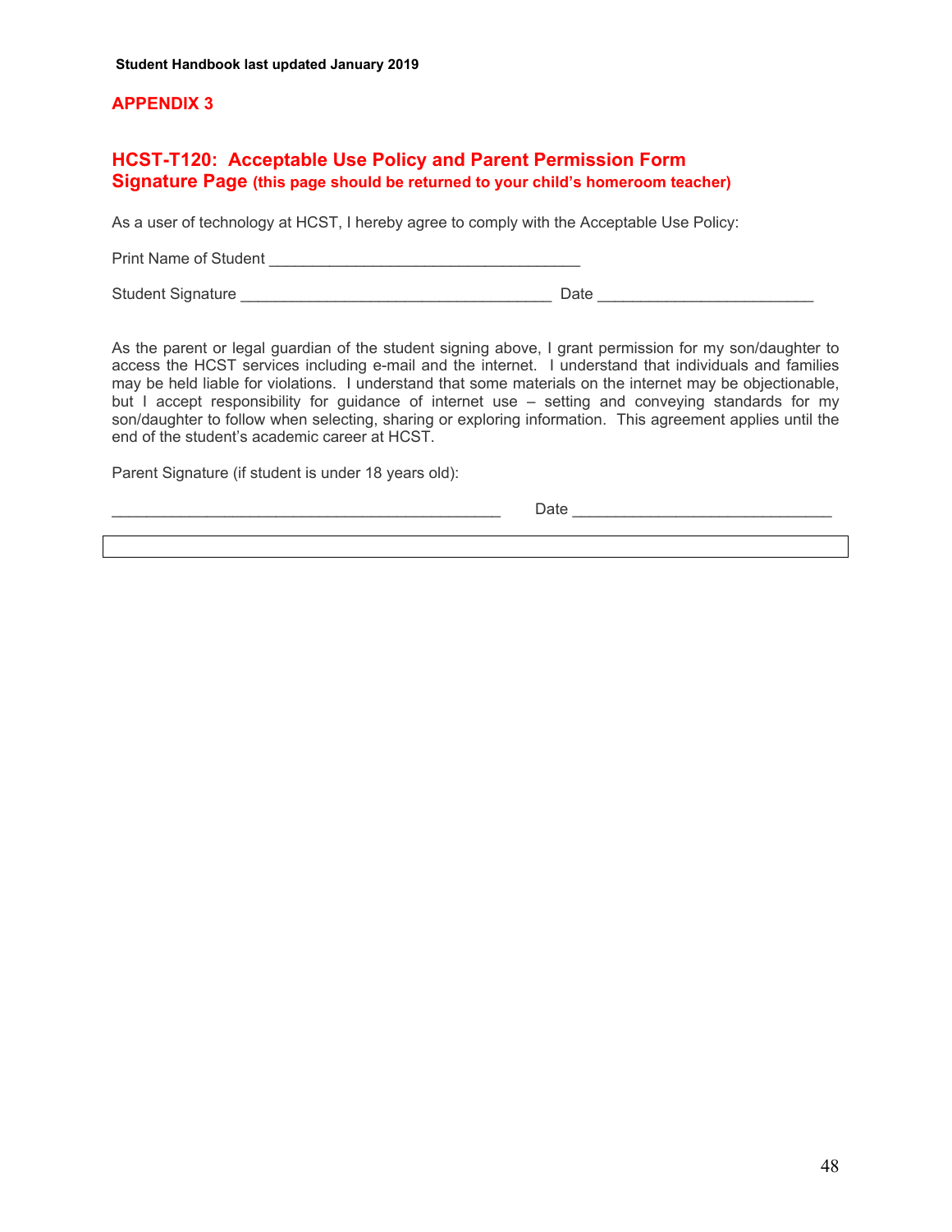## APPENDIX 3

## HCST-T120: Acceptable Use Policy and Parent Permission Form

**Signature Page (this page should be returned to your child's homeroom teacher)**

As a user of technology at HCST, I hereby agree to comply with the Acceptable Use Policy:

Print Name of Student ___________________________________

Student Signature ___________________________________ Date ________________________

As the parent or legal guardian of the student signing above, I grant permission for my son/daughter to access the HCST services including e-mail and the internet. I understand that individuals and families may be held liable for violations. I understand that some materials on the internet may be objectionable, but I accept responsibility for guidance of internet use – setting and conveying standards for my son/daughter to follow when selecting, sharing or exploring information. This agreement applies until the end of the student's academic career at HCST.

Parent Signature (if student is under 18 years old):

_____________________________________________ Date _____________________________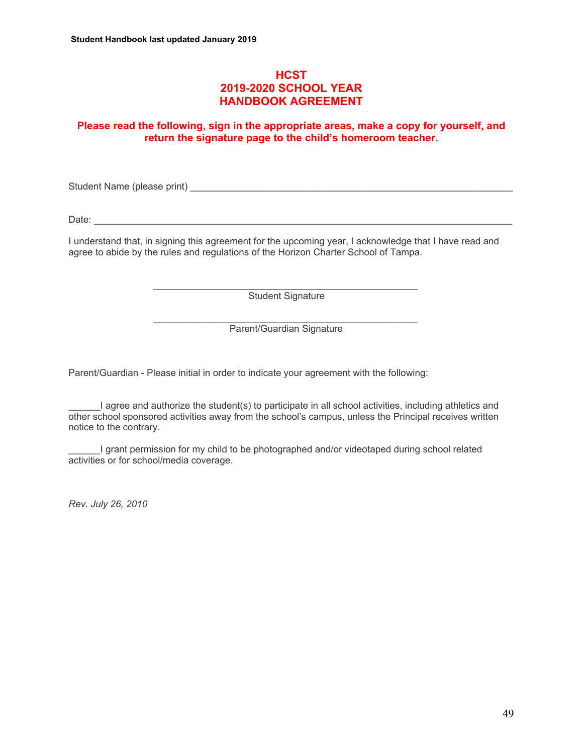# HCST
# 2019-2020 SCHOOL YEAR
# HANDBOOK AGREEMENT

**Please read the following, sign in the appropriate areas, make a copy for yourself, and return the signature page to the child's homeroom teacher.**

Student Name (please print) _______________________________________________________________

Date: ___________________________________________________________________________________

I understand that, in signing this agreement for the upcoming year, I acknowledge that I have read and agree to abide by the rules and regulations of the Horizon Charter School of Tampa.

_________________________________________________
Student Signature

_________________________________________________
Parent/Guardian Signature

Parent/Guardian - Please initial in order to indicate your agreement with the following:

______I agree and authorize the student(s) to participate in all school activities, including athletics and other school sponsored activities away from the school's campus, unless the Principal receives written notice to the contrary.

______I grant permission for my child to be photographed and/or videotaped during school related activities or for school/media coverage.

*Rev. July 26, 2010*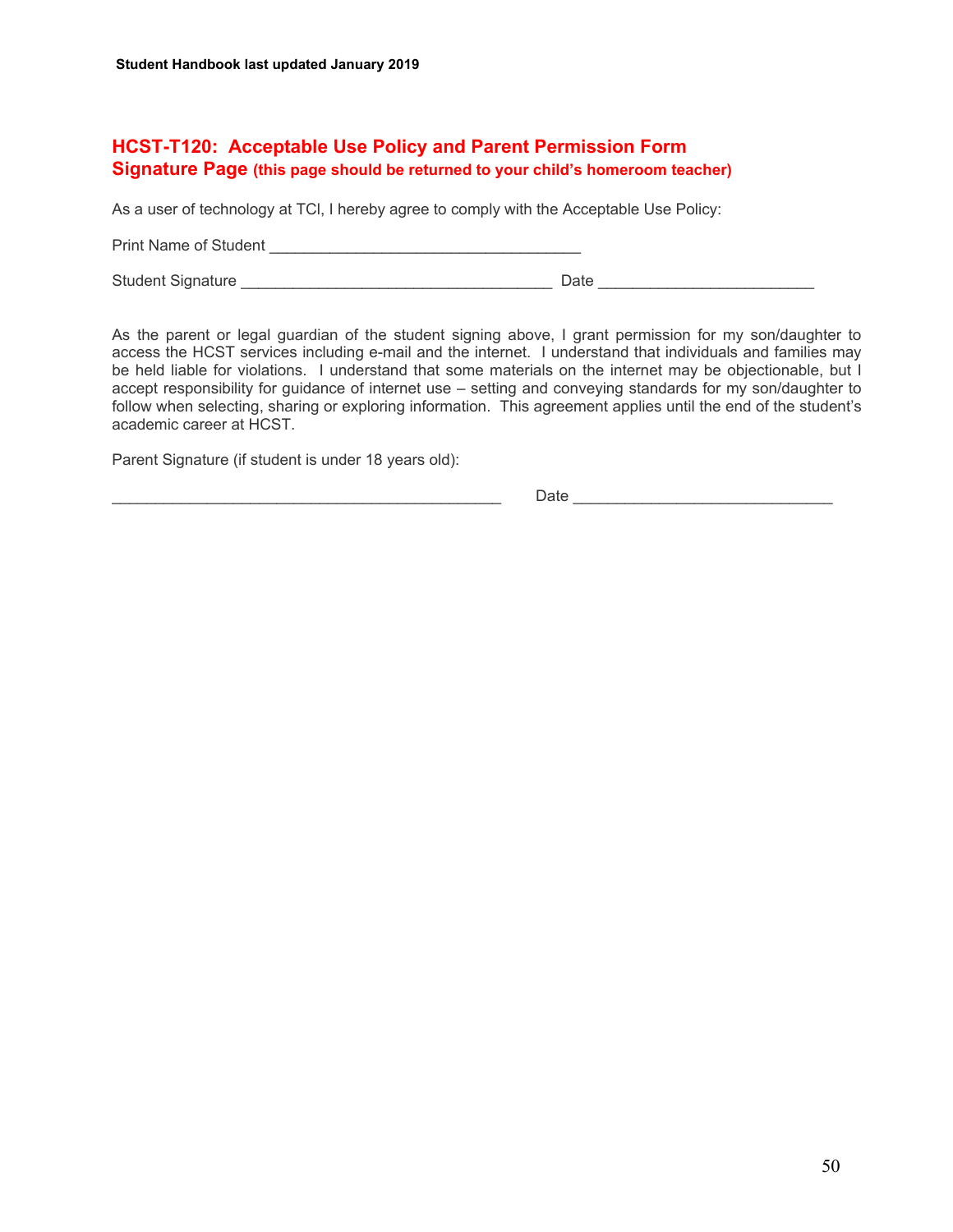## HCST-T120: Acceptable Use Policy and Parent Permission Form
## Signature Page (this page should be returned to your child's homeroom teacher)

As a user of technology at TCI, I hereby agree to comply with the Acceptable Use Policy:

Print Name of Student ___________________________________

Student Signature ___________________________________ Date ________________________

As the parent or legal guardian of the student signing above, I grant permission for my son/daughter to access the HCST services including e-mail and the internet. I understand that individuals and families may be held liable for violations. I understand that some materials on the internet may be objectionable, but I accept responsibility for guidance of internet use – setting and conveying standards for my son/daughter to follow when selecting, sharing or exploring information. This agreement applies until the end of the student's academic career at HCST.

Parent Signature (if student is under 18 years old):

____________________________________________ Date _____________________________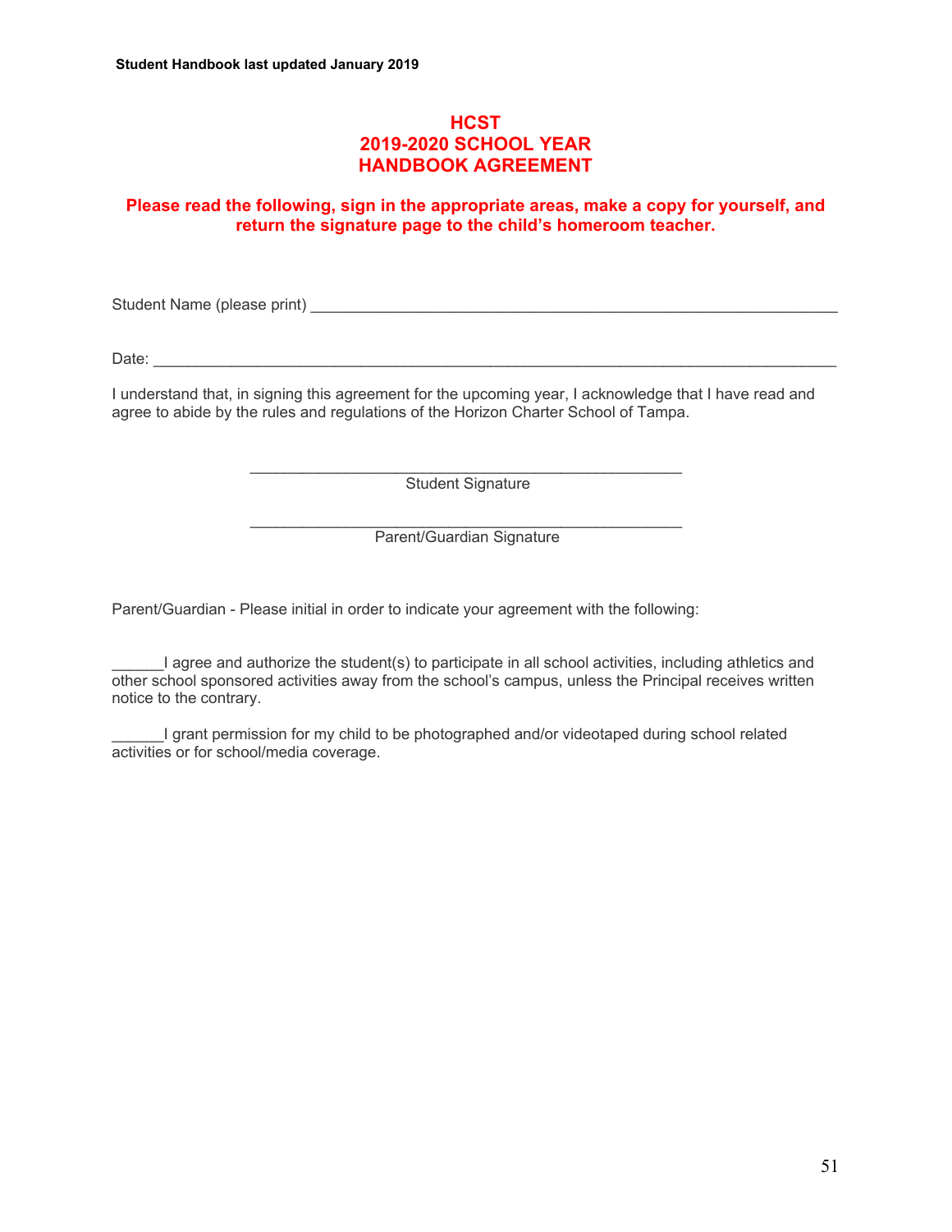# HCST
# 2019-2020 SCHOOL YEAR
# HANDBOOK AGREEMENT

**Please read the following, sign in the appropriate areas, make a copy for yourself, and return the signature page to the child's homeroom teacher.**

Student Name (please print) _______________________________________________________________

Date: _________________________________________________________________________________

I understand that, in signing this agreement for the upcoming year, I acknowledge that I have read and agree to abide by the rules and regulations of the Horizon Charter School of Tampa.

__________________________________________________
Student Signature

__________________________________________________
Parent/Guardian Signature

Parent/Guardian - Please initial in order to indicate your agreement with the following:

______I agree and authorize the student(s) to participate in all school activities, including athletics and other school sponsored activities away from the school's campus, unless the Principal receives written notice to the contrary.

______I grant permission for my child to be photographed and/or videotaped during school related activities or for school/media coverage.